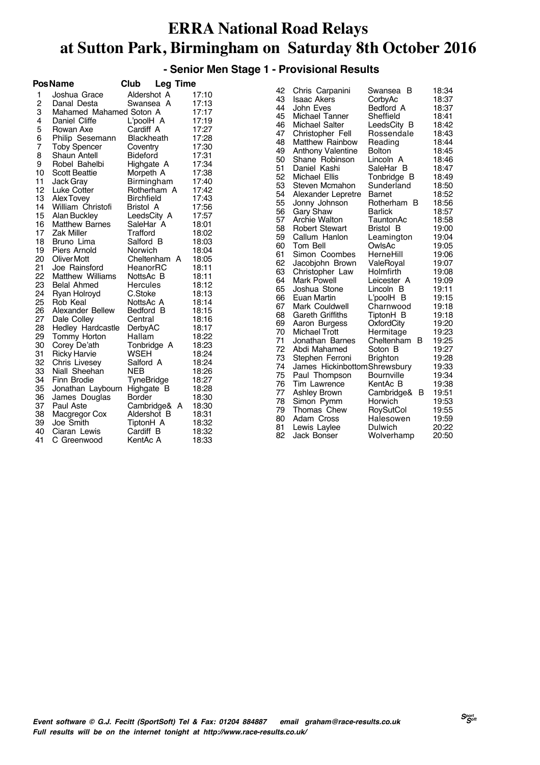# ERRA National Road Relays at Sutton Park, Birmingham on Saturday 8th October 2016

## - Senior Men Stage 1 - Provisional Results

| Pos | Name | Club | Leg Time |
|---|---|---|---|
| 1 | Joshua Grace | Aldershot A | 17:10 |
| 2 | Danal Desta | Swansea A | 17:13 |
| 3 | Mahamed Mahamed | Soton A | 17:17 |
| 4 | Daniel Cliffe | L'poolH A | 17:19 |
| 5 | Rowan Axe | Cardiff A | 17:27 |
| 6 | Philip Sesemann | Blackheath | 17:28 |
| 7 | Toby Spencer | Coventry | 17:30 |
| 8 | Shaun Antell | Bideford | 17:31 |
| 9 | Robel Bahelbi | Highgate A | 17:34 |
| 10 | Scott Beattie | Morpeth A | 17:38 |
| 11 | Jack Gray | Birmingham | 17:40 |
| 12 | Luke Cotter | Rotherham A | 17:42 |
| 13 | Alex Tovey | Birchfield | 17:43 |
| 14 | William Christofi | Bristol A | 17:56 |
| 15 | Alan Buckley | LeedsCity A | 17:57 |
| 16 | Matthew Barnes | SaleHar A | 18:01 |
| 17 | Zak Miller | Trafford | 18:02 |
| 18 | Bruno Lima | Salford B | 18:03 |
| 19 | Piers Arnold | Norwich | 18:04 |
| 20 | Oliver Mott | Cheltenham A | 18:05 |
| 21 | Joe Rainsford | HeanorRC | 18:11 |
| 22 | Matthew Williams | NottsAc B | 18:11 |
| 23 | Belal Ahmed | Hercules | 18:12 |
| 24 | Ryan Holroyd | C.Stoke | 18:13 |
| 25 | Rob Keal | NottsAc A | 18:14 |
| 26 | Alexander Bellew | Bedford B | 18:15 |
| 27 | Dale Colley | Central | 18:16 |
| 28 | Hedley Hardcastle | DerbyAC | 18:17 |
| 29 | Tommy Horton | Hallam | 18:22 |
| 30 | Corey De'ath | Tonbridge A | 18:23 |
| 31 | Ricky Harvie | WSEH | 18:24 |
| 32 | Chris Livesey | Salford A | 18:24 |
| 33 | Niall Sheehan | NEB | 18:26 |
| 34 | Finn Brodie | TyneBridge | 18:27 |
| 35 | Jonathan Laybourn | Highgate B | 18:28 |
| 36 | James Douglas | Border | 18:30 |
| 37 | Paul Aste | Cambridge& A | 18:30 |
| 38 | Macgregor Cox | Aldershot B | 18:31 |
| 39 | Joe Smith | TiptonH A | 18:32 |
| 40 | Ciaran Lewis | Cardiff B | 18:32 |
| 41 | C Greenwood | KentAc A | 18:33 |
| 42 | Chris Carpanini | Swansea B | 18:34 |
| 43 | Isaac Akers | CorbyAc | 18:37 |
| 44 | John Eves | Bedford A | 18:37 |
| 45 | Michael Tanner | Sheffield | 18:41 |
| 46 | Michael Salter | LeedsCity B | 18:42 |
| 47 | Christopher Fell | Rossendale | 18:43 |
| 48 | Matthew Rainbow | Reading | 18:44 |
| 49 | Anthony Valentine | Bolton | 18:45 |
| 50 | Shane Robinson | Lincoln A | 18:46 |
| 51 | Daniel Kashi | SaleHar B | 18:47 |
| 52 | Michael Ellis | Tonbridge B | 18:49 |
| 53 | Steven Mcmahon | Sunderland | 18:50 |
| 54 | Alexander Lepretre | Barnet | 18:52 |
| 55 | Jonny Johnson | Rotherham B | 18:56 |
| 56 | Gary Shaw | Barlick | 18:57 |
| 57 | Archie Walton | TauntonAc | 18:58 |
| 58 | Robert Stewart | Bristol B | 19:00 |
| 59 | Callum Hanlon | Leamington | 19:04 |
| 60 | Tom Bell | OwlsAc | 19:05 |
| 61 | Simon Coombes | HerneHill | 19:06 |
| 62 | Jacobjohn Brown | ValeRoyal | 19:07 |
| 63 | Christopher Law | Holmfirth | 19:08 |
| 64 | Mark Powell | Leicester A | 19:09 |
| 65 | Joshua Stone | Lincoln B | 19:11 |
| 66 | Euan Martin | L'poolH B | 19:15 |
| 67 | Mark Couldwell | Charnwood | 19:18 |
| 68 | Gareth Griffiths | TiptonH B | 19:18 |
| 69 | Aaron Burgess | OxfordCity | 19:20 |
| 70 | Michael Trott | Hermitage | 19:23 |
| 71 | Jonathan Barnes | Cheltenham B | 19:25 |
| 72 | Abdi Mahamed | Soton B | 19:27 |
| 73 | Stephen Ferroni | Brighton | 19:28 |
| 74 | James Hickinbottom | Shrewsbury | 19:33 |
| 75 | Paul Thompson | Bournville | 19:34 |
| 76 | Tim Lawrence | KentAc B | 19:38 |
| 77 | Ashley Brown | Cambridge& B | 19:51 |
| 78 | Simon Pymm | Horwich | 19:53 |
| 79 | Thomas Chew | RoySutCol | 19:55 |
| 80 | Adam Cross | Halesowen | 19:59 |
| 81 | Lewis Laylee | Dulwich | 20:22 |
| 82 | Jack Bonser | Wolverhamp | 20:50 |

*Event software © G.J. Fecitt (SportSoft) Tel & Fax: 01204 884887 email graham@race-results.co.uk*
*Full results will be on the internet tonight at http://www.race-results.co.uk/*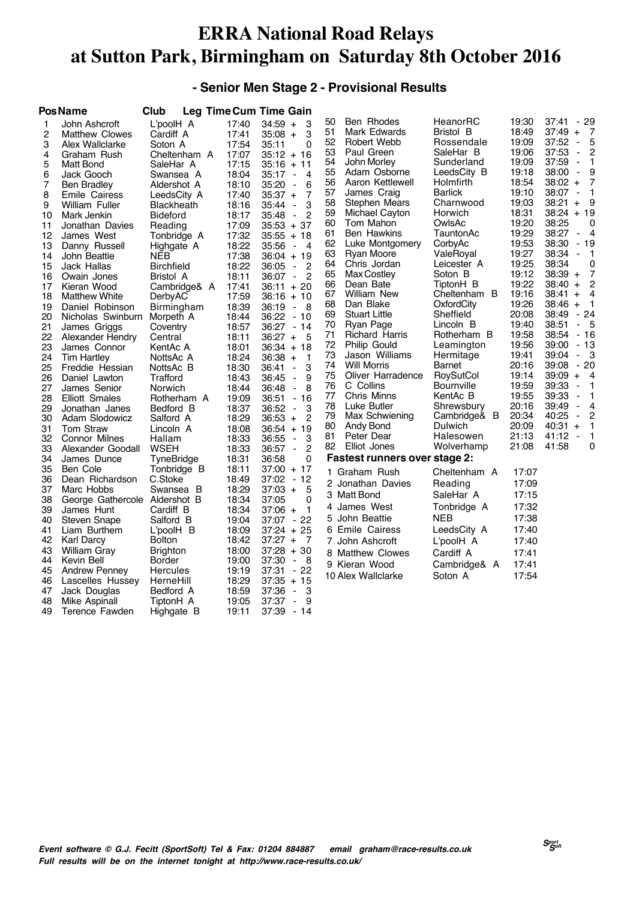# ERRA National Road Relays at Sutton Park, Birmingham on Saturday 8th October 2016

### - Senior Men Stage 2 - Provisional Results

| Pos | Name | Club | Leg Time | Cum Time | Gain |
|---|---|---|---|---|---|
| 1 | John Ashcroft | L'poolH A | 17:40 | 34:59 | + 3 |
| 2 | Matthew Clowes | Cardiff A | 17:41 | 35:08 | + 3 |
| 3 | Alex Wallclarke | Soton A | 17:54 | 35:11 | 0 |
| 4 | Graham Rush | Cheltenham A | 17:07 | 35:12 | + 16 |
| 5 | Matt Bond | SaleHar A | 17:15 | 35:16 | + 11 |
| 6 | Jack Gooch | Swansea A | 18:04 | 35:17 | - 4 |
| 7 | Ben Bradley | Aldershot A | 18:10 | 35:20 | - 6 |
| 8 | Emile Cairess | LeedsCity A | 17:40 | 35:37 | + 7 |
| 9 | William Fuller | Blackheath | 18:16 | 35:44 | - 3 |
| 10 | Mark Jenkin | Bideford | 18:17 | 35:48 | - 2 |
| 11 | Jonathan Davies | Reading | 17:09 | 35:53 | + 37 |
| 12 | James West | Tonbridge A | 17:32 | 35:55 | + 18 |
| 13 | Danny Russell | Highgate A | 18:22 | 35:56 | - 4 |
| 14 | John Beattie | NEB | 17:38 | 36:04 | + 19 |
| 15 | Jack Hallas | Birchfield | 18:22 | 36:05 | - 2 |
| 16 | Owain Jones | Bristol A | 18:11 | 36:07 | - 2 |
| 17 | Kieran Wood | Cambridge& A | 17:41 | 36:11 | + 20 |
| 18 | Matthew White | DerbyAC | 17:59 | 36:16 | + 10 |
| 19 | Daniel Robinson | Birmingham | 18:39 | 36:19 | - 8 |
| 20 | Nicholas Swinburn | Morpeth A | 18:44 | 36:22 | - 10 |
| 21 | James Griggs | Coventry | 18:57 | 36:27 | - 14 |
| 22 | Alexander Hendry | Central | 18:11 | 36:27 | + 5 |
| 23 | James Connor | KentAc A | 18:01 | 36:34 | + 18 |
| 24 | Tim Hartley | NottsAc A | 18:24 | 36:38 | + 1 |
| 25 | Freddie Hessian | NottsAc B | 18:30 | 36:41 | - 3 |
| 26 | Daniel Lawton | Trafford | 18:43 | 36:45 | - 9 |
| 27 | James Senior | Norwich | 18:44 | 36:48 | - 8 |
| 28 | Elliott Smales | Rotherham A | 19:09 | 36:51 | - 16 |
| 29 | Jonathan Janes | Bedford B | 18:37 | 36:52 | - 3 |
| 30 | Adam Slodowicz | Salford A | 18:29 | 36:53 | + 2 |
| 31 | Tom Straw | Lincoln A | 18:08 | 36:54 | + 19 |
| 32 | Connor Milnes | Hallam | 18:33 | 36:55 | - 3 |
| 33 | Alexander Goodall | WSEH | 18:33 | 36:57 | - 2 |
| 34 | James Dunce | TyneBridge | 18:31 | 36:58 | 0 |
| 35 | Ben Cole | Tonbridge B | 18:11 | 37:00 | + 17 |
| 36 | Dean Richardson | C.Stoke | 18:49 | 37:02 | - 12 |
| 37 | Marc Hobbs | Swansea B | 18:29 | 37:03 | + 5 |
| 38 | George Gathercole | Aldershot B | 18:34 | 37:05 | 0 |
| 39 | James Hunt | Cardiff B | 18:34 | 37:06 | + 1 |
| 40 | Steven Snape | Salford B | 19:04 | 37:07 | - 22 |
| 41 | Liam Burthem | L'poolH B | 18:09 | 37:24 | + 25 |
| 42 | Karl Darcy | Bolton | 18:42 | 37:27 | + 7 |
| 43 | William Gray | Brighton | 18:00 | 37:28 | + 30 |
| 44 | Kevin Bell | Border | 19:00 | 37:30 | - 8 |
| 45 | Andrew Penney | Hercules | 19:19 | 37:31 | - 22 |
| 46 | Lascelles Hussey | HerneHill | 18:29 | 37:35 | + 15 |
| 47 | Jack Douglas | Bedford A | 18:59 | 37:36 | - 3 |
| 48 | Mike Aspinall | TiptonH A | 19:05 | 37:37 | - 9 |
| 49 | Terence Fawden | Highgate B | 19:11 | 37:39 | - 14 |
| 50 | Ben Rhodes | HeanorRC | 19:30 | 37:41 | - 29 |
| 51 | Mark Edwards | Bristol B | 18:49 | 37:49 | + 7 |
| 52 | Robert Webb | Rossendale | 19:09 | 37:52 | - 5 |
| 53 | Paul Green | SaleHar B | 19:06 | 37:53 | - 2 |
| 54 | John Morley | Sunderland | 19:09 | 37:59 | - 1 |
| 55 | Adam Osborne | LeedsCity B | 19:18 | 38:00 | - 9 |
| 56 | Aaron Kettlewell | Holmfirth | 18:54 | 38:02 | + 7 |
| 57 | James Craig | Barlick | 19:10 | 38:07 | - 1 |
| 58 | Stephen Mears | Charnwood | 19:03 | 38:21 | + 9 |
| 59 | Michael Cayton | Horwich | 18:31 | 38:24 | + 19 |
| 60 | Tom Mahon | OwlsAc | 19:20 | 38:25 | 0 |
| 61 | Ben Hawkins | TauntonAc | 19:29 | 38:27 | - 4 |
| 62 | Luke Montgomery | CorbyAc | 19:53 | 38:30 | - 19 |
| 63 | Ryan Moore | ValeRoyal | 19:27 | 38:34 | - 1 |
| 64 | Chris Jordan | Leicester A | 19:25 | 38:34 | 0 |
| 65 | Max Costley | Soton B | 19:12 | 38:39 | + 7 |
| 66 | Dean Bate | TiptonH B | 19:22 | 38:40 | + 2 |
| 67 | William New | Cheltenham B | 19:16 | 38:41 | + 4 |
| 68 | Dan Blake | OxfordCity | 19:26 | 38:46 | + 1 |
| 69 | Stuart Little | Sheffield | 20:08 | 38:49 | - 24 |
| 70 | Ryan Page | Lincoln B | 19:40 | 38:51 | - 5 |
| 71 | Richard Harris | Rotherham B | 19:58 | 38:54 | - 16 |
| 72 | Philip Gould | Leamington | 19:56 | 39:00 | - 13 |
| 73 | Jason Williams | Hermitage | 19:41 | 39:04 | - 3 |
| 74 | Will Morris | Barnet | 20:16 | 39:08 | - 20 |
| 75 | Oliver Harradence | RoySutCol | 19:14 | 39:09 | + 4 |
| 76 | C Collins | Bournville | 19:59 | 39:33 | - 1 |
| 77 | Chris Minns | KentAc B | 19:55 | 39:33 | - 1 |
| 78 | Luke Butler | Shrewsbury | 20:16 | 39:49 | - 4 |
| 79 | Max Schwiening | Cambridge& B | 20:34 | 40:25 | - 2 |
| 80 | Andy Bond | Dulwich | 20:09 | 40:31 | + 1 |
| 81 | Peter Dear | Halesowen | 21:13 | 41:12 | - 1 |
| 82 | Elliot Jones | Wolverhamp | 21:08 | 41:58 | 0 |

**Fastest runners over stage 2:**

| | Name | Club | Time |
|---|---|---|---|
| 1 | Graham Rush | Cheltenham A | 17:07 |
| 2 | Jonathan Davies | Reading | 17:09 |
| 3 | Matt Bond | SaleHar A | 17:15 |
| 4 | James West | Tonbridge A | 17:32 |
| 5 | John Beattie | NEB | 17:38 |
| 6 | Emile Cairess | LeedsCity A | 17:40 |
| 7 | John Ashcroft | L'poolH A | 17:40 |
| 8 | Matthew Clowes | Cardiff A | 17:41 |
| 9 | Kieran Wood | Cambridge& A | 17:41 |
| 10 | Alex Wallclarke | Soton A | 17:54 |

*Event software © G.J. Fecitt (SportSoft) Tel & Fax: 01204 884887 email graham@race-results.co.uk*
*Full results will be on the internet tonight at http://www.race-results.co.uk/*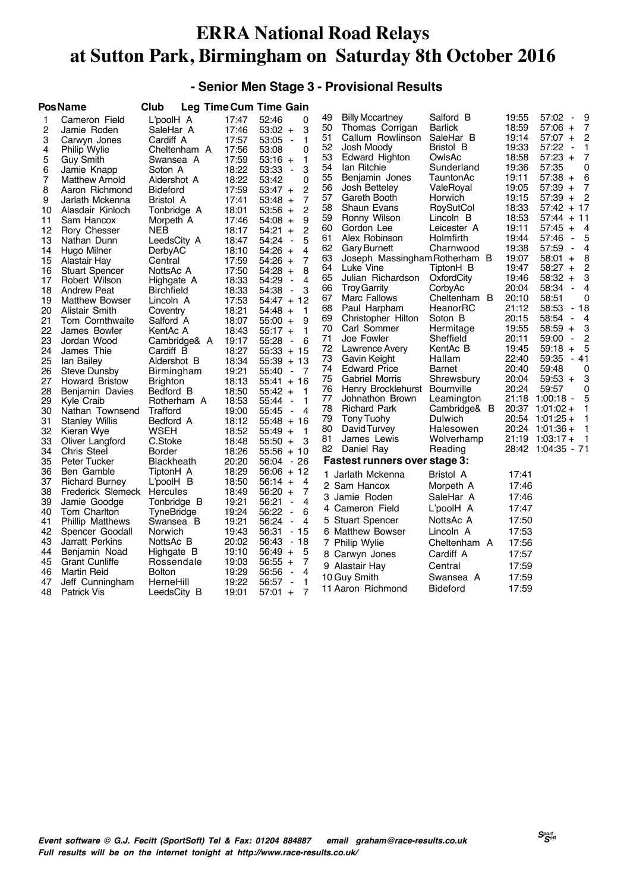# ERRA National Road Relays at Sutton Park, Birmingham on Saturday 8th October 2016

## - Senior Men Stage 3 - Provisional Results

| Pos | Name | Club | Leg Time | Cum Time | Gain |
|---|---|---|---|---|---|
| 1 | Cameron Field | L'poolH A | 17:47 | 52:46 | 0 |
| 2 | Jamie Roden | SaleHar A | 17:46 | 53:02 | + 3 |
| 3 | Carwyn Jones | Cardiff A | 17:57 | 53:05 | - 1 |
| 4 | Philip Wylie | Cheltenham A | 17:56 | 53:08 | 0 |
| 5 | Guy Smith | Swansea A | 17:59 | 53:16 | + 1 |
| 6 | Jamie Knapp | Soton A | 18:22 | 53:33 | - 3 |
| 7 | Matthew Arnold | Aldershot A | 18:22 | 53:42 | 0 |
| 8 | Aaron Richmond | Bideford | 17:59 | 53:47 | + 2 |
| 9 | Jarlath Mckenna | Bristol A | 17:41 | 53:48 | + 7 |
| 10 | Alasdair Kinloch | Tonbridge A | 18:01 | 53:56 | + 2 |
| 11 | Sam Hancox | Morpeth A | 17:46 | 54:08 | + 9 |
| 12 | Rory Chesser | NEB | 18:17 | 54:21 | + 2 |
| 13 | Nathan Dunn | LeedsCity A | 18:47 | 54:24 | - 5 |
| 14 | Hugo Milner | DerbyAC | 18:10 | 54:26 | + 4 |
| 15 | Alastair Hay | Central | 17:59 | 54:26 | + 7 |
| 16 | Stuart Spencer | NottsAc A | 17:50 | 54:28 | + 8 |
| 17 | Robert Wilson | Highgate A | 18:33 | 54:29 | - 4 |
| 18 | Andrew Peat | Birchfield | 18:33 | 54:38 | - 3 |
| 19 | Matthew Bowser | Lincoln A | 17:53 | 54:47 | + 12 |
| 20 | Alistair Smith | Coventry | 18:21 | 54:48 | + 1 |
| 21 | Tom Cornthwaite | Salford A | 18:07 | 55:00 | + 9 |
| 22 | James Bowler | KentAc A | 18:43 | 55:17 | + 1 |
| 23 | Jordan Wood | Cambridge& A | 19:17 | 55:28 | - 6 |
| 24 | James Thie | Cardiff B | 18:27 | 55:33 | + 15 |
| 25 | Ian Bailey | Aldershot B | 18:34 | 55:39 | + 13 |
| 26 | Steve Dunsby | Birmingham | 19:21 | 55:40 | - 7 |
| 27 | Howard Bristow | Brighton | 18:13 | 55:41 | + 16 |
| 28 | Benjamin Davies | Bedford B | 18:50 | 55:42 | + 1 |
| 29 | Kyle Craib | Rotherham A | 18:53 | 55:44 | - 1 |
| 30 | Nathan Townsend | Trafford | 19:00 | 55:45 | - 4 |
| 31 | Stanley Willis | Bedford A | 18:12 | 55:48 | + 16 |
| 32 | Kieran Wye | WSEH | 18:52 | 55:49 | + 1 |
| 33 | Oliver Langford | C.Stoke | 18:48 | 55:50 | + 3 |
| 34 | Chris Steel | Border | 18:26 | 55:56 | + 10 |
| 35 | Peter Tucker | Blackheath | 20:20 | 56:04 | - 26 |
| 36 | Ben Gamble | TiptonH A | 18:29 | 56:06 | + 12 |
| 37 | Richard Burney | L'poolH B | 18:50 | 56:14 | + 4 |
| 38 | Frederick Slemeck | Hercules | 18:49 | 56:20 | + 7 |
| 39 | Jamie Goodge | Tonbridge B | 19:21 | 56:21 | - 4 |
| 40 | Tom Charlton | TyneBridge | 19:24 | 56:22 | - 6 |
| 41 | Phillip Matthews | Swansea B | 19:21 | 56:24 | - 4 |
| 42 | Spencer Goodall | Norwich | 19:43 | 56:31 | - 15 |
| 43 | Jarratt Perkins | NottsAc B | 20:02 | 56:43 | - 18 |
| 44 | Benjamin Noad | Highgate B | 19:10 | 56:49 | + 5 |
| 45 | Grant Cunliffe | Rossendale | 19:03 | 56:55 | + 7 |
| 46 | Martin Reid | Bolton | 19:29 | 56:56 | - 4 |
| 47 | Jeff Cunningham | HerneHill | 19:22 | 56:57 | - 1 |
| 48 | Patrick Vis | LeedsCity B | 19:01 | 57:01 | + 7 |
| 49 | Billy Mccartney | Salford B | 19:55 | 57:02 | - 9 |
| 50 | Thomas Corrigan | Barlick | 18:59 | 57:06 | + 7 |
| 51 | Callum Rowlinson | SaleHar B | 19:14 | 57:07 | + 2 |
| 52 | Josh Moody | Bristol B | 19:33 | 57:22 | - 1 |
| 53 | Edward Highton | OwlsAc | 18:58 | 57:23 | + 7 |
| 54 | Ian Ritchie | Sunderland | 19:36 | 57:35 | 0 |
| 55 | Benjamin Jones | TauntonAc | 19:11 | 57:38 | + 6 |
| 56 | Josh Betteley | ValeRoyal | 19:05 | 57:39 | + 7 |
| 57 | Gareth Booth | Horwich | 19:15 | 57:39 | + 2 |
| 58 | Shaun Evans | RoySutCol | 18:33 | 57:42 | + 17 |
| 59 | Ronny Wilson | Lincoln B | 18:53 | 57:44 | + 11 |
| 60 | Gordon Lee | Leicester A | 19:11 | 57:45 | + 4 |
| 61 | Alex Robinson | Holmfirth | 19:44 | 57:46 | - 5 |
| 62 | Gary Burnett | Charnwood | 19:38 | 57:59 | - 4 |
| 63 | Joseph Massingham | Rotherham B | 19:07 | 58:01 | + 8 |
| 64 | Luke Vine | TiptonH B | 19:47 | 58:27 | + 2 |
| 65 | Julian Richardson | OxfordCity | 19:46 | 58:32 | + 3 |
| 66 | Troy Garrity | CorbyAc | 20:04 | 58:34 | - 4 |
| 67 | Marc Fallows | Cheltenham B | 20:10 | 58:51 | 0 |
| 68 | Paul Harpham | HeanorRC | 21:12 | 58:53 | - 18 |
| 69 | Christopher Hilton | Soton B | 20:15 | 58:54 | - 4 |
| 70 | Carl Sommer | Hermitage | 19:55 | 58:59 | + 3 |
| 71 | Joe Fowler | Sheffield | 20:11 | 59:00 | - 2 |
| 72 | Lawrence Avery | KentAc B | 19:45 | 59:18 | + 5 |
| 73 | Gavin Keight | Hallam | 22:40 | 59:35 | - 41 |
| 74 | Edward Price | Barnet | 20:40 | 59:48 | 0 |
| 75 | Gabriel Morris | Shrewsbury | 20:04 | 59:53 | + 3 |
| 76 | Henry Brocklehurst | Bournville | 20:24 | 59:57 | 0 |
| 77 | Johnathon Brown | Leamington | 21:18 | 1:00:18 | - 5 |
| 78 | Richard Park | Cambridge& B | 20:37 | 1:01:02 | + 1 |
| 79 | Tony Tuohy | Dulwich | 20:54 | 1:01:25 | + 1 |
| 80 | David Turvey | Halesowen | 20:24 | 1:01:36 | + 1 |
| 81 | James Lewis | Wolverhamp | 21:19 | 1:03:17 | + 1 |
| 82 | Daniel Ray | Reading | 28:42 | 1:04:35 | - 71 |

### Fastest runners over stage 3:

| | Name | Club | Time |
|---|---|---|---|
| 1 | Jarlath Mckenna | Bristol A | 17:41 |
| 2 | Sam Hancox | Morpeth A | 17:46 |
| 3 | Jamie Roden | SaleHar A | 17:46 |
| 4 | Cameron Field | L'poolH A | 17:47 |
| 5 | Stuart Spencer | NottsAc A | 17:50 |
| 6 | Matthew Bowser | Lincoln A | 17:53 |
| 7 | Philip Wylie | Cheltenham A | 17:56 |
| 8 | Carwyn Jones | Cardiff A | 17:57 |
| 9 | Alastair Hay | Central | 17:59 |
| 10 | Guy Smith | Swansea A | 17:59 |
| 11 | Aaron Richmond | Bideford | 17:59 |

*Event software © G.J. Fecitt (SportSoft) Tel & Fax: 01204 884887 email graham@race-results.co.uk*
*Full results will be on the internet tonight at http://www.race-results.co.uk/*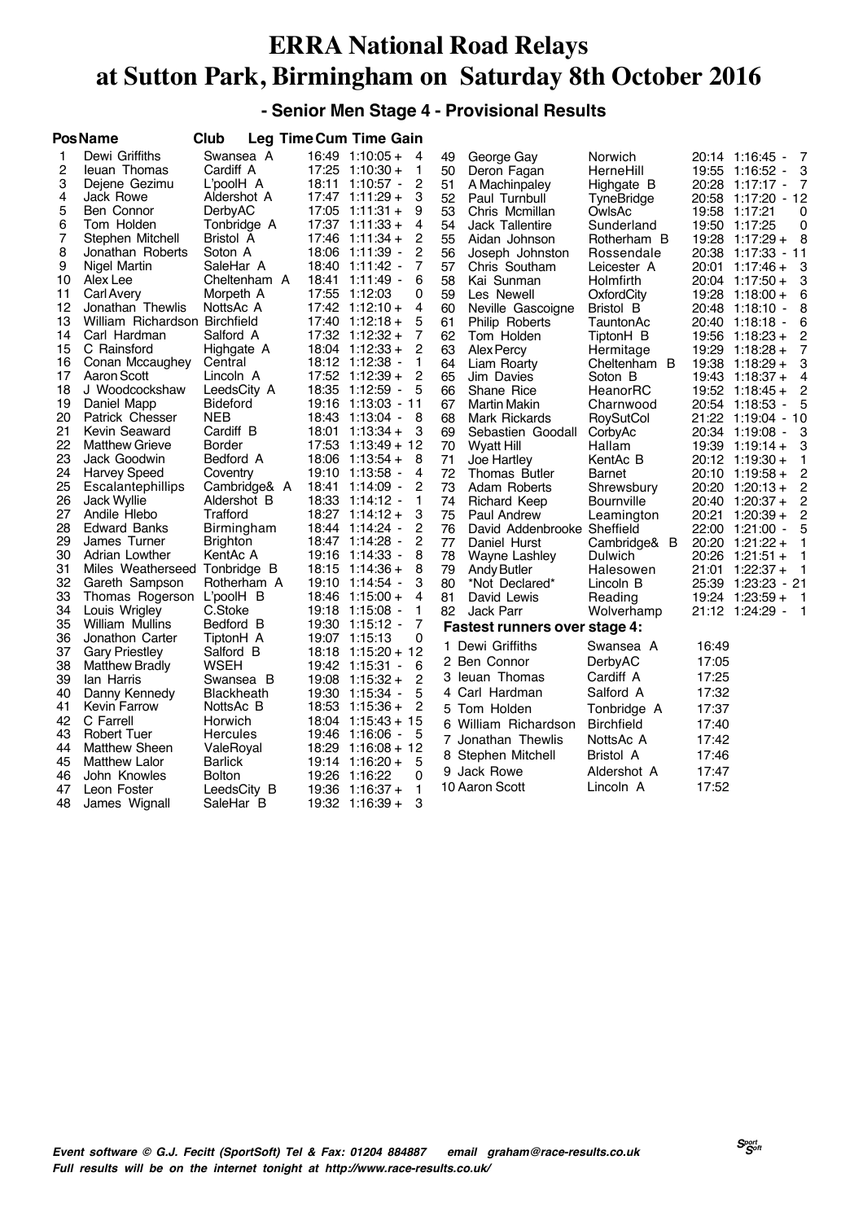# ERRA National Road Relays at Sutton Park, Birmingham on Saturday 8th October 2016

## - Senior Men Stage 4 - Provisional Results

| Pos | Name | Club | Leg Time | Cum Time | Gain |
|---|---|---|---|---|---|
| 1 | Dewi Griffiths | Swansea A | 16:49 | 1:10:05 + | 4 |
| 2 | Ieuan Thomas | Cardiff A | 17:25 | 1:10:30 + | 1 |
| 3 | Dejene Gezimu | L'poolH A | 18:11 | 1:10:57 - | 2 |
| 4 | Jack Rowe | Aldershot A | 17:47 | 1:11:29 + | 3 |
| 5 | Ben Connor | DerbyAC | 17:05 | 1:11:31 + | 9 |
| 6 | Tom Holden | Tonbridge A | 17:37 | 1:11:33 + | 4 |
| 7 | Stephen Mitchell | Bristol A | 17:46 | 1:11:34 + | 2 |
| 8 | Jonathan Roberts | Soton A | 18:06 | 1:11:39 - | 2 |
| 9 | Nigel Martin | SaleHar A | 18:40 | 1:11:42 - | 7 |
| 10 | Alex Lee | Cheltenham A | 18:41 | 1:11:49 - | 6 |
| 11 | Carl Avery | Morpeth A | 17:55 | 1:12:03 | 0 |
| 12 | Jonathan Thewlis | NottsAc A | 17:42 | 1:12:10 + | 4 |
| 13 | William Richardson | Birchfield | 17:40 | 1:12:18 + | 5 |
| 14 | Carl Hardman | Salford A | 17:32 | 1:12:32 + | 7 |
| 15 | C Rainsford | Highgate A | 18:04 | 1:12:33 + | 2 |
| 16 | Conan Mccaughey | Central | 18:12 | 1:12:38 - | 1 |
| 17 | Aaron Scott | Lincoln A | 17:52 | 1:12:39 + | 2 |
| 18 | J Woodcockshaw | LeedsCity A | 18:35 | 1:12:59 - | 5 |
| 19 | Daniel Mapp | Bideford | 19:16 | 1:13:03 - | 11 |
| 20 | Patrick Chesser | NEB | 18:43 | 1:13:04 - | 8 |
| 21 | Kevin Seaward | Cardiff B | 18:01 | 1:13:34 + | 3 |
| 22 | Matthew Grieve | Border | 17:53 | 1:13:49 + | 12 |
| 23 | Jack Goodwin | Bedford A | 18:06 | 1:13:54 + | 8 |
| 24 | Harvey Speed | Coventry | 19:10 | 1:13:58 - | 4 |
| 25 | Escalantephillips | Cambridge& A | 18:41 | 1:14:09 - | 2 |
| 26 | Jack Wyllie | Aldershot B | 18:33 | 1:14:12 - | 1 |
| 27 | Andile Hlebo | Trafford | 18:27 | 1:14:12 + | 3 |
| 28 | Edward Banks | Birmingham | 18:44 | 1:14:24 - | 2 |
| 29 | James Turner | Brighton | 18:47 | 1:14:28 - | 2 |
| 30 | Adrian Lowther | KentAc A | 19:16 | 1:14:33 - | 8 |
| 31 | Miles Weatherseed | Tonbridge B | 18:15 | 1:14:36 + | 8 |
| 32 | Gareth Sampson | Rotherham A | 19:10 | 1:14:54 - | 3 |
| 33 | Thomas Rogerson | L'poolH B | 18:46 | 1:15:00 + | 4 |
| 34 | Louis Wrigley | C.Stoke | 19:18 | 1:15:08 - | 1 |
| 35 | William Mullins | Bedford B | 19:30 | 1:15:12 - | 7 |
| 36 | Jonathon Carter | TiptonH A | 19:07 | 1:15:13 | 0 |
| 37 | Gary Priestley | Salford B | 18:18 | 1:15:20 + | 12 |
| 38 | Matthew Bradly | WSEH | 19:42 | 1:15:31 - | 6 |
| 39 | Ian Harris | Swansea B | 19:08 | 1:15:32 + | 2 |
| 40 | Danny Kennedy | Blackheath | 19:30 | 1:15:34 - | 5 |
| 41 | Kevin Farrow | NottsAc B | 18:53 | 1:15:36 + | 2 |
| 42 | C Farrell | Horwich | 18:04 | 1:15:43 + | 15 |
| 43 | Robert Tuer | Hercules | 19:46 | 1:16:06 - | 5 |
| 44 | Matthew Sheen | ValeRoyal | 18:29 | 1:16:08 + | 12 |
| 45 | Matthew Lalor | Barlick | 19:14 | 1:16:20 + | 5 |
| 46 | John Knowles | Bolton | 19:26 | 1:16:22 | 0 |
| 47 | Leon Foster | LeedsCity B | 19:36 | 1:16:37 + | 1 |
| 48 | James Wignall | SaleHar B | 19:32 | 1:16:39 + | 3 |
| 49 | George Gay | Norwich | 20:14 | 1:16:45 - | 7 |
| 50 | Deron Fagan | HerneHill | 19:55 | 1:16:52 - | 3 |
| 51 | A Machinpaley | Highgate B | 20:28 | 1:17:17 - | 7 |
| 52 | Paul Turnbull | TyneBridge | 20:58 | 1:17:20 - | 12 |
| 53 | Chris Mcmillan | OwlsAc | 19:58 | 1:17:21 | 0 |
| 54 | Jack Tallentire | Sunderland | 19:50 | 1:17:25 | 0 |
| 55 | Aidan Johnson | Rotherham B | 19:28 | 1:17:29 + | 8 |
| 56 | Joseph Johnston | Rossendale | 20:38 | 1:17:33 - | 11 |
| 57 | Chris Southam | Leicester A | 20:01 | 1:17:46 + | 3 |
| 58 | Kai Sunman | Holmfirth | 20:04 | 1:17:50 + | 3 |
| 59 | Les Newell | OxfordCity | 19:28 | 1:18:00 + | 6 |
| 60 | Neville Gascoigne | Bristol B | 20:48 | 1:18:10 - | 8 |
| 61 | Philip Roberts | TauntonAc | 20:40 | 1:18:18 - | 6 |
| 62 | Tom Holden | TiptonH B | 19:56 | 1:18:23 + | 2 |
| 63 | Alex Percy | Hermitage | 19:29 | 1:18:28 + | 7 |
| 64 | Liam Roarty | Cheltenham B | 19:38 | 1:18:29 + | 3 |
| 65 | Jim Davies | Soton B | 19:43 | 1:18:37 + | 4 |
| 66 | Shane Rice | HeanorRC | 19:52 | 1:18:45 + | 2 |
| 67 | Martin Makin | Charnwood | 20:54 | 1:18:53 - | 5 |
| 68 | Mark Rickards | RoySutCol | 21:22 | 1:19:04 - | 10 |
| 69 | Sebastien Goodall | CorbyAc | 20:34 | 1:19:08 - | 3 |
| 70 | Wyatt Hill | Hallam | 19:39 | 1:19:14 + | 3 |
| 71 | Joe Hartley | KentAc B | 20:12 | 1:19:30 + | 1 |
| 72 | Thomas Butler | Barnet | 20:10 | 1:19:58 + | 2 |
| 73 | Adam Roberts | Shrewsbury | 20:20 | 1:20:13 + | 2 |
| 74 | Richard Keep | Bournville | 20:40 | 1:20:37 + | 2 |
| 75 | Paul Andrew | Leamington | 20:21 | 1:20:39 + | 2 |
| 76 | David Addenbrooke | Sheffield | 22:00 | 1:21:00 - | 5 |
| 77 | Daniel Hurst | Cambridge& B | 20:20 | 1:21:22 + | 1 |
| 78 | Wayne Lashley | Dulwich | 20:26 | 1:21:51 + | 1 |
| 79 | Andy Butler | Halesowen | 21:01 | 1:22:37 + | 1 |
| 80 | *Not Declared* | Lincoln B | 25:39 | 1:23:23 - | 21 |
| 81 | David Lewis | Reading | 19:24 | 1:23:59 + | 1 |
| 82 | Jack Parr | Wolverhamp | 21:12 | 1:24:29 - | 1 |

### Fastest runners over stage 4:

| | Name | Club | Time |
|---|---|---|---|
| 1 | Dewi Griffiths | Swansea A | 16:49 |
| 2 | Ben Connor | DerbyAC | 17:05 |
| 3 | Ieuan Thomas | Cardiff A | 17:25 |
| 4 | Carl Hardman | Salford A | 17:32 |
| 5 | Tom Holden | Tonbridge A | 17:37 |
| 6 | William Richardson | Birchfield | 17:40 |
| 7 | Jonathan Thewlis | NottsAc A | 17:42 |
| 8 | Stephen Mitchell | Bristol A | 17:46 |
| 9 | Jack Rowe | Aldershot A | 17:47 |
| 10 | Aaron Scott | Lincoln A | 17:52 |

*Event software © G.J. Fecitt (SportSoft) Tel & Fax: 01204 884887 email graham@race-results.co.uk*
*Full results will be on the internet tonight at http://www.race-results.co.uk/*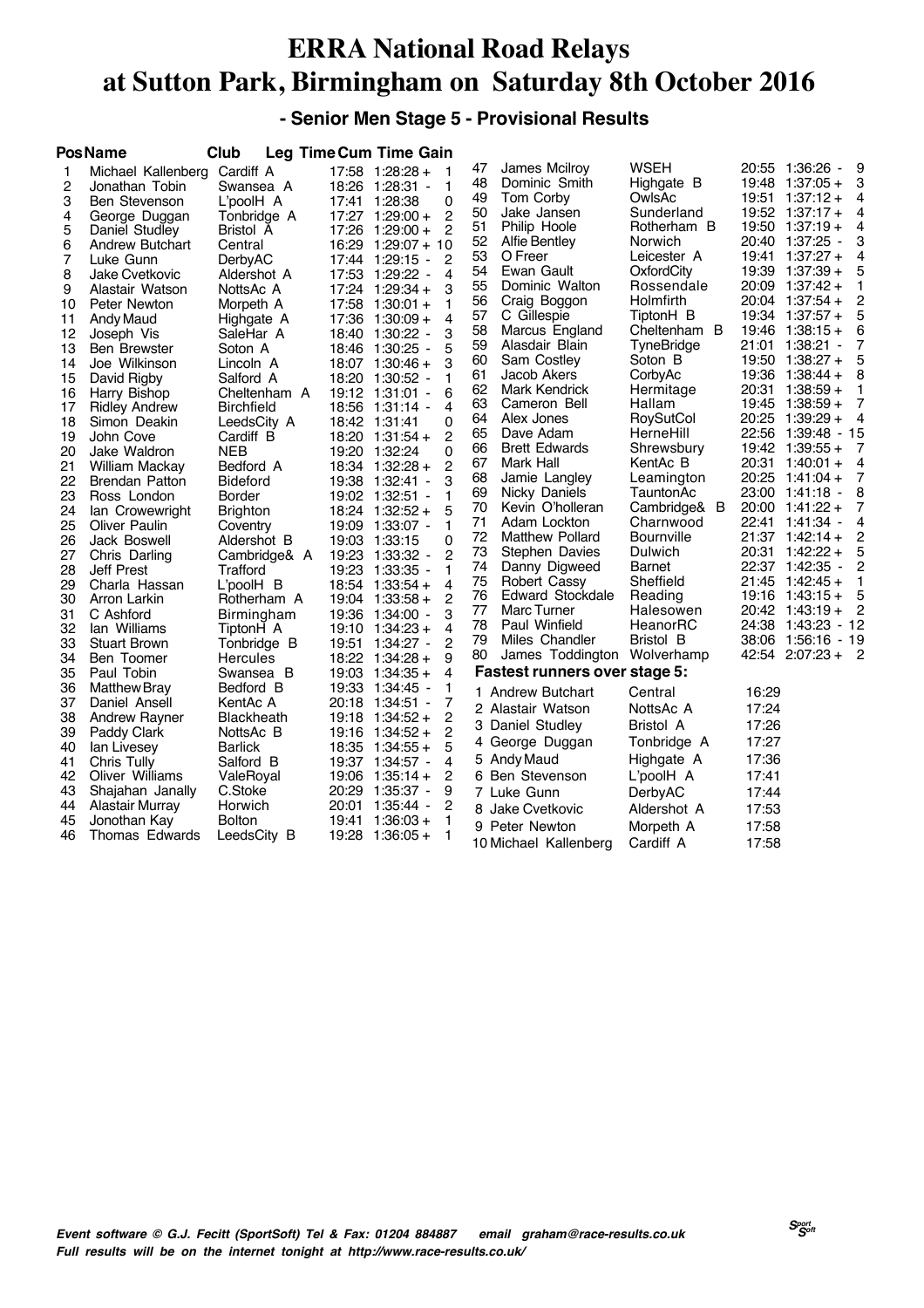# ERRA National Road Relays at Sutton Park, Birmingham on Saturday 8th October 2016

## - Senior Men Stage 5 - Provisional Results

| Pos | Name | Club | Leg Time | Cum Time | Gain |
|---|---|---|---|---|---|
| 1 | Michael Kallenberg | Cardiff A | 17:58 | 1:28:28 + | 1 |
| 2 | Jonathan Tobin | Swansea A | 18:26 | 1:28:31 - | 1 |
| 3 | Ben Stevenson | L'poolH A | 17:41 | 1:28:38 | 0 |
| 4 | George Duggan | Tonbridge A | 17:27 | 1:29:00 + | 2 |
| 5 | Daniel Studley | Bristol A | 17:26 | 1:29:00 + | 2 |
| 6 | Andrew Butchart | Central | 16:29 | 1:29:07 + | 10 |
| 7 | Luke Gunn | DerbyAC | 17:44 | 1:29:15 - | 2 |
| 8 | Jake Cvetkovic | Aldershot A | 17:53 | 1:29:22 - | 4 |
| 9 | Alastair Watson | NottsAc A | 17:24 | 1:29:34 + | 3 |
| 10 | Peter Newton | Morpeth A | 17:58 | 1:30:01 + | 1 |
| 11 | Andy Maud | Highgate A | 17:36 | 1:30:09 + | 4 |
| 12 | Joseph Vis | SaleHar A | 18:40 | 1:30:22 - | 3 |
| 13 | Ben Brewster | Soton A | 18:46 | 1:30:25 - | 5 |
| 14 | Joe Wilkinson | Lincoln A | 18:07 | 1:30:46 + | 3 |
| 15 | David Rigby | Salford A | 18:20 | 1:30:52 - | 1 |
| 16 | Harry Bishop | Cheltenham A | 19:12 | 1:31:01 - | 6 |
| 17 | Ridley Andrew | Birchfield | 18:56 | 1:31:14 - | 4 |
| 18 | Simon Deakin | LeedsCity A | 18:42 | 1:31:41 | 0 |
| 19 | John Cove | Cardiff B | 18:20 | 1:31:54 + | 2 |
| 20 | Jake Waldron | NEB | 19:20 | 1:32:24 | 0 |
| 21 | William Mackay | Bedford A | 18:34 | 1:32:28 + | 2 |
| 22 | Brendan Patton | Bideford | 19:38 | 1:32:41 - | 3 |
| 23 | Ross London | Border | 19:02 | 1:32:51 - | 1 |
| 24 | Ian Crowewright | Brighton | 18:24 | 1:32:52 + | 5 |
| 25 | Oliver Paulin | Coventry | 19:09 | 1:33:07 - | 1 |
| 26 | Jack Boswell | Aldershot B | 19:03 | 1:33:15 | 0 |
| 27 | Chris Darling | Cambridge& A | 19:23 | 1:33:32 - | 2 |
| 28 | Jeff Prest | Trafford | 19:23 | 1:33:35 - | 1 |
| 29 | Charla Hassan | L'poolH B | 18:54 | 1:33:54 + | 4 |
| 30 | Arron Larkin | Rotherham A | 19:04 | 1:33:58 + | 2 |
| 31 | C Ashford | Birmingham | 19:36 | 1:34:00 - | 3 |
| 32 | Ian Williams | TiptonH A | 19:10 | 1:34:23 + | 4 |
| 33 | Stuart Brown | Tonbridge B | 19:51 | 1:34:27 - | 2 |
| 34 | Ben Toomer | Hercules | 18:22 | 1:34:28 + | 9 |
| 35 | Paul Tobin | Swansea B | 19:03 | 1:34:35 + | 4 |
| 36 | Matthew Bray | Bedford B | 19:33 | 1:34:45 - | 1 |
| 37 | Daniel Ansell | KentAc A | 20:18 | 1:34:51 - | 7 |
| 38 | Andrew Rayner | Blackheath | 19:18 | 1:34:52 + | 2 |
| 39 | Paddy Clark | NottsAc B | 19:16 | 1:34:52 + | 2 |
| 40 | Ian Livesey | Barlick | 18:35 | 1:34:55 + | 5 |
| 41 | Chris Tully | Salford B | 19:37 | 1:34:57 - | 4 |
| 42 | Oliver Williams | ValeRoyal | 19:06 | 1:35:14 + | 2 |
| 43 | Shajahan Janally | C.Stoke | 20:29 | 1:35:37 - | 9 |
| 44 | Alastair Murray | Horwich | 20:01 | 1:35:44 - | 2 |
| 45 | Jonothan Kay | Bolton | 19:41 | 1:36:03 + | 1 |
| 46 | Thomas Edwards | LeedsCity B | 19:28 | 1:36:05 + | 1 |
| 47 | James Mcilroy | WSEH | 20:55 | 1:36:26 - | 9 |
| 48 | Dominic Smith | Highgate B | 19:48 | 1:37:05 + | 3 |
| 49 | Tom Corby | OwlsAc | 19:51 | 1:37:12 + | 4 |
| 50 | Jake Jansen | Sunderland | 19:52 | 1:37:17 + | 4 |
| 51 | Philip Hoole | Rotherham B | 19:50 | 1:37:19 + | 4 |
| 52 | Alfie Bentley | Norwich | 20:40 | 1:37:25 - | 3 |
| 53 | O Freer | Leicester A | 19:41 | 1:37:27 + | 4 |
| 54 | Ewan Gault | OxfordCity | 19:39 | 1:37:39 + | 5 |
| 55 | Dominic Walton | Rossendale | 20:09 | 1:37:42 + | 1 |
| 56 | Craig Boggon | Holmfirth | 20:04 | 1:37:54 + | 2 |
| 57 | C Gillespie | TiptonH B | 19:34 | 1:37:57 + | 5 |
| 58 | Marcus England | Cheltenham B | 19:46 | 1:38:15 + | 6 |
| 59 | Alasdair Blain | TyneBridge | 21:01 | 1:38:21 - | 7 |
| 60 | Sam Costley | Soton B | 19:50 | 1:38:27 + | 5 |
| 61 | Jacob Akers | CorbyAc | 19:36 | 1:38:44 + | 8 |
| 62 | Mark Kendrick | Hermitage | 20:31 | 1:38:59 + | 1 |
| 63 | Cameron Bell | Hallam | 19:45 | 1:38:59 + | 7 |
| 64 | Alex Jones | RoySutCol | 20:25 | 1:39:29 + | 4 |
| 65 | Dave Adam | HerneHill | 22:56 | 1:39:48 - | 15 |
| 66 | Brett Edwards | Shrewsbury | 19:42 | 1:39:55 + | 7 |
| 67 | Mark Hall | KentAc B | 20:31 | 1:40:01 + | 4 |
| 68 | Jamie Langley | Leamington | 20:25 | 1:41:04 + | 7 |
| 69 | Nicky Daniels | TauntonAc | 23:00 | 1:41:18 - | 8 |
| 70 | Kevin O'holleran | Cambridge& B | 20:00 | 1:41:22 + | 7 |
| 71 | Adam Lockton | Charnwood | 22:41 | 1:41:34 - | 4 |
| 72 | Matthew Pollard | Bournville | 21:37 | 1:42:14 + | 2 |
| 73 | Stephen Davies | Dulwich | 20:31 | 1:42:22 + | 5 |
| 74 | Danny Digweed | Barnet | 22:37 | 1:42:35 - | 2 |
| 75 | Robert Cassy | Sheffield | 21:45 | 1:42:45 + | 1 |
| 76 | Edward Stockdale | Reading | 19:16 | 1:43:15 + | 5 |
| 77 | Marc Turner | Halesowen | 20:42 | 1:43:19 + | 2 |
| 78 | Paul Winfield | HeanorRC | 24:38 | 1:43:23 - | 12 |
| 79 | Miles Chandler | Bristol B | 38:06 | 1:56:16 - | 19 |
| 80 | James Toddington | Wolverhamp | 42:54 | 2:07:23 + | 2 |

### Fastest runners over stage 5:

| Pos | Name | Club | Time |
|---|---|---|---|
| 1 | Andrew Butchart | Central | 16:29 |
| 2 | Alastair Watson | NottsAc A | 17:24 |
| 3 | Daniel Studley | Bristol A | 17:26 |
| 4 | George Duggan | Tonbridge A | 17:27 |
| 5 | Andy Maud | Highgate A | 17:36 |
| 6 | Ben Stevenson | L'poolH A | 17:41 |
| 7 | Luke Gunn | DerbyAC | 17:44 |
| 8 | Jake Cvetkovic | Aldershot A | 17:53 |
| 9 | Peter Newton | Morpeth A | 17:58 |
| 10 | Michael Kallenberg | Cardiff A | 17:58 |

*Event software © G.J. Fecitt (SportSoft) Tel & Fax: 01204 884887 email graham@race-results.co.uk*
*Full results will be on the internet tonight at http://www.race-results.co.uk/*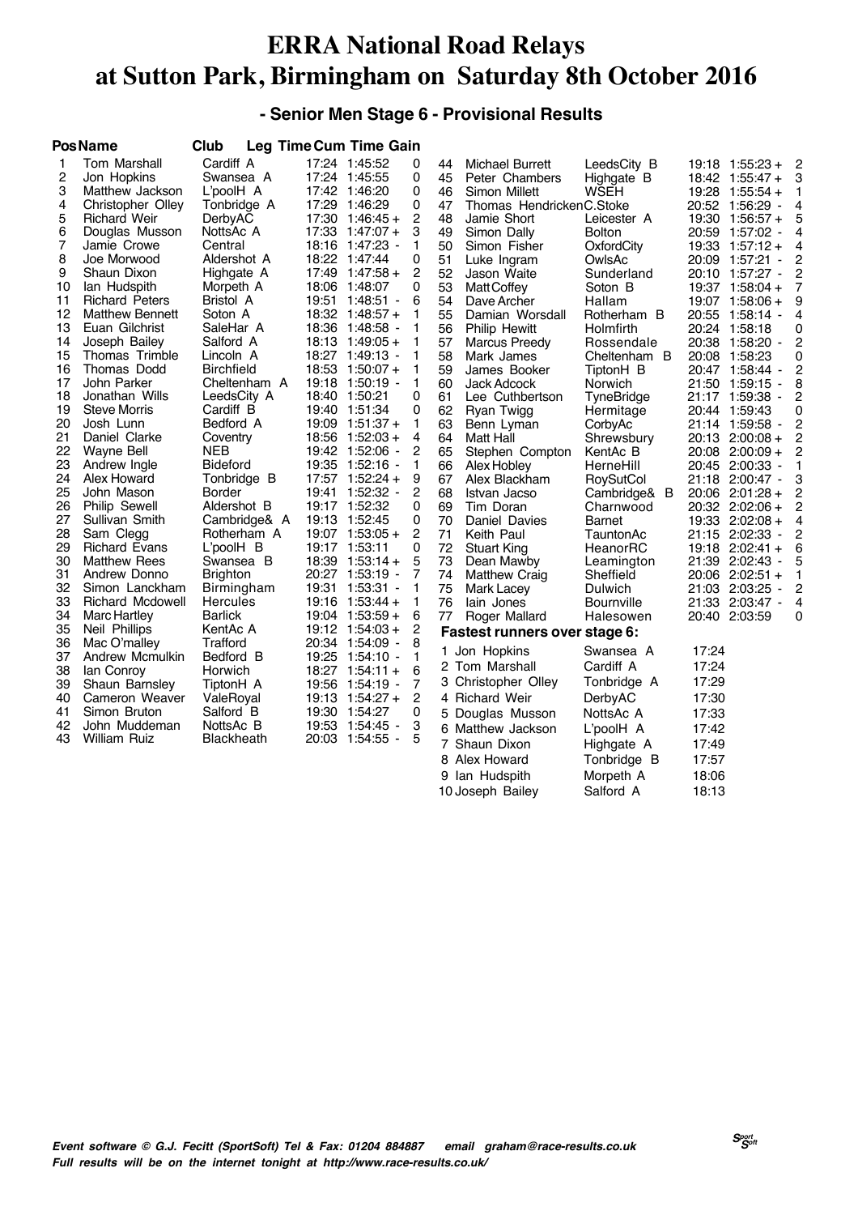# ERRA National Road Relays at Sutton Park, Birmingham on Saturday 8th October 2016

## - Senior Men Stage 6 - Provisional Results

| Pos | Name | Club | Leg Time | Cum Time | Gain |
|---|---|---|---|---|---|
| 1 | Tom Marshall | Cardiff A | 17:24 | 1:45:52 | 0 |
| 2 | Jon Hopkins | Swansea A | 17:24 | 1:45:55 | 0 |
| 3 | Matthew Jackson | L'poolH A | 17:42 | 1:46:20 | 0 |
| 4 | Christopher Olley | Tonbridge A | 17:29 | 1:46:29 | 0 |
| 5 | Richard Weir | DerbyAC | 17:30 | 1:46:45 + | 2 |
| 6 | Douglas Musson | NottsAc A | 17:33 | 1:47:07 + | 3 |
| 7 | Jamie Crowe | Central | 18:16 | 1:47:23 - | 1 |
| 8 | Joe Morwood | Aldershot A | 18:22 | 1:47:44 | 0 |
| 9 | Shaun Dixon | Highgate A | 17:49 | 1:47:58 + | 2 |
| 10 | Ian Hudspith | Morpeth A | 18:06 | 1:48:07 | 0 |
| 11 | Richard Peters | Bristol A | 19:51 | 1:48:51 - | 6 |
| 12 | Matthew Bennett | Soton A | 18:32 | 1:48:57 + | 1 |
| 13 | Euan Gilchrist | SaleHar A | 18:36 | 1:48:58 - | 1 |
| 14 | Joseph Bailey | Salford A | 18:13 | 1:49:05 + | 1 |
| 15 | Thomas Trimble | Lincoln A | 18:27 | 1:49:13 - | 1 |
| 16 | Thomas Dodd | Birchfield | 18:53 | 1:50:07 + | 1 |
| 17 | John Parker | Cheltenham A | 19:18 | 1:50:19 - | 1 |
| 18 | Jonathan Wills | LeedsCity A | 18:40 | 1:50:21 | 0 |
| 19 | Steve Morris | Cardiff B | 19:40 | 1:51:34 | 0 |
| 20 | Josh Lunn | Bedford A | 19:09 | 1:51:37 + | 1 |
| 21 | Daniel Clarke | Coventry | 18:56 | 1:52:03 + | 4 |
| 22 | Wayne Bell | NEB | 19:42 | 1:52:06 - | 2 |
| 23 | Andrew Ingle | Bideford | 19:35 | 1:52:16 - | 1 |
| 24 | Alex Howard | Tonbridge B | 17:57 | 1:52:24 + | 9 |
| 25 | John Mason | Border | 19:41 | 1:52:32 - | 2 |
| 26 | Philip Sewell | Aldershot B | 19:17 | 1:52:32 | 0 |
| 27 | Sullivan Smith | Cambridge& A | 19:13 | 1:52:45 | 0 |
| 28 | Sam Clegg | Rotherham A | 19:07 | 1:53:05 + | 2 |
| 29 | Richard Evans | L'poolH B | 19:17 | 1:53:11 | 0 |
| 30 | Matthew Rees | Swansea B | 18:39 | 1:53:14 + | 5 |
| 31 | Andrew Donno | Brighton | 20:27 | 1:53:19 - | 7 |
| 32 | Simon Lanckham | Birmingham | 19:31 | 1:53:31 - | 1 |
| 33 | Richard Mcdowell | Hercules | 19:16 | 1:53:44 + | 1 |
| 34 | Marc Hartley | Barlick | 19:04 | 1:53:59 + | 6 |
| 35 | Neil Phillips | KentAc A | 19:12 | 1:54:03 + | 2 |
| 36 | Mac O'malley | Trafford | 20:34 | 1:54:09 - | 8 |
| 37 | Andrew Mcmulkin | Bedford B | 19:25 | 1:54:10 - | 1 |
| 38 | Ian Conroy | Horwich | 18:27 | 1:54:11 + | 6 |
| 39 | Shaun Barnsley | TiptonH A | 19:56 | 1:54:19 - | 7 |
| 40 | Cameron Weaver | ValeRoyal | 19:13 | 1:54:27 + | 2 |
| 41 | Simon Bruton | Salford B | 19:30 | 1:54:27 | 0 |
| 42 | John Muddeman | NottsAc B | 19:53 | 1:54:45 - | 3 |
| 43 | William Ruiz | Blackheath | 20:03 | 1:54:55 - | 5 |
| 44 | Michael Burrett | LeedsCity B | 19:18 | 1:55:23 + | 2 |
| 45 | Peter Chambers | Highgate B | 18:42 | 1:55:47 + | 3 |
| 46 | Simon Millett | WSEH | 19:28 | 1:55:54 + | 1 |
| 47 | Thomas Hendricken | C.Stoke | 20:52 | 1:56:29 - | 4 |
| 48 | Jamie Short | Leicester A | 19:30 | 1:56:57 + | 5 |
| 49 | Simon Dally | Bolton | 20:59 | 1:57:02 - | 4 |
| 50 | Simon Fisher | OxfordCity | 19:33 | 1:57:12 + | 4 |
| 51 | Luke Ingram | OwlsAc | 20:09 | 1:57:21 - | 2 |
| 52 | Jason Waite | Sunderland | 20:10 | 1:57:27 - | 2 |
| 53 | Matt Coffey | Soton B | 19:37 | 1:58:04 + | 7 |
| 54 | Dave Archer | Hallam | 19:07 | 1:58:06 + | 9 |
| 55 | Damian Worsdall | Rotherham B | 20:55 | 1:58:14 - | 4 |
| 56 | Philip Hewitt | Holmfirth | 20:24 | 1:58:18 | 0 |
| 57 | Marcus Preedy | Rossendale | 20:38 | 1:58:20 - | 2 |
| 58 | Mark James | Cheltenham B | 20:08 | 1:58:23 | 0 |
| 59 | James Booker | TiptonH B | 20:47 | 1:58:44 - | 2 |
| 60 | Jack Adcock | Norwich | 21:50 | 1:59:15 - | 8 |
| 61 | Lee Cuthbertson | TyneBridge | 21:17 | 1:59:38 - | 2 |
| 62 | Ryan Twigg | Hermitage | 20:44 | 1:59:43 | 0 |
| 63 | Benn Lyman | CorbyAc | 21:14 | 1:59:58 - | 2 |
| 64 | Matt Hall | Shrewsbury | 20:13 | 2:00:08 + | 2 |
| 65 | Stephen Compton | KentAc B | 20:08 | 2:00:09 + | 2 |
| 66 | Alex Hobley | HerneHill | 20:45 | 2:00:33 - | 1 |
| 67 | Alex Blackham | RoySutCol | 21:18 | 2:00:47 - | 3 |
| 68 | Istvan Jacso | Cambridge& B | 20:06 | 2:01:28 + | 2 |
| 69 | Tim Doran | Charnwood | 20:32 | 2:02:06 + | 2 |
| 70 | Daniel Davies | Barnet | 19:33 | 2:02:08 + | 4 |
| 71 | Keith Paul | TauntonAc | 21:15 | 2:02:33 - | 2 |
| 72 | Stuart King | HeanorRC | 19:18 | 2:02:41 + | 6 |
| 73 | Dean Mawby | Leamington | 21:39 | 2:02:43 - | 5 |
| 74 | Matthew Craig | Sheffield | 20:06 | 2:02:51 + | 1 |
| 75 | Mark Lacey | Dulwich | 21:03 | 2:03:25 - | 2 |
| 76 | Iain Jones | Bournville | 21:33 | 2:03:47 - | 4 |
| 77 | Roger Mallard | Halesowen | 20:40 | 2:03:59 | 0 |

### Fastest runners over stage 6:

| | Name | Club | Time |
|---|---|---|---|
| 1 | Jon Hopkins | Swansea A | 17:24 |
| 2 | Tom Marshall | Cardiff A | 17:24 |
| 3 | Christopher Olley | Tonbridge A | 17:29 |
| 4 | Richard Weir | DerbyAC | 17:30 |
| 5 | Douglas Musson | NottsAc A | 17:33 |
| 6 | Matthew Jackson | L'poolH A | 17:42 |
| 7 | Shaun Dixon | Highgate A | 17:49 |
| 8 | Alex Howard | Tonbridge B | 17:57 |
| 9 | Ian Hudspith | Morpeth A | 18:06 |
| 10 | Joseph Bailey | Salford A | 18:13 |

*Event software © G.J. Fecitt (SportSoft) Tel & Fax: 01204 884887 email graham@race-results.co.uk*
*Full results will be on the internet tonight at http://www.race-results.co.uk/*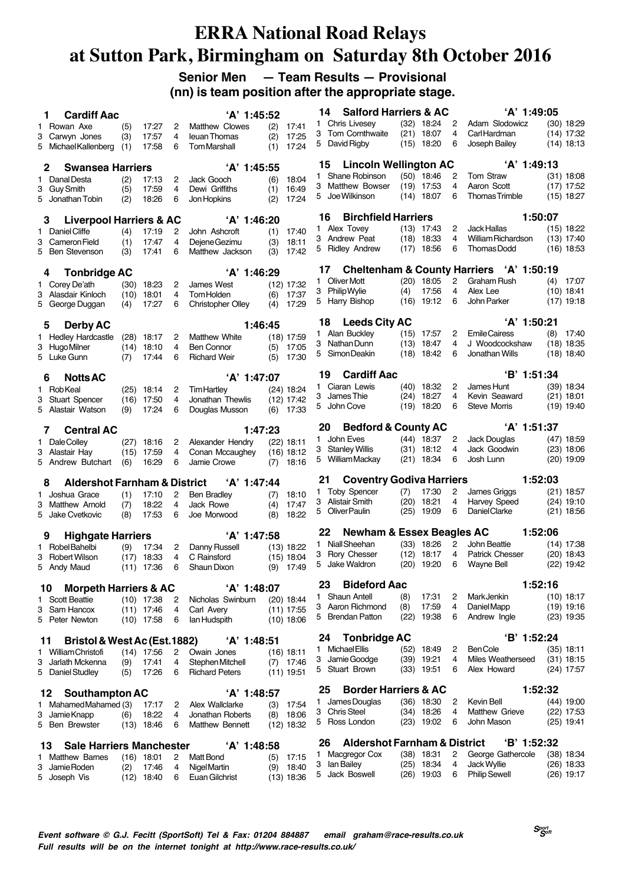# ERRA National Road Relays at Sutton Park, Birmingham on Saturday 8th October 2016

**Senior Men — Team Results — Provisional**

**(nn) is team position after the appropriate stage.**

### 1 Cardiff Aac 'A' 1:45:52
1 Rowan Axe (5) 17:27 2 Matthew Clowes (2) 17:41
3 Carwyn Jones (3) 17:57 4 Ieuan Thomas (2) 17:25
5 Michael Kallenberg (1) 17:58 6 Tom Marshall (1) 17:24

### 2 Swansea Harriers 'A' 1:45:55
1 Danal Desta (2) 17:13 2 Jack Gooch (6) 18:04
3 Guy Smith (5) 17:59 4 Dewi Griffiths (1) 16:49
5 Jonathan Tobin (2) 18:26 6 Jon Hopkins (2) 17:24

### 3 Liverpool Harriers & AC 'A' 1:46:20
1 Daniel Cliffe (4) 17:19 2 John Ashcroft (1) 17:40
3 Cameron Field (1) 17:47 4 Dejene Gezimu (3) 18:11
5 Ben Stevenson (3) 17:41 6 Matthew Jackson (3) 17:42

### 4 Tonbridge AC 'A' 1:46:29
1 Corey De'ath (30) 18:23 2 James West (12) 17:32
3 Alasdair Kinloch (10) 18:01 4 Tom Holden (6) 17:37
5 George Duggan (4) 17:27 6 Christopher Olley (4) 17:29

### 5 Derby AC 1:46:45
1 Hedley Hardcastle (28) 18:17 2 Matthew White (18) 17:59
3 Hugo Milner (14) 18:10 4 Ben Connor (5) 17:05
5 Luke Gunn (7) 17:44 6 Richard Weir (5) 17:30

### 6 Notts AC 'A' 1:47:07
1 Rob Keal (25) 18:14 2 Tim Hartley (24) 18:24
3 Stuart Spencer (16) 17:50 4 Jonathan Thewlis (12) 17:42
5 Alastair Watson (9) 17:24 6 Douglas Musson (6) 17:33

### 7 Central AC 1:47:23
1 Dale Colley (27) 18:16 2 Alexander Hendry (22) 18:11
3 Alastair Hay (15) 17:59 4 Conan Mccaughey (16) 18:12
5 Andrew Butchart (6) 16:29 6 Jamie Crowe (7) 18:16

### 8 Aldershot Farnham & District 'A' 1:47:44
1 Joshua Grace (1) 17:10 2 Ben Bradley (7) 18:10
3 Matthew Arnold (7) 18:22 4 Jack Rowe (4) 17:47
5 Jake Cvetkovic (8) 17:53 6 Joe Morwood (8) 18:22

### 9 Highgate Harriers 'A' 1:47:58
1 Robel Bahelbi (9) 17:34 2 Danny Russell (13) 18:22
3 Robert Wilson (17) 18:33 4 C Rainsford (15) 18:04
5 Andy Maud (11) 17:36 6 Shaun Dixon (9) 17:49

### 10 Morpeth Harriers & AC 'A' 1:48:07
1 Scott Beattie (10) 17:38 2 Nicholas Swinburn (20) 18:44
3 Sam Hancox (11) 17:46 4 Carl Avery (11) 17:55
5 Peter Newton (10) 17:58 6 Ian Hudspith (10) 18:06

### 11 Bristol & West Ac (Est.1882) 'A' 1:48:51
1 William Christofi (14) 17:56 2 Owain Jones (16) 18:11
3 Jarlath Mckenna (9) 17:41 4 Stephen Mitchell (7) 17:46
5 Daniel Studley (5) 17:26 6 Richard Peters (11) 19:51

### 12 Southampton AC 'A' 1:48:57
1 Mahamed Mahamed (3) 17:17 2 Alex Wallclarke (3) 17:54
3 Jamie Knapp (6) 18:22 4 Jonathan Roberts (8) 18:06
5 Ben Brewster (13) 18:46 6 Matthew Bennett (12) 18:32

### 13 Sale Harriers Manchester 'A' 1:48:58
1 Matthew Barnes (16) 18:01 2 Matt Bond (5) 17:15
3 Jamie Roden (2) 17:46 4 Nigel Martin (9) 18:40
5 Joseph Vis (12) 18:40 6 Euan Gilchrist (13) 18:36

### 14 Salford Harriers & AC 'A' 1:49:05
1 Chris Livesey (32) 18:24 2 Adam Slodowicz (30) 18:29
3 Tom Cornthwaite (21) 18:07 4 Carl Hardman (14) 17:32
5 David Rigby (15) 18:20 6 Joseph Bailey (14) 18:13

### 15 Lincoln Wellington AC 'A' 1:49:13
1 Shane Robinson (50) 18:46 2 Tom Straw (31) 18:08
3 Matthew Bowser (19) 17:53 4 Aaron Scott (17) 17:52
5 Joe Wilkinson (14) 18:07 6 Thomas Trimble (15) 18:27

### 16 Birchfield Harriers 1:50:07
1 Alex Tovey (13) 17:43 2 Jack Hallas (15) 18:22
3 Andrew Peat (18) 18:33 4 William Richardson (13) 17:40
5 Ridley Andrew (17) 18:56 6 Thomas Dodd (16) 18:53

### 17 Cheltenham & County Harriers 'A' 1:50:19
1 Oliver Mott (20) 18:05 2 Graham Rush (4) 17:07
3 Philip Wylie (4) 17:56 4 Alex Lee (10) 18:41
5 Harry Bishop (16) 19:12 6 John Parker (17) 19:18

### 18 Leeds City AC 'A' 1:50:21
1 Alan Buckley (15) 17:57 2 Emile Cairess (8) 17:40
3 Nathan Dunn (13) 18:47 4 J Woodcockshaw (18) 18:35
5 Simon Deakin (18) 18:42 6 Jonathan Wills (18) 18:40

### 19 Cardiff Aac 'B' 1:51:34
1 Ciaran Lewis (40) 18:32 2 James Hunt (39) 18:34
3 James Thie (24) 18:27 4 Kevin Seaward (21) 18:01
5 John Cove (19) 18:20 6 Steve Morris (19) 19:40

### 20 Bedford & County AC 'A' 1:51:37
1 John Eves (44) 18:37 2 Jack Douglas (47) 18:59
3 Stanley Willis (31) 18:12 4 Jack Goodwin (23) 18:06
5 William Mackay (21) 18:34 6 Josh Lunn (20) 19:09

### 21 Coventry Godiva Harriers 1:52:03
1 Toby Spencer (7) 17:30 2 James Griggs (21) 18:57
3 Alistair Smith (20) 18:21 4 Harvey Speed (24) 19:10
5 Oliver Paulin (25) 19:09 6 Daniel Clarke (21) 18:56

### 22 Newham & Essex Beagles AC 1:52:06
1 Niall Sheehan (33) 18:26 2 John Beattie (14) 17:38
3 Rory Chesser (12) 18:17 4 Patrick Chesser (20) 18:43
5 Jake Waldron (20) 19:20 6 Wayne Bell (22) 19:42

### 23 Bideford Aac 1:52:16
1 Shaun Antell (8) 17:31 2 Mark Jenkin (10) 18:17
3 Aaron Richmond (8) 17:59 4 Daniel Mapp (19) 19:16
5 Brendan Patton (22) 19:38 6 Andrew Ingle (23) 19:35

### 24 Tonbridge AC 'B' 1:52:24
1 Michael Ellis (52) 18:49 2 Ben Cole (35) 18:11
3 Jamie Goodge (39) 19:21 4 Miles Weatherseed (31) 18:15
5 Stuart Brown (33) 19:51 6 Alex Howard (24) 17:57

### 25 Border Harriers & AC 1:52:32
1 James Douglas (36) 18:30 2 Kevin Bell (44) 19:00
3 Chris Steel (34) 18:26 4 Matthew Grieve (22) 17:53
5 Ross London (23) 19:02 6 John Mason (25) 19:41

### 26 Aldershot Farnham & District 'B' 1:52:32
1 Macgregor Cox (38) 18:31 2 George Gathercole (38) 18:34
3 Ian Bailey (25) 18:34 4 Jack Wyllie (26) 18:33
5 Jack Boswell (26) 19:03 6 Philip Sewell (26) 19:17

*Event software © G.J. Fecitt (SportSoft) Tel & Fax: 01204 884887 email graham@race-results.co.uk*
*Full results will be on the internet tonight at http://www.race-results.co.uk/*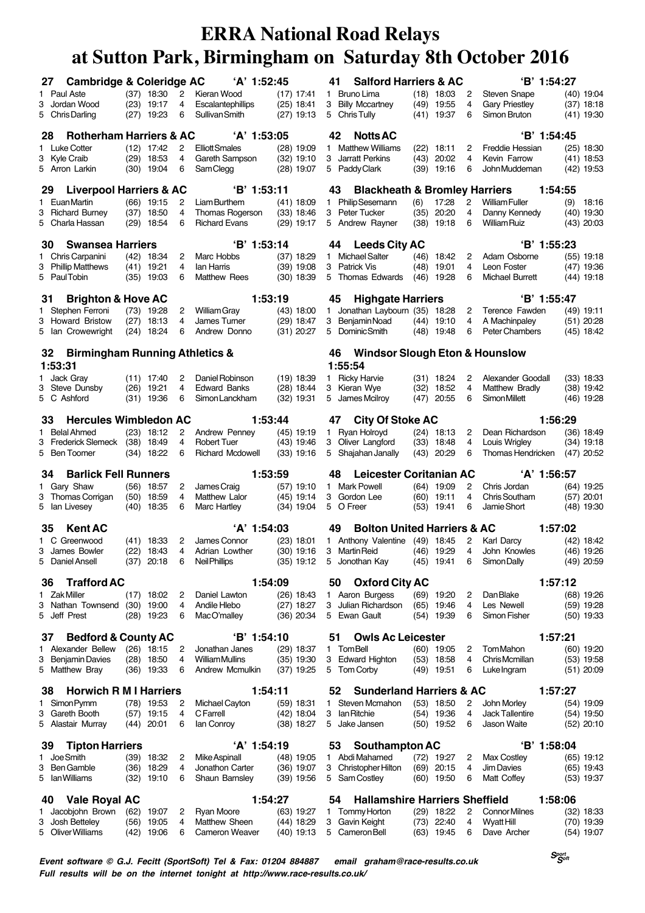# ERRA National Road Relays at Sutton Park, Birmingham on Saturday 8th October 2016

## 27 Cambridge & Coleridge AC 'A' 1:52:45

| Leg | Runner | Pos | Time | Leg | Runner | Pos | Time |
|---|---|---|---|---|---|---|---|
| 1 | Paul Aste | (37) | 18:30 | 2 | Kieran Wood | (17) | 17:41 |
| 3 | Jordan Wood | (23) | 19:17 | 4 | Escalantephillips | (25) | 18:41 |
| 5 | Chris Darling | (27) | 19:23 | 6 | Sullivan Smith | (27) | 19:13 |

## 28 Rotherham Harriers & AC 'A' 1:53:05

| Leg | Runner | Pos | Time | Leg | Runner | Pos | Time |
|---|---|---|---|---|---|---|---|
| 1 | Luke Cotter | (12) | 17:42 | 2 | Elliott Smales | (28) | 19:09 |
| 3 | Kyle Craib | (29) | 18:53 | 4 | Gareth Sampson | (32) | 19:10 |
| 5 | Arron Larkin | (30) | 19:04 | 6 | Sam Clegg | (28) | 19:07 |

## 29 Liverpool Harriers & AC 'B' 1:53:11

| Leg | Runner | Pos | Time | Leg | Runner | Pos | Time |
|---|---|---|---|---|---|---|---|
| 1 | Euan Martin | (66) | 19:15 | 2 | Liam Burthem | (41) | 18:09 |
| 3 | Richard Burney | (37) | 18:50 | 4 | Thomas Rogerson | (33) | 18:46 |
| 5 | Charla Hassan | (29) | 18:54 | 6 | Richard Evans | (29) | 19:17 |

## 30 Swansea Harriers 'B' 1:53:14

| Leg | Runner | Pos | Time | Leg | Runner | Pos | Time |
|---|---|---|---|---|---|---|---|
| 1 | Chris Carpanini | (42) | 18:34 | 2 | Marc Hobbs | (37) | 18:29 |
| 3 | Phillip Matthews | (41) | 19:21 | 4 | Ian Harris | (39) | 19:08 |
| 5 | Paul Tobin | (35) | 19:03 | 6 | Matthew Rees | (30) | 18:39 |

## 31 Brighton & Hove AC 1:53:19

| Leg | Runner | Pos | Time | Leg | Runner | Pos | Time |
|---|---|---|---|---|---|---|---|
| 1 | Stephen Ferroni | (73) | 19:28 | 2 | William Gray | (43) | 18:00 |
| 3 | Howard Bristow | (27) | 18:13 | 4 | James Turner | (29) | 18:47 |
| 5 | Ian Crowewright | (24) | 18:24 | 6 | Andrew Donno | (31) | 20:27 |

## 32 Birmingham Running Athletics & 1:53:31

| Leg | Runner | Pos | Time | Leg | Runner | Pos | Time |
|---|---|---|---|---|---|---|---|
| 1 | Jack Gray | (11) | 17:40 | 2 | Daniel Robinson | (19) | 18:39 |
| 3 | Steve Dunsby | (26) | 19:21 | 4 | Edward Banks | (28) | 18:44 |
| 5 | C Ashford | (31) | 19:36 | 6 | Simon Lanckham | (32) | 19:31 |

## 33 Hercules Wimbledon AC 1:53:44

| Leg | Runner | Pos | Time | Leg | Runner | Pos | Time |
|---|---|---|---|---|---|---|---|
| 1 | Belal Ahmed | (23) | 18:12 | 2 | Andrew Penney | (45) | 19:19 |
| 3 | Frederick Slemeck | (38) | 18:49 | 4 | Robert Tuer | (43) | 19:46 |
| 5 | Ben Toomer | (34) | 18:22 | 6 | Richard Mcdowell | (33) | 19:16 |

## 34 Barlick Fell Runners 1:53:59

| Leg | Runner | Pos | Time | Leg | Runner | Pos | Time |
|---|---|---|---|---|---|---|---|
| 1 | Gary Shaw | (56) | 18:57 | 2 | James Craig | (57) | 19:10 |
| 3 | Thomas Corrigan | (50) | 18:59 | 4 | Matthew Lalor | (45) | 19:14 |
| 5 | Ian Livesey | (40) | 18:35 | 6 | Marc Hartley | (34) | 19:04 |

## 35 Kent AC 'A' 1:54:03

| Leg | Runner | Pos | Time | Leg | Runner | Pos | Time |
|---|---|---|---|---|---|---|---|
| 1 | C Greenwood | (41) | 18:33 | 2 | James Connor | (23) | 18:01 |
| 3 | James Bowler | (22) | 18:43 | 4 | Adrian Lowther | (30) | 19:16 |
| 5 | Daniel Ansell | (37) | 20:18 | 6 | Neil Phillips | (35) | 19:12 |

## 36 Trafford AC 1:54:09

| Leg | Runner | Pos | Time | Leg | Runner | Pos | Time |
|---|---|---|---|---|---|---|---|
| 1 | Zak Miller | (17) | 18:02 | 2 | Daniel Lawton | (26) | 18:43 |
| 3 | Nathan Townsend | (30) | 19:00 | 4 | Andile Hlebo | (27) | 18:27 |
| 5 | Jeff Prest | (28) | 19:23 | 6 | Mac O'malley | (36) | 20:34 |

## 37 Bedford & County AC 'B' 1:54:10

| Leg | Runner | Pos | Time | Leg | Runner | Pos | Time |
|---|---|---|---|---|---|---|---|
| 1 | Alexander Bellew | (26) | 18:15 | 2 | Jonathan Janes | (29) | 18:37 |
| 3 | Benjamin Davies | (28) | 18:50 | 4 | William Mullins | (35) | 19:30 |
| 5 | Matthew Bray | (36) | 19:33 | 6 | Andrew Mcmulkin | (37) | 19:25 |

## 38 Horwich R M I Harriers 1:54:11

| Leg | Runner | Pos | Time | Leg | Runner | Pos | Time |
|---|---|---|---|---|---|---|---|
| 1 | Simon Pymm | (78) | 19:53 | 2 | Michael Cayton | (59) | 18:31 |
| 3 | Gareth Booth | (57) | 19:15 | 4 | C Farrell | (42) | 18:04 |
| 5 | Alastair Murray | (44) | 20:01 | 6 | Ian Conroy | (38) | 18:27 |

## 39 Tipton Harriers 'A' 1:54:19

| Leg | Runner | Pos | Time | Leg | Runner | Pos | Time |
|---|---|---|---|---|---|---|---|
| 1 | Joe Smith | (39) | 18:32 | 2 | Mike Aspinall | (48) | 19:05 |
| 3 | Ben Gamble | (36) | 18:29 | 4 | Jonathon Carter | (36) | 19:07 |
| 5 | Ian Williams | (32) | 19:10 | 6 | Shaun Barnsley | (39) | 19:56 |

## 40 Vale Royal AC 1:54:27

| Leg | Runner | Pos | Time | Leg | Runner | Pos | Time |
|---|---|---|---|---|---|---|---|
| 1 | Jacobjohn Brown | (62) | 19:07 | 2 | Ryan Moore | (63) | 19:27 |
| 3 | Josh Betteley | (56) | 19:05 | 4 | Matthew Sheen | (44) | 18:29 |
| 5 | Oliver Williams | (42) | 19:06 | 6 | Cameron Weaver | (40) | 19:13 |

## 41 Salford Harriers & AC 'B' 1:54:27

| Leg | Runner | Pos | Time | Leg | Runner | Pos | Time |
|---|---|---|---|---|---|---|---|
| 1 | Bruno Lima | (18) | 18:03 | 2 | Steven Snape | (40) | 19:04 |
| 3 | Billy Mccartney | (49) | 19:55 | 4 | Gary Priestley | (37) | 18:18 |
| 5 | Chris Tully | (41) | 19:37 | 6 | Simon Bruton | (41) | 19:30 |

## 42 Notts AC 'B' 1:54:45

| Leg | Runner | Pos | Time | Leg | Runner | Pos | Time |
|---|---|---|---|---|---|---|---|
| 1 | Matthew Williams | (22) | 18:11 | 2 | Freddie Hessian | (25) | 18:30 |
| 3 | Jarratt Perkins | (43) | 20:02 | 4 | Kevin Farrow | (41) | 18:53 |
| 5 | Paddy Clark | (39) | 19:16 | 6 | John Muddeman | (42) | 19:53 |

## 43 Blackheath & Bromley Harriers 1:54:55

| Leg | Runner | Pos | Time | Leg | Runner | Pos | Time |
|---|---|---|---|---|---|---|---|
| 1 | Philip Sesemann | (6) | 17:28 | 2 | William Fuller | (9) | 18:16 |
| 3 | Peter Tucker | (35) | 20:20 | 4 | Danny Kennedy | (40) | 19:30 |
| 5 | Andrew Rayner | (38) | 19:18 | 6 | William Ruiz | (43) | 20:03 |

## 44 Leeds City AC 'B' 1:55:23

| Leg | Runner | Pos | Time | Leg | Runner | Pos | Time |
|---|---|---|---|---|---|---|---|
| 1 | Michael Salter | (46) | 18:42 | 2 | Adam Osborne | (55) | 19:18 |
| 3 | Patrick Vis | (48) | 19:01 | 4 | Leon Foster | (47) | 19:36 |
| 5 | Thomas Edwards | (46) | 19:28 | 6 | Michael Burrett | (44) | 19:18 |

## 45 Highgate Harriers 'B' 1:55:47

| Leg | Runner | Pos | Time | Leg | Runner | Pos | Time |
|---|---|---|---|---|---|---|---|
| 1 | Jonathan Laybourn | (35) | 18:28 | 2 | Terence Fawden | (49) | 19:11 |
| 3 | Benjamin Noad | (44) | 19:10 | 4 | A Machinpaley | (51) | 20:28 |
| 5 | Dominic Smith | (48) | 19:48 | 6 | Peter Chambers | (45) | 18:42 |

## 46 Windsor Slough Eton & Hounslow 1:55:54

| Leg | Runner | Pos | Time | Leg | Runner | Pos | Time |
|---|---|---|---|---|---|---|---|
| 1 | Ricky Harvie | (31) | 18:24 | 2 | Alexander Goodall | (33) | 18:33 |
| 3 | Kieran Wye | (32) | 18:52 | 4 | Matthew Bradly | (38) | 19:42 |
| 5 | James Mcilroy | (47) | 20:55 | 6 | Simon Millett | (46) | 19:28 |

## 47 City Of Stoke AC 1:56:29

| Leg | Runner | Pos | Time | Leg | Runner | Pos | Time |
|---|---|---|---|---|---|---|---|
| 1 | Ryan Holroyd | (24) | 18:13 | 2 | Dean Richardson | (36) | 18:49 |
| 3 | Oliver Langford | (33) | 18:48 | 4 | Louis Wrigley | (34) | 19:18 |
| 5 | Shajahan Janally | (43) | 20:29 | 6 | Thomas Hendricken | (47) | 20:52 |

## 48 Leicester Coritanian AC 'A' 1:56:57

| Leg | Runner | Pos | Time | Leg | Runner | Pos | Time |
|---|---|---|---|---|---|---|---|
| 1 | Mark Powell | (64) | 19:09 | 2 | Chris Jordan | (64) | 19:25 |
| 3 | Gordon Lee | (60) | 19:11 | 4 | Chris Southam | (57) | 20:01 |
| 5 | O Freer | (53) | 19:41 | 6 | Jamie Short | (48) | 19:30 |

## 49 Bolton United Harriers & AC 1:57:02

| Leg | Runner | Pos | Time | Leg | Runner | Pos | Time |
|---|---|---|---|---|---|---|---|
| 1 | Anthony Valentine | (49) | 18:45 | 2 | Karl Darcy | (42) | 18:42 |
| 3 | Martin Reid | (46) | 19:29 | 4 | John Knowles | (46) | 19:26 |
| 5 | Jonothan Kay | (45) | 19:41 | 6 | Simon Dally | (49) | 20:59 |

## 50 Oxford City AC 1:57:12

| Leg | Runner | Pos | Time | Leg | Runner | Pos | Time |
|---|---|---|---|---|---|---|---|
| 1 | Aaron Burgess | (69) | 19:20 | 2 | Dan Blake | (68) | 19:26 |
| 3 | Julian Richardson | (65) | 19:46 | 4 | Les Newell | (59) | 19:28 |
| 5 | Ewan Gault | (54) | 19:39 | 6 | Simon Fisher | (50) | 19:33 |

## 51 Owls Ac Leicester 1:57:21

| Leg | Runner | Pos | Time | Leg | Runner | Pos | Time |
|---|---|---|---|---|---|---|---|
| 1 | Tom Bell | (60) | 19:05 | 2 | Tom Mahon | (60) | 19:20 |
| 3 | Edward Highton | (53) | 18:58 | 4 | Chris Mcmillan | (53) | 19:58 |
| 5 | Tom Corby | (49) | 19:51 | 6 | Luke Ingram | (51) | 20:09 |

## 52 Sunderland Harriers & AC 1:57:27

| Leg | Runner | Pos | Time | Leg | Runner | Pos | Time |
|---|---|---|---|---|---|---|---|
| 1 | Steven Mcmahon | (53) | 18:50 | 2 | John Morley | (54) | 19:09 |
| 3 | Ian Ritchie | (54) | 19:36 | 4 | Jack Tallentire | (54) | 19:50 |
| 5 | Jake Jansen | (50) | 19:52 | 6 | Jason Waite | (52) | 20:10 |

## 53 Southampton AC 'B' 1:58:04

| Leg | Runner | Pos | Time | Leg | Runner | Pos | Time |
|---|---|---|---|---|---|---|---|
| 1 | Abdi Mahamed | (72) | 19:27 | 2 | Max Costley | (65) | 19:12 |
| 3 | Christopher Hilton | (69) | 20:15 | 4 | Jim Davies | (65) | 19:43 |
| 5 | Sam Costley | (60) | 19:50 | 6 | Matt Coffey | (53) | 19:37 |

## 54 Hallamshire Harriers Sheffield 1:58:06

| Leg | Runner | Pos | Time | Leg | Runner | Pos | Time |
|---|---|---|---|---|---|---|---|
| 1 | Tommy Horton | (29) | 18:22 | 2 | Connor Milnes | (32) | 18:33 |
| 3 | Gavin Keight | (73) | 22:40 | 4 | Wyatt Hill | (70) | 19:39 |
| 5 | Cameron Bell | (63) | 19:45 | 6 | Dave Archer | (54) | 19:07 |

*Event software © G.J. Fecitt (SportSoft) Tel & Fax: 01204 884887 email graham@race-results.co.uk*
*Full results will be on the internet tonight at http://www.race-results.co.uk/*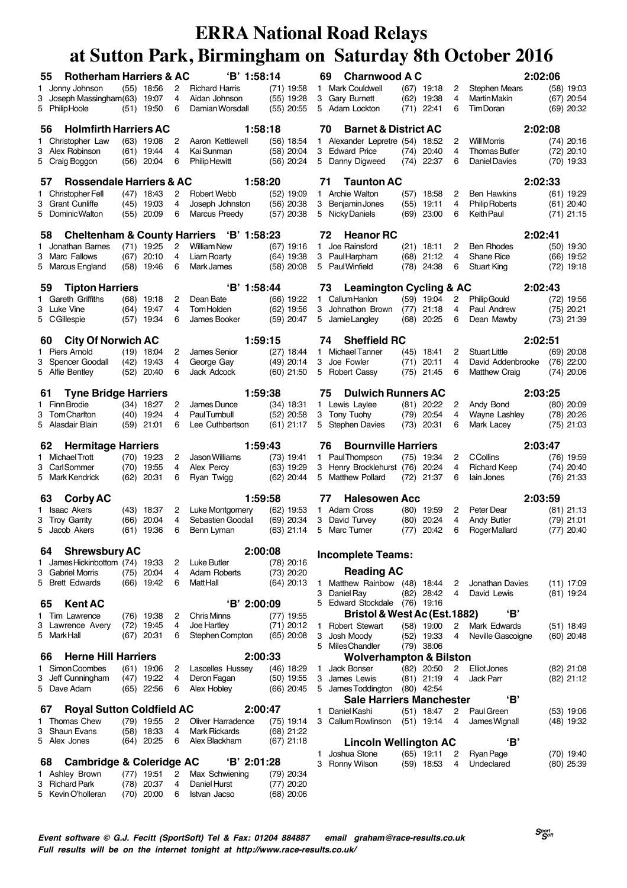# ERRA National Road Relays at Sutton Park, Birmingham on Saturday 8th October 2016

### 55 Rotherham Harriers & AC 'B' 1:58:14

| Leg | Runner | Pos | Time | Leg | Runner | Pos | Time |
|---|---|---|---|---|---|---|---|
| 1 | Jonny Johnson | (55) | 18:56 | 2 | Richard Harris | (71) | 19:58 |
| 3 | Joseph Massingham | (63) | 19:07 | 4 | Aidan Johnson | (55) | 19:28 |
| 5 | Philip Hoole | (51) | 19:50 | 6 | Damian Worsdall | (55) | 20:55 |

### 56 Holmfirth Harriers AC 1:58:18

| Leg | Runner | Pos | Time | Leg | Runner | Pos | Time |
|---|---|---|---|---|---|---|---|
| 1 | Christopher Law | (63) | 19:08 | 2 | Aaron Kettlewell | (56) | 18:54 |
| 3 | Alex Robinson | (61) | 19:44 | 4 | Kai Sunman | (58) | 20:04 |
| 5 | Craig Boggon | (56) | 20:04 | 6 | Philip Hewitt | (56) | 20:24 |

### 57 Rossendale Harriers & AC 1:58:20

| Leg | Runner | Pos | Time | Leg | Runner | Pos | Time |
|---|---|---|---|---|---|---|---|
| 1 | Christopher Fell | (47) | 18:43 | 2 | Robert Webb | (52) | 19:09 |
| 3 | Grant Cunliffe | (45) | 19:03 | 4 | Joseph Johnston | (56) | 20:38 |
| 5 | Dominic Walton | (55) | 20:09 | 6 | Marcus Preedy | (57) | 20:38 |

### 58 Cheltenham & County Harriers 'B' 1:58:23

| Leg | Runner | Pos | Time | Leg | Runner | Pos | Time |
|---|---|---|---|---|---|---|---|
| 1 | Jonathan Barnes | (71) | 19:25 | 2 | William New | (67) | 19:16 |
| 3 | Marc Fallows | (67) | 20:10 | 4 | Liam Roarty | (64) | 19:38 |
| 5 | Marcus England | (58) | 19:46 | 6 | Mark James | (58) | 20:08 |

### 59 Tipton Harriers 'B' 1:58:44

| Leg | Runner | Pos | Time | Leg | Runner | Pos | Time |
|---|---|---|---|---|---|---|---|
| 1 | Gareth Griffiths | (68) | 19:18 | 2 | Dean Bate | (66) | 19:22 |
| 3 | Luke Vine | (64) | 19:47 | 4 | Tom Holden | (62) | 19:56 |
| 5 | C Gillespie | (57) | 19:34 | 6 | James Booker | (59) | 20:47 |

### 60 City Of Norwich AC 1:59:15

| Leg | Runner | Pos | Time | Leg | Runner | Pos | Time |
|---|---|---|---|---|---|---|---|
| 1 | Piers Arnold | (19) | 18:04 | 2 | James Senior | (27) | 18:44 |
| 3 | Spencer Goodall | (42) | 19:43 | 4 | George Gay | (49) | 20:14 |
| 5 | Alfie Bentley | (52) | 20:40 | 6 | Jack Adcock | (60) | 21:50 |

### 61 Tyne Bridge Harriers 1:59:38

| Leg | Runner | Pos | Time | Leg | Runner | Pos | Time |
|---|---|---|---|---|---|---|---|
| 1 | Finn Brodie | (34) | 18:27 | 2 | James Dunce | (34) | 18:31 |
| 3 | Tom Charlton | (40) | 19:24 | 4 | Paul Turnbull | (52) | 20:58 |
| 5 | Alasdair Blain | (59) | 21:01 | 6 | Lee Cuthbertson | (61) | 21:17 |

### 62 Hermitage Harriers 1:59:43

| Leg | Runner | Pos | Time | Leg | Runner | Pos | Time |
|---|---|---|---|---|---|---|---|
| 1 | Michael Trott | (70) | 19:23 | 2 | Jason Williams | (73) | 19:41 |
| 3 | Carl Sommer | (70) | 19:55 | 4 | Alex Percy | (63) | 19:29 |
| 5 | Mark Kendrick | (62) | 20:31 | 6 | Ryan Twigg | (62) | 20:44 |

### 63 Corby AC 1:59:58

| Leg | Runner | Pos | Time | Leg | Runner | Pos | Time |
|---|---|---|---|---|---|---|---|
| 1 | Isaac Akers | (43) | 18:37 | 2 | Luke Montgomery | (62) | 19:53 |
| 3 | Troy Garrity | (66) | 20:04 | 4 | Sebastien Goodall | (69) | 20:34 |
| 5 | Jacob Akers | (61) | 19:36 | 6 | Benn Lyman | (63) | 21:14 |

### 64 Shrewsbury AC 2:00:08

| Leg | Runner | Pos | Time | Leg | Runner | Pos | Time |
|---|---|---|---|---|---|---|---|
| 1 | James Hickinbottom | (74) | 19:33 | 2 | Luke Butler | (78) | 20:16 |
| 3 | Gabriel Morris | (75) | 20:04 | 4 | Adam Roberts | (73) | 20:20 |
| 5 | Brett Edwards | (66) | 19:42 | 6 | Matt Hall | (64) | 20:13 |

### 65 Kent AC 'B' 2:00:09

| Leg | Runner | Pos | Time | Leg | Runner | Pos | Time |
|---|---|---|---|---|---|---|---|
| 1 | Tim Lawrence | (76) | 19:38 | 2 | Chris Minns | (77) | 19:55 |
| 3 | Lawrence Avery | (72) | 19:45 | 4 | Joe Hartley | (71) | 20:12 |
| 5 | Mark Hall | (67) | 20:31 | 6 | Stephen Compton | (65) | 20:08 |

### 66 Herne Hill Harriers 2:00:33

| Leg | Runner | Pos | Time | Leg | Runner | Pos | Time |
|---|---|---|---|---|---|---|---|
| 1 | Simon Coombes | (61) | 19:06 | 2 | Lascelles Hussey | (46) | 18:29 |
| 3 | Jeff Cunningham | (47) | 19:22 | 4 | Deron Fagan | (50) | 19:55 |
| 5 | Dave Adam | (65) | 22:56 | 6 | Alex Hobley | (66) | 20:45 |

### 67 Royal Sutton Coldfield AC 2:00:47

| Leg | Runner | Pos | Time | Leg | Runner | Pos | Time |
|---|---|---|---|---|---|---|---|
| 1 | Thomas Chew | (79) | 19:55 | 2 | Oliver Harradence | (75) | 19:14 |
| 3 | Shaun Evans | (58) | 18:33 | 4 | Mark Rickards | (68) | 21:22 |
| 5 | Alex Jones | (64) | 20:25 | 6 | Alex Blackham | (67) | 21:18 |

### 68 Cambridge & Coleridge AC 'B' 2:01:28

| Leg | Runner | Pos | Time | Leg | Runner | Pos | Time |
|---|---|---|---|---|---|---|---|
| 1 | Ashley Brown | (77) | 19:51 | 2 | Max Schwiening | (79) | 20:34 |
| 3 | Richard Park | (78) | 20:37 | 4 | Daniel Hurst | (77) | 20:20 |
| 5 | Kevin O'holleran | (70) | 20:00 | 6 | Istvan Jacso | (68) | 20:06 |

### 69 Charnwood A C 2:02:06

| Leg | Runner | Pos | Time | Leg | Runner | Pos | Time |
|---|---|---|---|---|---|---|---|
| 1 | Mark Couldwell | (67) | 19:18 | 2 | Stephen Mears | (58) | 19:03 |
| 3 | Gary Burnett | (62) | 19:38 | 4 | Martin Makin | (67) | 20:54 |
| 5 | Adam Lockton | (71) | 22:41 | 6 | Tim Doran | (69) | 20:32 |

### 70 Barnet & District AC 2:02:08

| Leg | Runner | Pos | Time | Leg | Runner | Pos | Time |
|---|---|---|---|---|---|---|---|
| 1 | Alexander Lepretre | (54) | 18:52 | 2 | Will Morris | (74) | 20:16 |
| 3 | Edward Price | (74) | 20:40 | 4 | Thomas Butler | (72) | 20:10 |
| 5 | Danny Digweed | (74) | 22:37 | 6 | Daniel Davies | (70) | 19:33 |

### 71 Taunton AC 2:02:33

| Leg | Runner | Pos | Time | Leg | Runner | Pos | Time |
|---|---|---|---|---|---|---|---|
| 1 | Archie Walton | (57) | 18:58 | 2 | Ben Hawkins | (61) | 19:29 |
| 3 | Benjamin Jones | (55) | 19:11 | 4 | Philip Roberts | (61) | 20:40 |
| 5 | Nicky Daniels | (69) | 23:00 | 6 | Keith Paul | (71) | 21:15 |

### 72 Heanor RC 2:02:41

| Leg | Runner | Pos | Time | Leg | Runner | Pos | Time |
|---|---|---|---|---|---|---|---|
| 1 | Joe Rainsford | (21) | 18:11 | 2 | Ben Rhodes | (50) | 19:30 |
| 3 | Paul Harpham | (68) | 21:12 | 4 | Shane Rice | (66) | 19:52 |
| 5 | Paul Winfield | (78) | 24:38 | 6 | Stuart King | (72) | 19:18 |

### 73 Leamington Cycling & AC 2:02:43

| Leg | Runner | Pos | Time | Leg | Runner | Pos | Time |
|---|---|---|---|---|---|---|---|
| 1 | Callum Hanlon | (59) | 19:04 | 2 | Philip Gould | (72) | 19:56 |
| 3 | Johnathon Brown | (77) | 21:18 | 4 | Paul Andrew | (75) | 20:21 |
| 5 | Jamie Langley | (68) | 20:25 | 6 | Dean Mawby | (73) | 21:39 |

### 74 Sheffield RC 2:02:51

| Leg | Runner | Pos | Time | Leg | Runner | Pos | Time |
|---|---|---|---|---|---|---|---|
| 1 | Michael Tanner | (45) | 18:41 | 2 | Stuart Little | (69) | 20:08 |
| 3 | Joe Fowler | (71) | 20:11 | 4 | David Addenbrooke | (76) | 22:00 |
| 5 | Robert Cassy | (75) | 21:45 | 6 | Matthew Craig | (74) | 20:06 |

### 75 Dulwich Runners AC 2:03:25

| Leg | Runner | Pos | Time | Leg | Runner | Pos | Time |
|---|---|---|---|---|---|---|---|
| 1 | Lewis Laylee | (81) | 20:22 | 2 | Andy Bond | (80) | 20:09 |
| 3 | Tony Tuohy | (79) | 20:54 | 4 | Wayne Lashley | (78) | 20:26 |
| 5 | Stephen Davies | (73) | 20:31 | 6 | Mark Lacey | (75) | 21:03 |

### 76 Bournville Harriers 2:03:47

| Leg | Runner | Pos | Time | Leg | Runner | Pos | Time |
|---|---|---|---|---|---|---|---|
| 1 | Paul Thompson | (75) | 19:34 | 2 | C Collins | (76) | 19:59 |
| 3 | Henry Brocklehurst | (76) | 20:24 | 4 | Richard Keep | (74) | 20:40 |
| 5 | Matthew Pollard | (72) | 21:37 | 6 | Iain Jones | (76) | 21:33 |

### 77 Halesowen Acc 2:03:59

| Leg | Runner | Pos | Time | Leg | Runner | Pos | Time |
|---|---|---|---|---|---|---|---|
| 1 | Adam Cross | (80) | 19:59 | 2 | Peter Dear | (81) | 21:13 |
| 3 | David Turvey | (80) | 20:24 | 4 | Andy Butler | (79) | 21:01 |
| 5 | Marc Turner | (77) | 20:42 | 6 | Roger Mallard | (77) | 20:40 |

## Incomplete Teams:

### Reading AC

| Leg | Runner | Pos | Time | Leg | Runner | Pos | Time |
|---|---|---|---|---|---|---|---|
| 1 | Matthew Rainbow | (48) | 18:44 | 2 | Jonathan Davies | (11) | 17:09 |
| 3 | Daniel Ray | (82) | 28:42 | 4 | David Lewis | (81) | 19:24 |
| 5 | Edward Stockdale | (76) | 19:16 | | | | |

### Bristol & West Ac (Est.1882) 'B'

| Leg | Runner | Pos | Time | Leg | Runner | Pos | Time |
|---|---|---|---|---|---|---|---|
| 1 | Robert Stewart | (58) | 19:00 | 2 | Mark Edwards | (51) | 18:49 |
| 3 | Josh Moody | (52) | 19:33 | 4 | Neville Gascoigne | (60) | 20:48 |
| 5 | Miles Chandler | (79) | 38:06 | | | | |

### Wolverhampton & Bilston

| Leg | Runner | Pos | Time | Leg | Runner | Pos | Time |
|---|---|---|---|---|---|---|---|
| 1 | Jack Bonser | (82) | 20:50 | 2 | Elliot Jones | (82) | 21:08 |
| 3 | James Lewis | (81) | 21:19 | 4 | Jack Parr | (82) | 21:12 |
| 5 | James Toddington | (80) | 42:54 | | | | |

### Sale Harriers Manchester 'B'

| Leg | Runner | Pos | Time | Leg | Runner | Pos | Time |
|---|---|---|---|---|---|---|---|
| 1 | Daniel Kashi | (51) | 18:47 | 2 | Paul Green | (53) | 19:06 |
| 3 | Callum Rowlinson | (51) | 19:14 | 4 | James Wignall | (48) | 19:32 |

### Lincoln Wellington AC 'B'

| Leg | Runner | Pos | Time | Leg | Runner | Pos | Time |
|---|---|---|---|---|---|---|---|
| 1 | Joshua Stone | (65) | 19:11 | 2 | Ryan Page | (70) | 19:40 |
| 3 | Ronny Wilson | (59) | 18:53 | 4 | Undeclared | (80) | 25:39 |

*Event software © G.J. Fecitt (SportSoft) Tel & Fax: 01204 884887 email graham@race-results.co.uk*
*Full results will be on the internet tonight at http://www.race-results.co.uk/*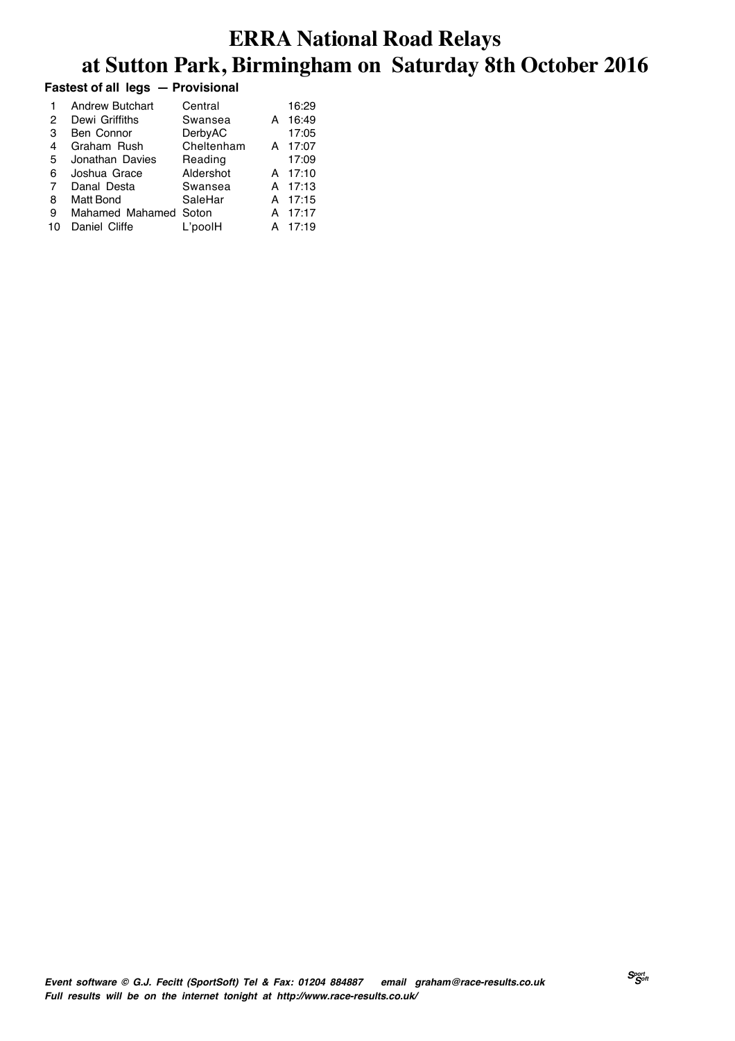# ERRA National Road Relays at Sutton Park, Birmingham on Saturday 8th October 2016

**Fastest of all legs — Provisional**

| | | | | |
|---|---|---|---|---|
| 1 | Andrew Butchart | Central | | 16:29 |
| 2 | Dewi Griffiths | Swansea | A | 16:49 |
| 3 | Ben Connor | DerbyAC | | 17:05 |
| 4 | Graham Rush | Cheltenham | A | 17:07 |
| 5 | Jonathan Davies | Reading | | 17:09 |
| 6 | Joshua Grace | Aldershot | A | 17:10 |
| 7 | Danal Desta | Swansea | A | 17:13 |
| 8 | Matt Bond | SaleHar | A | 17:15 |
| 9 | Mahamed Mahamed | Soton | A | 17:17 |
| 10 | Daniel Cliffe | L'poolH | A | 17:19 |

*Event software © G.J. Fecitt (SportSoft) Tel & Fax: 01204 884887 email graham@race-results.co.uk*
*Full results will be on the internet tonight at http://www.race-results.co.uk/*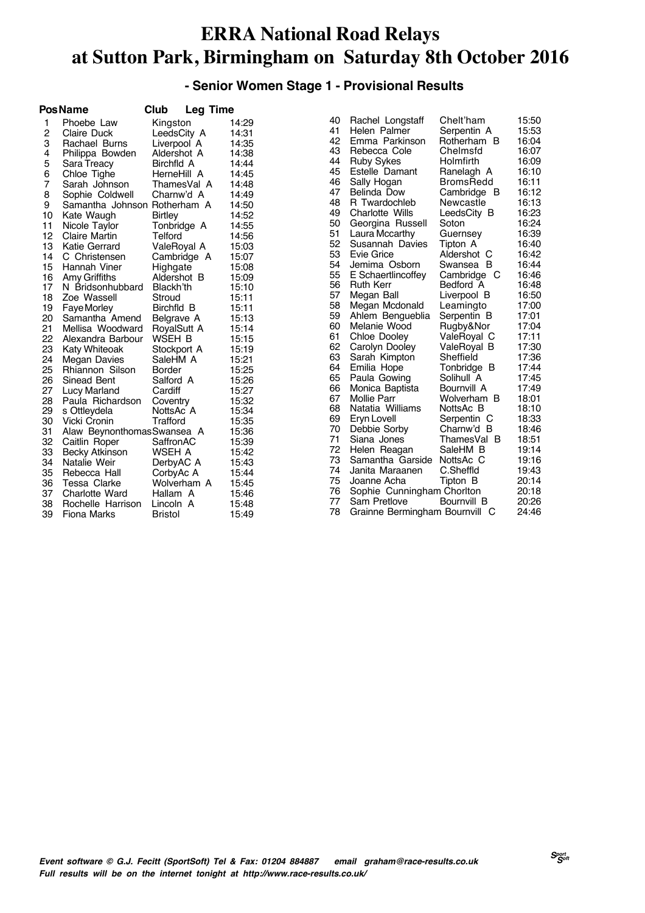# ERRA National Road Relays at Sutton Park, Birmingham on Saturday 8th October 2016

### - Senior Women Stage 1 - Provisional Results

| Pos | Name | Club | Leg Time |
|---|---|---|---|
| 1 | Phoebe Law | Kingston | 14:29 |
| 2 | Claire Duck | LeedsCity A | 14:31 |
| 3 | Rachael Burns | Liverpool A | 14:35 |
| 4 | Philippa Bowden | Aldershot A | 14:38 |
| 5 | Sara Treacy | Birchfld A | 14:44 |
| 6 | Chloe Tighe | HerneHill A | 14:45 |
| 7 | Sarah Johnson | ThamesVal A | 14:48 |
| 8 | Sophie Coldwell | Charnw'd A | 14:49 |
| 9 | Samantha Johnson | Rotherham A | 14:50 |
| 10 | Kate Waugh | Birtley | 14:52 |
| 11 | Nicole Taylor | Tonbridge A | 14:55 |
| 12 | Claire Martin | Telford | 14:56 |
| 13 | Katie Gerrard | ValeRoyal A | 15:03 |
| 14 | C Christensen | Cambridge A | 15:07 |
| 15 | Hannah Viner | Highgate | 15:08 |
| 16 | Amy Griffiths | Aldershot B | 15:09 |
| 17 | N Bridsonhubbard | Blackh'th | 15:10 |
| 18 | Zoe Wassell | Stroud | 15:11 |
| 19 | Faye Morley | Birchfld B | 15:11 |
| 20 | Samantha Amend | Belgrave A | 15:13 |
| 21 | Mellisa Woodward | RoyalSutt A | 15:14 |
| 22 | Alexandra Barbour | WSEH B | 15:15 |
| 23 | Katy Whiteoak | Stockport A | 15:19 |
| 24 | Megan Davies | SaleHM A | 15:21 |
| 25 | Rhiannon Silson | Border | 15:25 |
| 26 | Sinead Bent | Salford A | 15:26 |
| 27 | Lucy Marland | Cardiff | 15:27 |
| 28 | Paula Richardson | Coventry | 15:32 |
| 29 | s Ottleydela | NottsAc A | 15:34 |
| 30 | Vicki Cronin | Trafford | 15:35 |
| 31 | Alaw Beynonthomas | Swansea A | 15:36 |
| 32 | Caitlin Roper | SaffronAC | 15:39 |
| 33 | Becky Atkinson | WSEH A | 15:42 |
| 34 | Natalie Weir | DerbyAC A | 15:43 |
| 35 | Rebecca Hall | CorbyAc A | 15:44 |
| 36 | Tessa Clarke | Wolverham A | 15:45 |
| 37 | Charlotte Ward | Hallam A | 15:46 |
| 38 | Rochelle Harrison | Lincoln A | 15:48 |
| 39 | Fiona Marks | Bristol | 15:49 |
| 40 | Rachel Longstaff | Chelt'ham | 15:50 |
| 41 | Helen Palmer | Serpentin A | 15:53 |
| 42 | Emma Parkinson | Rotherham B | 16:04 |
| 43 | Rebecca Cole | Chelmsfd | 16:07 |
| 44 | Ruby Sykes | Holmfirth | 16:09 |
| 45 | Estelle Damant | Ranelagh A | 16:10 |
| 46 | Sally Hogan | BromsRedd | 16:11 |
| 47 | Belinda Dow | Cambridge B | 16:12 |
| 48 | R Twardochleb | Newcastle | 16:13 |
| 49 | Charlotte Wills | LeedsCity B | 16:23 |
| 50 | Georgina Russell | Soton | 16:24 |
| 51 | Laura Mccarthy | Guernsey | 16:39 |
| 52 | Susannah Davies | Tipton A | 16:40 |
| 53 | Evie Grice | Aldershot C | 16:42 |
| 54 | Jemima Osborn | Swansea B | 16:44 |
| 55 | E Schaertlincoffey | Cambridge C | 16:46 |
| 56 | Ruth Kerr | Bedford A | 16:48 |
| 57 | Megan Ball | Liverpool B | 16:50 |
| 58 | Megan Mcdonald | Leamingto | 17:00 |
| 59 | Ahlem Bengueblia | Serpentin B | 17:01 |
| 60 | Melanie Wood | Rugby&Nor | 17:04 |
| 61 | Chloe Dooley | ValeRoyal C | 17:11 |
| 62 | Carolyn Dooley | ValeRoyal B | 17:30 |
| 63 | Sarah Kimpton | Sheffield | 17:36 |
| 64 | Emilia Hope | Tonbridge B | 17:44 |
| 65 | Paula Gowing | Solihull A | 17:45 |
| 66 | Monica Baptista | Bournvill A | 17:49 |
| 67 | Mollie Parr | Wolverham B | 18:01 |
| 68 | Natatia Williams | NottsAc B | 18:10 |
| 69 | Eryn Lovell | Serpentin C | 18:33 |
| 70 | Debbie Sorby | Charnw'd B | 18:46 |
| 71 | Siana Jones | ThamesVal B | 18:51 |
| 72 | Helen Reagan | SaleHM B | 19:14 |
| 73 | Samantha Garside | NottsAc C | 19:16 |
| 74 | Janita Maraanen | C.Sheffld | 19:43 |
| 75 | Joanne Acha | Tipton B | 20:14 |
| 76 | Sophie Cunningham | Chorlton | 20:18 |
| 77 | Sam Pretlove | Bournvill B | 20:26 |
| 78 | Grainne Bermingham | Bournvill C | 24:46 |

*Event software © G.J. Fecitt (SportSoft) Tel & Fax: 01204 884887 email graham@race-results.co.uk*
*Full results will be on the internet tonight at http://www.race-results.co.uk/*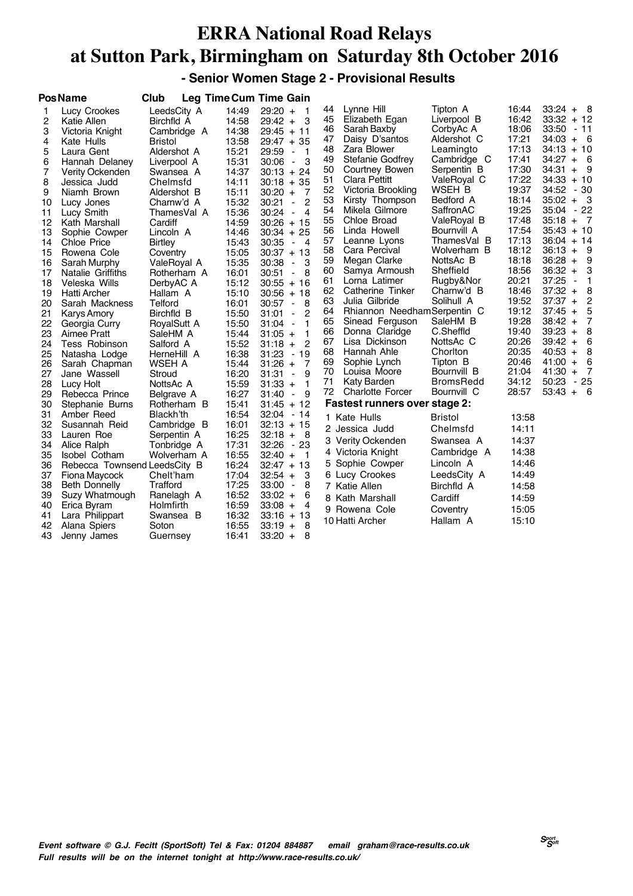# ERRA National Road Relays at Sutton Park, Birmingham on Saturday 8th October 2016

## - Senior Women Stage 2 - Provisional Results

| Pos | Name | Club | Leg Time | Cum Time | Gain |
|---|---|---|---|---|---|
| 1 | Lucy Crookes | LeedsCity A | 14:49 | 29:20 | + 1 |
| 2 | Katie Allen | Birchfld A | 14:58 | 29:42 | + 3 |
| 3 | Victoria Knight | Cambridge A | 14:38 | 29:45 | + 11 |
| 4 | Kate Hulls | Bristol | 13:58 | 29:47 | + 35 |
| 5 | Laura Gent | Aldershot A | 15:21 | 29:59 | - 1 |
| 6 | Hannah Delaney | Liverpool A | 15:31 | 30:06 | - 3 |
| 7 | Verity Ockenden | Swansea A | 14:37 | 30:13 | + 24 |
| 8 | Jessica Judd | Chelmsfd | 14:11 | 30:18 | + 35 |
| 9 | Niamh Brown | Aldershot B | 15:11 | 30:20 | + 7 |
| 10 | Lucy Jones | Charnw'd A | 15:32 | 30:21 | - 2 |
| 11 | Lucy Smith | ThamesVal A | 15:36 | 30:24 | - 4 |
| 12 | Kath Marshall | Cardiff | 14:59 | 30:26 | + 15 |
| 13 | Sophie Cowper | Lincoln A | 14:46 | 30:34 | + 25 |
| 14 | Chloe Price | Birtley | 15:43 | 30:35 | - 4 |
| 15 | Rowena Cole | Coventry | 15:05 | 30:37 | + 13 |
| 16 | Sarah Murphy | ValeRoyal A | 15:35 | 30:38 | - 3 |
| 17 | Natalie Griffiths | Rotherham A | 16:01 | 30:51 | - 8 |
| 18 | Veleska Wills | DerbyAC A | 15:12 | 30:55 | + 16 |
| 19 | Hatti Archer | Hallam A | 15:10 | 30:56 | + 18 |
| 20 | Sarah Mackness | Telford | 16:01 | 30:57 | - 8 |
| 21 | Karys Amory | Birchfld B | 15:50 | 31:01 | - 2 |
| 22 | Georgia Curry | RoyalSutt A | 15:50 | 31:04 | - 1 |
| 23 | Aimee Pratt | SaleHM A | 15:44 | 31:05 | + 1 |
| 24 | Tess Robinson | Salford A | 15:52 | 31:18 | + 2 |
| 25 | Natasha Lodge | HerneHill A | 16:38 | 31:23 | - 19 |
| 26 | Sarah Chapman | WSEH A | 15:44 | 31:26 | + 7 |
| 27 | Jane Wassell | Stroud | 16:20 | 31:31 | - 9 |
| 28 | Lucy Holt | NottsAc A | 15:59 | 31:33 | + 1 |
| 29 | Rebecca Prince | Belgrave A | 16:27 | 31:40 | - 9 |
| 30 | Stephanie Burns | Rotherham B | 15:41 | 31:45 | + 12 |
| 31 | Amber Reed | Blackh'th | 16:54 | 32:04 | - 14 |
| 32 | Susannah Reid | Cambridge B | 16:01 | 32:13 | + 15 |
| 33 | Lauren Roe | Serpentin A | 16:25 | 32:18 | + 8 |
| 34 | Alice Ralph | Tonbridge A | 17:31 | 32:26 | - 23 |
| 35 | Isobel Cotham | Wolverham A | 16:55 | 32:40 | + 1 |
| 36 | Rebecca Townsend | LeedsCity B | 16:24 | 32:47 | + 13 |
| 37 | Fiona Maycock | Chelt'ham | 17:04 | 32:54 | + 3 |
| 38 | Beth Donnelly | Trafford | 17:25 | 33:00 | - 8 |
| 39 | Suzy Whatmough | Ranelagh A | 16:52 | 33:02 | + 6 |
| 40 | Erica Byram | Holmfirth | 16:59 | 33:08 | + 4 |
| 41 | Lara Philippart | Swansea B | 16:32 | 33:16 | + 13 |
| 42 | Alana Spiers | Soton | 16:55 | 33:19 | + 8 |
| 43 | Jenny James | Guernsey | 16:41 | 33:20 | + 8 |
| 44 | Lynne Hill | Tipton A | 16:44 | 33:24 | + 8 |
| 45 | Elizabeth Egan | Liverpool B | 16:42 | 33:32 | + 12 |
| 46 | Sarah Baxby | CorbyAc A | 18:06 | 33:50 | - 11 |
| 47 | Daisy D'santos | Aldershot C | 17:21 | 34:03 | + 6 |
| 48 | Zara Blower | Leamingto | 17:13 | 34:13 | + 10 |
| 49 | Stefanie Godfrey | Cambridge C | 17:41 | 34:27 | + 6 |
| 50 | Courtney Bowen | Serpentin B | 17:30 | 34:31 | + 9 |
| 51 | Clara Pettitt | ValeRoyal C | 17:22 | 34:33 | + 10 |
| 52 | Victoria Brookling | WSEH B | 19:37 | 34:52 | - 30 |
| 53 | Kirsty Thompson | Bedford A | 18:14 | 35:02 | + 3 |
| 54 | Mikela Gilmore | SaffronAC | 19:25 | 35:04 | - 22 |
| 55 | Chloe Broad | ValeRoyal B | 17:48 | 35:18 | + 7 |
| 56 | Linda Howell | Bournvill A | 17:54 | 35:43 | + 10 |
| 57 | Leanne Lyons | ThamesVal B | 17:13 | 36:04 | + 14 |
| 58 | Cara Percival | Wolverham B | 18:12 | 36:13 | + 9 |
| 59 | Megan Clarke | NottsAc B | 18:18 | 36:28 | + 9 |
| 60 | Samya Armoush | Sheffield | 18:56 | 36:32 | + 3 |
| 61 | Lorna Latimer | Rugby&Nor | 20:21 | 37:25 | - 1 |
| 62 | Catherine Tinker | Charnw'd B | 18:46 | 37:32 | + 8 |
| 63 | Julia Gilbride | Solihull A | 19:52 | 37:37 | + 2 |
| 64 | Rhiannon Needham | Serpentin C | 19:12 | 37:45 | + 5 |
| 65 | Sinead Ferguson | SaleHM B | 19:28 | 38:42 | + 7 |
| 66 | Donna Claridge | C.Sheffld | 19:40 | 39:23 | + 8 |
| 67 | Lisa Dickinson | NottsAc C | 20:26 | 39:42 | + 6 |
| 68 | Hannah Ahle | Chorlton | 20:35 | 40:53 | + 8 |
| 69 | Sophie Lynch | Tipton B | 20:46 | 41:00 | + 6 |
| 70 | Louisa Moore | Bournvill B | 21:04 | 41:30 | + 7 |
| 71 | Katy Barden | BromsRedd | 34:12 | 50:23 | - 25 |
| 72 | Charlotte Forcer | Bournvill C | 28:57 | 53:43 | + 6 |

### Fastest runners over stage 2:

| | Name | Club | Time |
|---|---|---|---|
| 1 | Kate Hulls | Bristol | 13:58 |
| 2 | Jessica Judd | Chelmsfd | 14:11 |
| 3 | Verity Ockenden | Swansea A | 14:37 |
| 4 | Victoria Knight | Cambridge A | 14:38 |
| 5 | Sophie Cowper | Lincoln A | 14:46 |
| 6 | Lucy Crookes | LeedsCity A | 14:49 |
| 7 | Katie Allen | Birchfld A | 14:58 |
| 8 | Kath Marshall | Cardiff | 14:59 |
| 9 | Rowena Cole | Coventry | 15:05 |
| 10 | Hatti Archer | Hallam A | 15:10 |

*Event software © G.J. Fecitt (SportSoft) Tel & Fax: 01204 884887 email graham@race-results.co.uk*
*Full results will be on the internet tonight at http://www.race-results.co.uk/*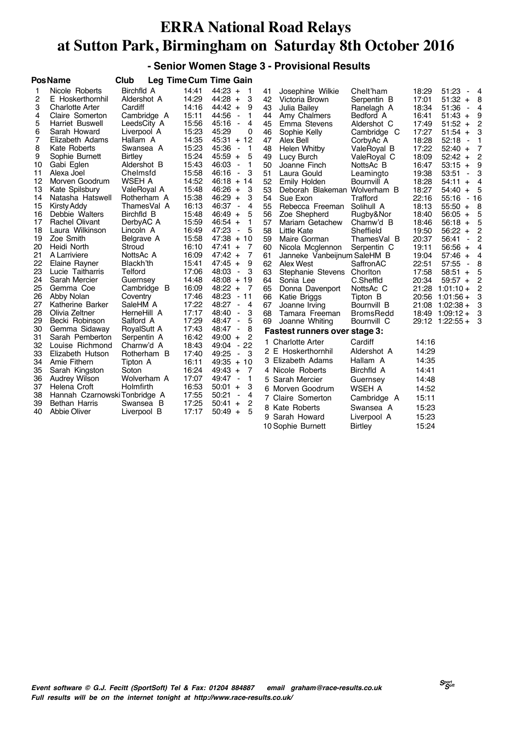# ERRA National Road Relays at Sutton Park, Birmingham on Saturday 8th October 2016

## - Senior Women Stage 3 - Provisional Results

| Pos | Name | Club | Leg Time | Cum Time | Gain |
|---|---|---|---|---|---|
| 1 | Nicole Roberts | Birchfld A | 14:41 | 44:23 | + 1 |
| 2 | E Hoskerthornhil | Aldershot A | 14:29 | 44:28 | + 3 |
| 3 | Charlotte Arter | Cardiff | 14:16 | 44:42 | + 9 |
| 4 | Claire Somerton | Cambridge A | 15:11 | 44:56 | - 1 |
| 5 | Harriet Buswell | LeedsCity A | 15:56 | 45:16 | - 4 |
| 6 | Sarah Howard | Liverpool A | 15:23 | 45:29 | 0 |
| 7 | Elizabeth Adams | Hallam A | 14:35 | 45:31 | + 12 |
| 8 | Kate Roberts | Swansea A | 15:23 | 45:36 | - 1 |
| 9 | Sophie Burnett | Birtley | 15:24 | 45:59 | + 5 |
| 10 | Gabi Eglen | Aldershot B | 15:43 | 46:03 | - 1 |
| 11 | Alexa Joel | Chelmsfd | 15:58 | 46:16 | - 3 |
| 12 | Morven Goodrum | WSEH A | 14:52 | 46:18 | + 14 |
| 13 | Kate Spilsbury | ValeRoyal A | 15:48 | 46:26 | + 3 |
| 14 | Natasha Hatswell | Rotherham A | 15:38 | 46:29 | + 3 |
| 15 | Kirsty Addy | ThamesVal A | 16:13 | 46:37 | - 4 |
| 16 | Debbie Walters | Birchfld B | 15:48 | 46:49 | + 5 |
| 17 | Rachel Olivant | DerbyAC A | 15:59 | 46:54 | + 1 |
| 18 | Laura Wilkinson | Lincoln A | 16:49 | 47:23 | - 5 |
| 19 | Zoe Smith | Belgrave A | 15:58 | 47:38 | + 10 |
| 20 | Heidi North | Stroud | 16:10 | 47:41 | + 7 |
| 21 | A Larriviere | NottsAc A | 16:09 | 47:42 | + 7 |
| 22 | Elaine Rayner | Blackh'th | 15:41 | 47:45 | + 9 |
| 23 | Lucie Taitharris | Telford | 17:06 | 48:03 | - 3 |
| 24 | Sarah Mercier | Guernsey | 14:48 | 48:08 | + 19 |
| 25 | Gemma Coe | Cambridge B | 16:09 | 48:22 | + 7 |
| 26 | Abby Nolan | Coventry | 17:46 | 48:23 | - 11 |
| 27 | Katherine Barker | SaleHM A | 17:22 | 48:27 | - 4 |
| 28 | Olivia Zeltner | HerneHill A | 17:17 | 48:40 | - 3 |
| 29 | Becki Robinson | Salford A | 17:29 | 48:47 | - 5 |
| 30 | Gemma Sidaway | RoyalSutt A | 17:43 | 48:47 | - 8 |
| 31 | Sarah Pemberton | Serpentin A | 16:42 | 49:00 | + 2 |
| 32 | Louise Richmond | Charnw'd A | 18:43 | 49:04 | - 22 |
| 33 | Elizabeth Hutson | Rotherham B | 17:40 | 49:25 | - 3 |
| 34 | Amie Fithern | Tipton A | 16:11 | 49:35 | + 10 |
| 35 | Sarah Kingston | Soton | 16:24 | 49:43 | + 7 |
| 36 | Audrey Wilson | Wolverham A | 17:07 | 49:47 | - 1 |
| 37 | Helena Croft | Holmfirth | 16:53 | 50:01 | + 3 |
| 38 | Hannah Czarnowski | Tonbridge A | 17:55 | 50:21 | - 4 |
| 39 | Bethan Harris | Swansea B | 17:25 | 50:41 | + 2 |
| 40 | Abbie Oliver | Liverpool B | 17:17 | 50:49 | + 5 |
| 41 | Josephine Wilkie | Chelt'ham | 18:29 | 51:23 | - 4 |
| 42 | Victoria Brown | Serpentin B | 17:01 | 51:32 | + 8 |
| 43 | Julia Bailey | Ranelagh A | 18:34 | 51:36 | - 4 |
| 44 | Amy Chalmers | Bedford A | 16:41 | 51:43 | + 9 |
| 45 | Emma Stevens | Aldershot C | 17:49 | 51:52 | + 2 |
| 46 | Sophie Kelly | Cambridge C | 17:27 | 51:54 | + 3 |
| 47 | Alex Bell | CorbyAc A | 18:28 | 52:18 | - 1 |
| 48 | Helen Whitby | ValeRoyal B | 17:22 | 52:40 | + 7 |
| 49 | Lucy Burch | ValeRoyal C | 18:09 | 52:42 | + 2 |
| 50 | Joanne Finch | NottsAc B | 16:47 | 53:15 | + 9 |
| 51 | Laura Gould | Leamingto | 19:38 | 53:51 | - 3 |
| 52 | Emily Holden | Bournvill A | 18:28 | 54:11 | + 4 |
| 53 | Deborah Blakeman | Wolverham B | 18:27 | 54:40 | + 5 |
| 54 | Sue Exon | Trafford | 22:16 | 55:16 | - 16 |
| 55 | Rebecca Freeman | Solihull A | 18:13 | 55:50 | + 8 |
| 56 | Zoe Shepherd | Rugby&Nor | 18:40 | 56:05 | + 5 |
| 57 | Mariam Getachew | Charnw'd B | 18:46 | 56:18 | + 5 |
| 58 | Little Kate | Sheffield | 19:50 | 56:22 | + 2 |
| 59 | Maire Gorman | ThamesVal B | 20:37 | 56:41 | - 2 |
| 60 | Nicola Mcglennon | Serpentin C | 19:11 | 56:56 | + 4 |
| 61 | Janneke Vanbeijnum | SaleHM B | 19:04 | 57:46 | + 4 |
| 62 | Alex West | SaffronAC | 22:51 | 57:55 | - 8 |
| 63 | Stephanie Stevens | Chorlton | 17:58 | 58:51 | + 5 |
| 64 | Sonia Lee | C.Sheffld | 20:34 | 59:57 | + 2 |
| 65 | Donna Davenport | NottsAc C | 21:28 | 1:01:10 | + 2 |
| 66 | Katie Briggs | Tipton B | 20:56 | 1:01:56 | + 3 |
| 67 | Joanne Irving | Bournvill B | 21:08 | 1:02:38 | + 3 |
| 68 | Tamara Freeman | BromsRedd | 18:49 | 1:09:12 | + 3 |
| 69 | Joanne Whiting | Bournvill C | 29:12 | 1:22:55 | + 3 |

### Fastest runners over stage 3:

| | Name | Club | Time |
|---|---|---|---|
| 1 | Charlotte Arter | Cardiff | 14:16 |
| 2 | E Hoskerthornhil | Aldershot A | 14:29 |
| 3 | Elizabeth Adams | Hallam A | 14:35 |
| 4 | Nicole Roberts | Birchfld A | 14:41 |
| 5 | Sarah Mercier | Guernsey | 14:48 |
| 6 | Morven Goodrum | WSEH A | 14:52 |
| 7 | Claire Somerton | Cambridge A | 15:11 |
| 8 | Kate Roberts | Swansea A | 15:23 |
| 9 | Sarah Howard | Liverpool A | 15:23 |
| 10 | Sophie Burnett | Birtley | 15:24 |

*Event software © G.J. Fecitt (SportSoft) Tel & Fax: 01204 884887 email graham@race-results.co.uk*
*Full results will be on the internet tonight at http://www.race-results.co.uk/*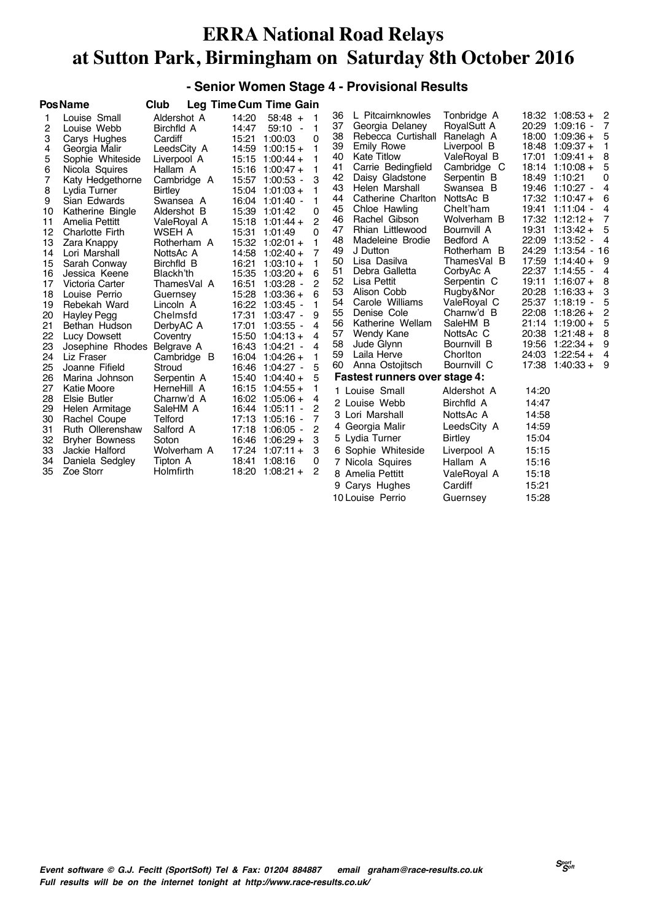# ERRA National Road Relays
# at Sutton Park, Birmingham on Saturday 8th October 2016

## - Senior Women Stage 4 - Provisional Results

| Pos | Name | Club | Leg Time | Cum Time | Gain |
|---|---|---|---|---|---|
| 1 | Louise Small | Aldershot A | 14:20 | 58:48 + | 1 |
| 2 | Louise Webb | Birchfld A | 14:47 | 59:10 - | 1 |
| 3 | Carys Hughes | Cardiff | 15:21 | 1:00:03 | 0 |
| 4 | Georgia Malir | LeedsCity A | 14:59 | 1:00:15 + | 1 |
| 5 | Sophie Whiteside | Liverpool A | 15:15 | 1:00:44 + | 1 |
| 6 | Nicola Squires | Hallam A | 15:16 | 1:00:47 + | 1 |
| 7 | Katy Hedgethorne | Cambridge A | 15:57 | 1:00:53 - | 3 |
| 8 | Lydia Turner | Birtley | 15:04 | 1:01:03 + | 1 |
| 9 | Sian Edwards | Swansea A | 16:04 | 1:01:40 - | 1 |
| 10 | Katherine Bingle | Aldershot B | 15:39 | 1:01:42 | 0 |
| 11 | Amelia Pettitt | ValeRoyal A | 15:18 | 1:01:44 + | 2 |
| 12 | Charlotte Firth | WSEH A | 15:31 | 1:01:49 | 0 |
| 13 | Zara Knappy | Rotherham A | 15:32 | 1:02:01 + | 1 |
| 14 | Lori Marshall | NottsAc A | 14:58 | 1:02:40 + | 7 |
| 15 | Sarah Conway | Birchfld B | 16:21 | 1:03:10 + | 1 |
| 16 | Jessica Keene | Blackh'th | 15:35 | 1:03:20 + | 6 |
| 17 | Victoria Carter | ThamesVal A | 16:51 | 1:03:28 - | 2 |
| 18 | Louise Perrio | Guernsey | 15:28 | 1:03:36 + | 6 |
| 19 | Rebekah Ward | Lincoln A | 16:22 | 1:03:45 - | 1 |
| 20 | Hayley Pegg | Chelmsfd | 17:31 | 1:03:47 - | 9 |
| 21 | Bethan Hudson | DerbyAC A | 17:01 | 1:03:55 - | 4 |
| 22 | Lucy Dowsett | Coventry | 15:50 | 1:04:13 + | 4 |
| 23 | Josephine Rhodes | Belgrave A | 16:43 | 1:04:21 - | 4 |
| 24 | Liz Fraser | Cambridge B | 16:04 | 1:04:26 + | 1 |
| 25 | Joanne Fifield | Stroud | 16:46 | 1:04:27 - | 5 |
| 26 | Marina Johnson | Serpentin A | 15:40 | 1:04:40 + | 5 |
| 27 | Katie Moore | HerneHill A | 16:15 | 1:04:55 + | 1 |
| 28 | Elsie Butler | Charnw'd A | 16:02 | 1:05:06 + | 4 |
| 29 | Helen Armitage | SaleHM A | 16:44 | 1:05:11 - | 2 |
| 30 | Rachel Coupe | Telford | 17:13 | 1:05:16 - | 7 |
| 31 | Ruth Ollerenshaw | Salford A | 17:18 | 1:06:05 - | 2 |
| 32 | Bryher Bowness | Soton | 16:46 | 1:06:29 + | 3 |
| 33 | Jackie Halford | Wolverham A | 17:24 | 1:07:11 + | 3 |
| 34 | Daniela Sedgley | Tipton A | 18:41 | 1:08:16 | 0 |
| 35 | Zoe Storr | Holmfirth | 18:20 | 1:08:21 + | 2 |
| 36 | L Pitcairnknowles | Tonbridge A | 18:32 | 1:08:53 + | 2 |
| 37 | Georgia Delaney | RoyalSutt A | 20:29 | 1:09:16 - | 7 |
| 38 | Rebecca Curtishall | Ranelagh A | 18:00 | 1:09:36 + | 5 |
| 39 | Emily Rowe | Liverpool B | 18:48 | 1:09:37 + | 1 |
| 40 | Kate Titlow | ValeRoyal B | 17:01 | 1:09:41 + | 8 |
| 41 | Carrie Bedingfield | Cambridge C | 18:14 | 1:10:08 + | 5 |
| 42 | Daisy Gladstone | Serpentin B | 18:49 | 1:10:21 | 0 |
| 43 | Helen Marshall | Swansea B | 19:46 | 1:10:27 - | 4 |
| 44 | Catherine Charlton | NottsAc B | 17:32 | 1:10:47 + | 6 |
| 45 | Chloe Hawling | Chelt'ham | 19:41 | 1:11:04 - | 4 |
| 46 | Rachel Gibson | Wolverham B | 17:32 | 1:12:12 + | 7 |
| 47 | Rhian Littlewood | Bournvill A | 19:31 | 1:13:42 + | 5 |
| 48 | Madeleine Brodie | Bedford A | 22:09 | 1:13:52 - | 4 |
| 49 | J Dutton | Rotherham B | 24:29 | 1:13:54 - | 16 |
| 50 | Lisa Dasilva | ThamesVal B | 17:59 | 1:14:40 + | 9 |
| 51 | Debra Galletta | CorbyAc A | 22:37 | 1:14:55 - | 4 |
| 52 | Lisa Pettit | Serpentin C | 19:11 | 1:16:07 + | 8 |
| 53 | Alison Cobb | Rugby&Nor | 20:28 | 1:16:33 + | 3 |
| 54 | Carole Williams | ValeRoyal C | 25:37 | 1:18:19 - | 5 |
| 55 | Denise Cole | Charnw'd B | 22:08 | 1:18:26 + | 2 |
| 56 | Katherine Wellam | SaleHM B | 21:14 | 1:19:00 + | 5 |
| 57 | Wendy Kane | NottsAc C | 20:38 | 1:21:48 + | 8 |
| 58 | Jude Glynn | Bournvill B | 19:56 | 1:22:34 + | 9 |
| 59 | Laila Herve | Chorlton | 24:03 | 1:22:54 + | 4 |
| 60 | Anna Ostojitsch | Bournvill C | 17:38 | 1:40:33 + | 9 |

### Fastest runners over stage 4:

| Pos | Name | Club | Time |
|---|---|---|---|
| 1 | Louise Small | Aldershot A | 14:20 |
| 2 | Louise Webb | Birchfld A | 14:47 |
| 3 | Lori Marshall | NottsAc A | 14:58 |
| 4 | Georgia Malir | LeedsCity A | 14:59 |
| 5 | Lydia Turner | Birtley | 15:04 |
| 6 | Sophie Whiteside | Liverpool A | 15:15 |
| 7 | Nicola Squires | Hallam A | 15:16 |
| 8 | Amelia Pettitt | ValeRoyal A | 15:18 |
| 9 | Carys Hughes | Cardiff | 15:21 |
| 10 | Louise Perrio | Guernsey | 15:28 |

*Event software © G.J. Fecitt (SportSoft) Tel & Fax: 01204 884887 email graham@race-results.co.uk*
*Full results will be on the internet tonight at http://www.race-results.co.uk/*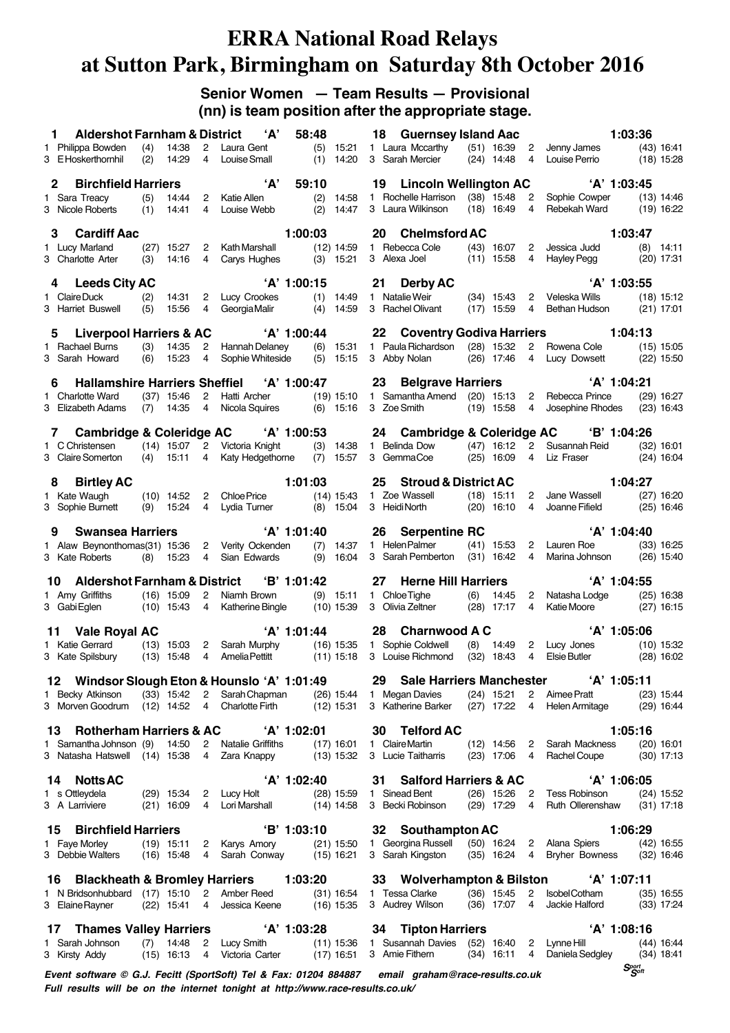# ERRA National Road Relays at Sutton Park, Birmingham on Saturday 8th October 2016

## Senior Women — Team Results — Provisional

**(nn) is team position after the appropriate stage.**

**1 Aldershot Farnham & District 'A' 58:48**
1 Philippa Bowden (4) 14:38 2 Laura Gent (5) 15:21
3 E Hoskerthornhil (2) 14:29 4 Louise Small (1) 14:20

**2 Birchfield Harriers 'A' 59:10**
1 Sara Treacy (5) 14:44 2 Katie Allen (2) 14:58
3 Nicole Roberts (1) 14:41 4 Louise Webb (2) 14:47

**3 Cardiff Aac 1:00:03**
1 Lucy Marland (27) 15:27 2 Kath Marshall (12) 14:59
3 Charlotte Arter (3) 14:16 4 Carys Hughes (3) 15:21

**4 Leeds City AC 'A' 1:00:15**
1 Claire Duck (2) 14:31 2 Lucy Crookes (1) 14:49
3 Harriet Buswell (5) 15:56 4 Georgia Malir (4) 14:59

**5 Liverpool Harriers & AC 'A' 1:00:44**
1 Rachael Burns (3) 14:35 2 Hannah Delaney (6) 15:31
3 Sarah Howard (6) 15:23 4 Sophie Whiteside (5) 15:15

**6 Hallamshire Harriers Sheffiel 'A' 1:00:47**
1 Charlotte Ward (37) 15:46 2 Hatti Archer (19) 15:10
3 Elizabeth Adams (7) 14:35 4 Nicola Squires (6) 15:16

**7 Cambridge & Coleridge AC 'A' 1:00:53**
1 C Christensen (14) 15:07 2 Victoria Knight (3) 14:38
3 Claire Somerton (4) 15:11 4 Katy Hedgethorne (7) 15:57

**8 Birtley AC 1:01:03**
1 Kate Waugh (10) 14:52 2 Chloe Price (14) 15:43
3 Sophie Burnett (9) 15:24 4 Lydia Turner (8) 15:04

**9 Swansea Harriers 'A' 1:01:40**
1 Alaw Beynonthomas (31) 15:36 2 Verity Ockenden (7) 14:37
3 Kate Roberts (8) 15:23 4 Sian Edwards (9) 16:04

**10 Aldershot Farnham & District 'B' 1:01:42**
1 Amy Griffiths (16) 15:09 2 Niamh Brown (9) 15:11
3 Gabi Eglen (10) 15:43 4 Katherine Bingle (10) 15:39

**11 Vale Royal AC 'A' 1:01:44**
1 Katie Gerrard (13) 15:03 2 Sarah Murphy (16) 15:35
3 Kate Spilsbury (13) 15:48 4 Amelia Pettitt (11) 15:18

**12 Windsor Slough Eton & Hounslo 'A' 1:01:49**
1 Becky Atkinson (33) 15:42 2 Sarah Chapman (26) 15:44
3 Morven Goodrum (12) 14:52 4 Charlotte Firth (12) 15:31

**13 Rotherham Harriers & AC 'A' 1:02:01**
1 Samantha Johnson (9) 14:50 2 Natalie Griffiths (17) 16:01
3 Natasha Hatswell (14) 15:38 4 Zara Knappy (13) 15:32

**14 Notts AC 'A' 1:02:40**
1 s Ottleydela (29) 15:34 2 Lucy Holt (28) 15:59
3 A Larriviere (21) 16:09 4 Lori Marshall (14) 14:58

**15 Birchfield Harriers 'B' 1:03:10**
1 Faye Morley (19) 15:11 2 Karys Amory (21) 15:50
3 Debbie Walters (16) 15:48 4 Sarah Conway (15) 16:21

**16 Blackheath & Bromley Harriers 1:03:20**
1 N Bridsonhubbard (17) 15:10 2 Amber Reed (31) 16:54
3 Elaine Rayner (22) 15:41 4 Jessica Keene (16) 15:35

**17 Thames Valley Harriers 'A' 1:03:28**
1 Sarah Johnson (7) 14:48 2 Lucy Smith (11) 15:36
3 Kirsty Addy (15) 16:13 4 Victoria Carter (17) 16:51

**18 Guernsey Island Aac 1:03:36**
1 Laura Mccarthy (51) 16:39 2 Jenny James (43) 16:41
3 Sarah Mercier (24) 14:48 4 Louise Perrio (18) 15:28

**19 Lincoln Wellington AC 'A' 1:03:45**
1 Rochelle Harrison (38) 15:48 2 Sophie Cowper (13) 14:46
3 Laura Wilkinson (18) 16:49 4 Rebekah Ward (19) 16:22

**20 Chelmsford AC 1:03:47**
1 Rebecca Cole (43) 16:07 2 Jessica Judd (8) 14:11
3 Alexa Joel (11) 15:58 4 Hayley Pegg (20) 17:31

**21 Derby AC 'A' 1:03:55**
1 Natalie Weir (34) 15:43 2 Veleska Wills (18) 15:12
3 Rachel Olivant (17) 15:59 4 Bethan Hudson (21) 17:01

**22 Coventry Godiva Harriers 1:04:13**
1 Paula Richardson (28) 15:32 2 Rowena Cole (15) 15:05
3 Abby Nolan (26) 17:46 4 Lucy Dowsett (22) 15:50

**23 Belgrave Harriers 'A' 1:04:21**
1 Samantha Amend (20) 15:13 2 Rebecca Prince (29) 16:27
3 Zoe Smith (19) 15:58 4 Josephine Rhodes (23) 16:43

**24 Cambridge & Coleridge AC 'B' 1:04:26**
1 Belinda Dow (47) 16:12 2 Susannah Reid (32) 16:01
3 Gemma Coe (25) 16:09 4 Liz Fraser (24) 16:04

**25 Stroud & District AC 1:04:27**
1 Zoe Wassell (18) 15:11 2 Jane Wassell (27) 16:20
3 Heidi North (20) 16:10 4 Joanne Fifield (25) 16:46

**26 Serpentine RC 'A' 1:04:40**
1 Helen Palmer (41) 15:53 2 Lauren Roe (33) 16:25
3 Sarah Pemberton (31) 16:42 4 Marina Johnson (26) 15:40

**27 Herne Hill Harriers 'A' 1:04:55**
1 Chloe Tighe (6) 14:45 2 Natasha Lodge (25) 16:38
3 Olivia Zeltner (28) 17:17 4 Katie Moore (27) 16:15

**28 Charnwood A C 'A' 1:05:06**
1 Sophie Coldwell (8) 14:49 2 Lucy Jones (10) 15:32
3 Louise Richmond (32) 18:43 4 Elsie Butler (28) 16:02

**29 Sale Harriers Manchester 'A' 1:05:11**
1 Megan Davies (24) 15:21 2 Aimee Pratt (23) 15:44
3 Katherine Barker (27) 17:22 4 Helen Armitage (29) 16:44

**30 Telford AC 1:05:16**
1 Claire Martin (12) 14:56 2 Sarah Mackness (20) 16:01
3 Lucie Taitharris (23) 17:06 4 Rachel Coupe (30) 17:13

**31 Salford Harriers & AC 'A' 1:06:05**
1 Sinead Bent (26) 15:26 2 Tess Robinson (24) 15:52
3 Becki Robinson (29) 17:29 4 Ruth Ollerenshaw (31) 17:18

**32 Southampton AC 1:06:29**
1 Georgina Russell (50) 16:24 2 Alana Spiers (42) 16:55
3 Sarah Kingston (35) 16:24 4 Bryher Bowness (32) 16:46

**33 Wolverhampton & Bilston 'A' 1:07:11**
1 Tessa Clarke (36) 15:45 2 Isobel Cotham (35) 16:55
3 Audrey Wilson (36) 17:07 4 Jackie Halford (33) 17:24

**34 Tipton Harriers 'A' 1:08:16**
1 Susannah Davies (52) 16:40 2 Lynne Hill (44) 16:44
3 Amie Fithern (34) 16:11 4 Daniela Sedgley (34) 18:41

*Event software © G.J. Fecitt (SportSoft) Tel & Fax: 01204 884887 email graham@race-results.co.uk*

*Full results will be on the internet tonight at http://www.race-results.co.uk/*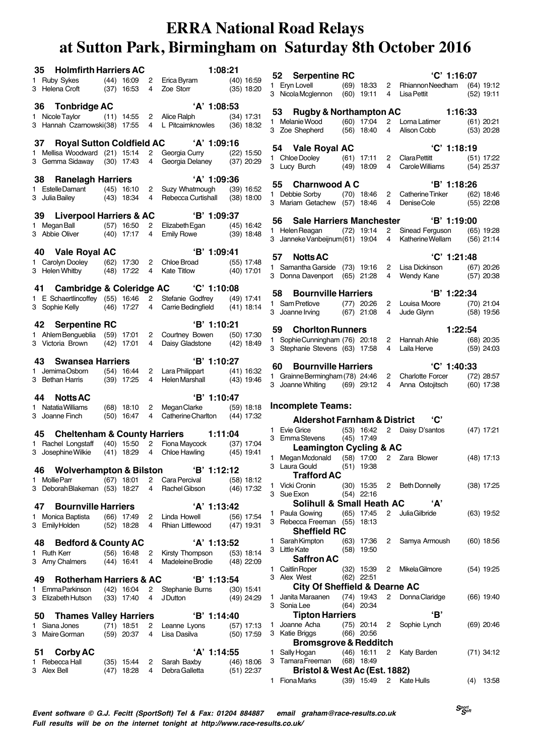# ERRA National Road Relays at Sutton Park, Birmingham on Saturday 8th October 2016

**35 Holmfirth Harriers AC — 1:08:21**
1 Ruby Sykes (44) 16:09 2 Erica Byram (40) 16:59
3 Helena Croft (37) 16:53 4 Zoe Storr (35) 18:20

**36 Tonbridge AC — 'A' 1:08:53**
1 Nicole Taylor (11) 14:55 2 Alice Ralph (34) 17:31
3 Hannah Czarnowski (38) 17:55 4 L Pitcairnknowles (36) 18:32

**37 Royal Sutton Coldfield AC — 'A' 1:09:16**
1 Mellisa Woodward (21) 15:14 2 Georgia Curry (22) 15:50
3 Gemma Sidaway (30) 17:43 4 Georgia Delaney (37) 20:29

**38 Ranelagh Harriers — 'A' 1:09:36**
1 Estelle Damant (45) 16:10 2 Suzy Whatmough (39) 16:52
3 Julia Bailey (43) 18:34 4 Rebecca Curtishall (38) 18:00

**39 Liverpool Harriers & AC — 'B' 1:09:37**
1 Megan Ball (57) 16:50 2 Elizabeth Egan (45) 16:42
3 Abbie Oliver (40) 17:17 4 Emily Rowe (39) 18:48

**40 Vale Royal AC — 'B' 1:09:41**
1 Carolyn Dooley (62) 17:30 2 Chloe Broad (55) 17:48
3 Helen Whitby (48) 17:22 4 Kate Titlow (40) 17:01

**41 Cambridge & Coleridge AC — 'C' 1:10:08**
1 E Schaertlincoffey (55) 16:46 2 Stefanie Godfrey (49) 17:41
3 Sophie Kelly (46) 17:27 4 Carrie Bedingfield (41) 18:14

**42 Serpentine RC — 'B' 1:10:21**
1 Ahlem Bengueblia (59) 17:01 2 Courtney Bowen (50) 17:30
3 Victoria Brown (42) 17:01 4 Daisy Gladstone (42) 18:49

**43 Swansea Harriers — 'B' 1:10:27**
1 Jemima Osborn (54) 16:44 2 Lara Philippart (41) 16:32
3 Bethan Harris (39) 17:25 4 Helen Marshall (43) 19:46

**44 Notts AC — 'B' 1:10:47**
1 Natatia Williams (68) 18:10 2 Megan Clarke (59) 18:18
3 Joanne Finch (50) 16:47 4 Catherine Charlton (44) 17:32

**45 Cheltenham & County Harriers — 1:11:04**
1 Rachel Longstaff (40) 15:50 2 Fiona Maycock (37) 17:04
3 Josephine Wilkie (41) 18:29 4 Chloe Hawling (45) 19:41

**46 Wolverhampton & Bilston — 'B' 1:12:12**
1 Mollie Parr (67) 18:01 2 Cara Percival (58) 18:12
3 Deborah Blakeman (53) 18:27 4 Rachel Gibson (46) 17:32

**47 Bournville Harriers — 'A' 1:13:42**
1 Monica Baptista (66) 17:49 2 Linda Howell (56) 17:54
3 Emily Holden (52) 18:28 4 Rhian Littlewood (47) 19:31

**48 Bedford & County AC — 'A' 1:13:52**
1 Ruth Kerr (56) 16:48 2 Kirsty Thompson (53) 18:14
3 Amy Chalmers (44) 16:41 4 Madeleine Brodie (48) 22:09

**49 Rotherham Harriers & AC — 'B' 1:13:54**
1 Emma Parkinson (42) 16:04 2 Stephanie Burns (30) 15:41
3 Elizabeth Hutson (33) 17:40 4 J Dutton (49) 24:29

**50 Thames Valley Harriers — 'B' 1:14:40**
1 Siana Jones (71) 18:51 2 Leanne Lyons (57) 17:13
3 Maire Gorman (59) 20:37 4 Lisa Dasilva (50) 17:59

**51 Corby AC — 'A' 1:14:55**
1 Rebecca Hall (35) 15:44 2 Sarah Baxby (46) 18:06
3 Alex Bell (47) 18:28 4 Debra Galletta (51) 22:37

**52 Serpentine RC — 'C' 1:16:07**
1 Eryn Lovell (69) 18:33 2 Rhiannon Needham (64) 19:12
3 Nicola Mcglennon (60) 19:11 4 Lisa Pettit (52) 19:11

**53 Rugby & Northampton AC — 1:16:33**
1 Melanie Wood (60) 17:04 2 Lorna Latimer (61) 20:21
3 Zoe Shepherd (56) 18:40 4 Alison Cobb (53) 20:28

**54 Vale Royal AC — 'C' 1:18:19**
1 Chloe Dooley (61) 17:11 2 Clara Pettitt (51) 17:22
3 Lucy Burch (49) 18:09 4 Carole Williams (54) 25:37

**55 Charnwood A C — 'B' 1:18:26**
1 Debbie Sorby (70) 18:46 2 Catherine Tinker (62) 18:46
3 Mariam Getachew (57) 18:46 4 Denise Cole (55) 22:08

**56 Sale Harriers Manchester — 'B' 1:19:00**
1 Helen Reagan (72) 19:14 2 Sinead Ferguson (65) 19:28
3 Janneke Vanbeijnum (61) 19:04 4 Katherine Wellam (56) 21:14

**57 Notts AC — 'C' 1:21:48**
1 Samantha Garside (73) 19:16 2 Lisa Dickinson (67) 20:26
3 Donna Davenport (65) 21:28 4 Wendy Kane (57) 20:38

**58 Bournville Harriers — 'B' 1:22:34**
1 Sam Pretlove (77) 20:26 2 Louisa Moore (70) 21:04
3 Joanne Irving (67) 21:08 4 Jude Glynn (58) 19:56

**59 Chorlton Runners — 1:22:54**
1 Sophie Cunningham (76) 20:18 2 Hannah Ahle (68) 20:35
3 Stephanie Stevens (63) 17:58 4 Laila Herve (59) 24:03

**60 Bournville Harriers — 'C' 1:40:33**
1 Grainne Bermingham (78) 24:46 2 Charlotte Forcer (72) 28:57
3 Joanne Whiting (69) 29:12 4 Anna Ostojitsch (60) 17:38

## Incomplete Teams:

**Aldershot Farnham & District 'C'**
1 Evie Grice (53) 16:42 2 Daisy D'santos (47) 17:21
3 Emma Stevens (45) 17:49

**Leamington Cycling & AC**
1 Megan Mcdonald (58) 17:00 2 Zara Blower (48) 17:13
3 Laura Gould (51) 19:38

**Trafford AC**
1 Vicki Cronin (30) 15:35 2 Beth Donnelly (38) 17:25
3 Sue Exon (54) 22:16

**Solihull & Small Heath AC 'A'**
1 Paula Gowing (65) 17:45 2 Julia Gilbride (63) 19:52
3 Rebecca Freeman (55) 18:13

**Sheffield RC**
1 Sarah Kimpton (63) 17:36 2 Samya Armoush (60) 18:56
3 Little Kate (58) 19:50

**Saffron AC**
1 Caitlin Roper (32) 15:39 2 Mikela Gilmore (54) 19:25
3 Alex West (62) 22:51

**City Of Sheffield & Dearne AC**
1 Janita Maraanen (74) 19:43 2 Donna Claridge (66) 19:40
3 Sonia Lee (64) 20:34

**Tipton Harriers 'B'**
1 Joanne Acha (75) 20:14 2 Sophie Lynch (69) 20:46
3 Katie Briggs (66) 20:56

**Bromsgrove & Redditch**
1 Sally Hogan (46) 16:11 2 Katy Barden (71) 34:12
3 Tamara Freeman (68) 18:49

**Bristol & West Ac (Est. 1882)**
1 Fiona Marks (39) 15:49 2 Kate Hulls (4) 13:58

*Event software © G.J. Fecitt (SportSoft) Tel & Fax: 01204 884887 email graham@race-results.co.uk*
*Full results will be on the internet tonight at http://www.race-results.co.uk/*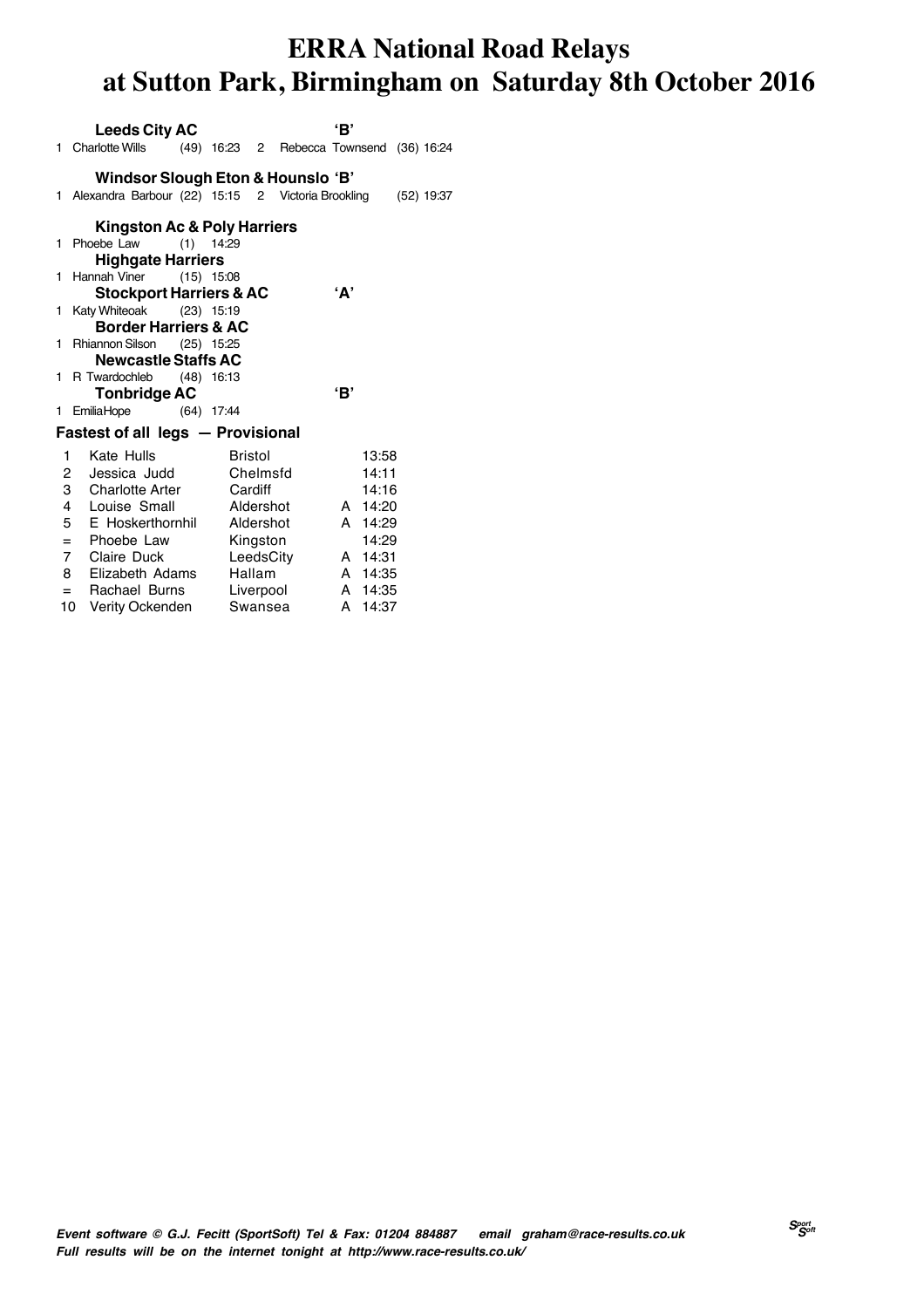# ERRA National Road Relays at Sutton Park, Birmingham on Saturday 8th October 2016

**Leeds City AC** **'B'**
1 Charlotte Wills (49) 16:23 2 Rebecca Townsend (36) 16:24

**Windsor Slough Eton & Hounslo 'B'**
1 Alexandra Barbour (22) 15:15 2 Victoria Brookling (52) 19:37

**Kingston Ac & Poly Harriers**
1 Phoebe Law (1) 14:29

**Highgate Harriers**
1 Hannah Viner (15) 15:08

**Stockport Harriers & AC** **'A'**
1 Katy Whiteoak (23) 15:19

**Border Harriers & AC**
1 Rhiannon Silson (25) 15:25

**Newcastle Staffs AC**
1 R Twardochleb (48) 16:13

**Tonbridge AC** **'B'**
1 EmiliaHope (64) 17:44

### Fastest of all legs — Provisional

| | | | | |
|---|---|---|---|---|
| 1 | Kate Hulls | Bristol | | 13:58 |
| 2 | Jessica Judd | Chelmsfd | | 14:11 |
| 3 | Charlotte Arter | Cardiff | | 14:16 |
| 4 | Louise Small | Aldershot | A | 14:20 |
| 5 | E Hoskerthornhil | Aldershot | A | 14:29 |
| = | Phoebe Law | Kingston | | 14:29 |
| 7 | Claire Duck | LeedsCity | A | 14:31 |
| 8 | Elizabeth Adams | Hallam | A | 14:35 |
| = | Rachael Burns | Liverpool | A | 14:35 |
| 10 | Verity Ockenden | Swansea | A | 14:37 |

*Event software © G.J. Fecitt (SportSoft) Tel & Fax: 01204 884887 email graham@race-results.co.uk*
*Full results will be on the internet tonight at http://www.race-results.co.uk/*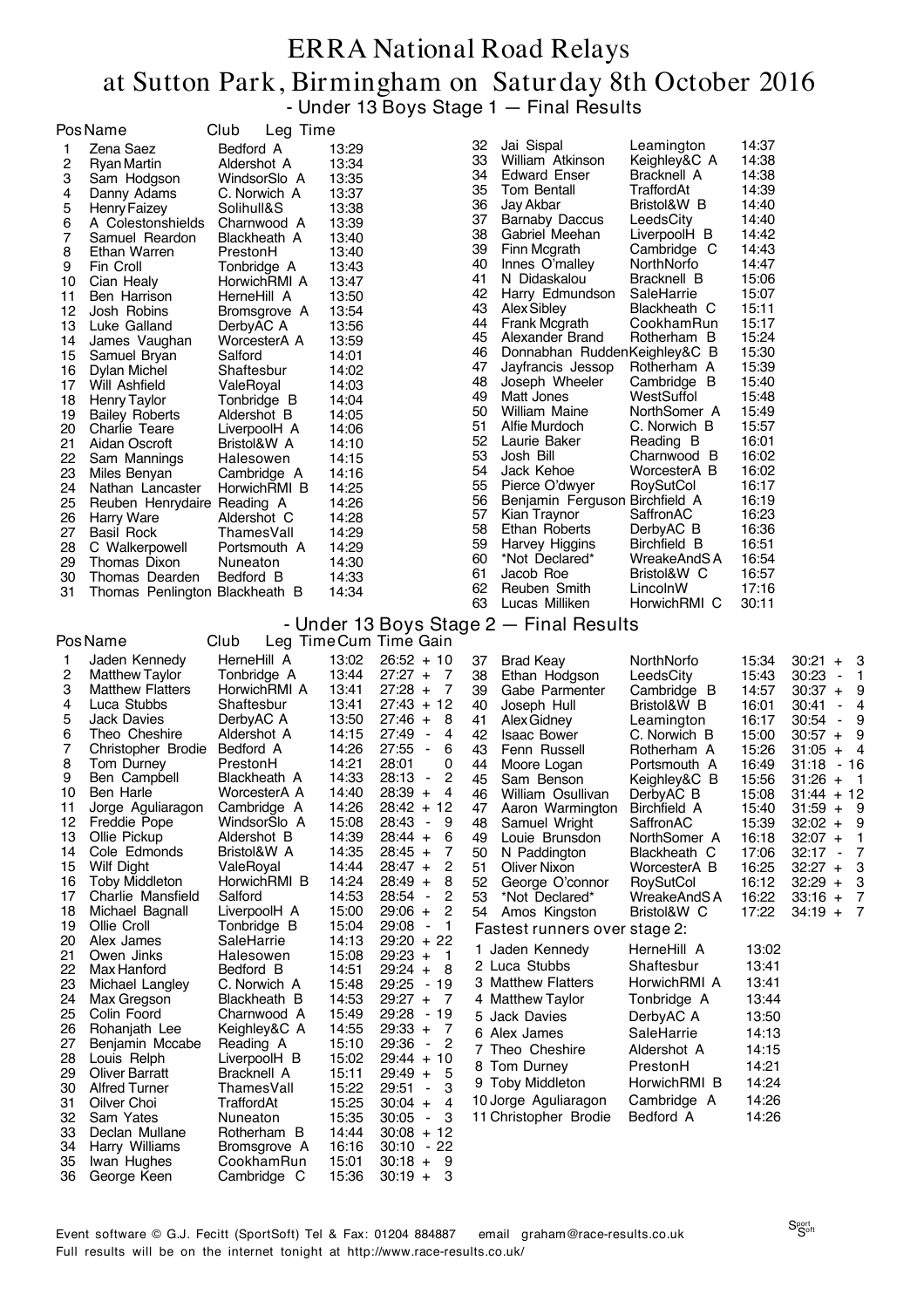# ERRA National Road Relays

## at Sutton Park, Birmingham on Saturday 8th October 2016

### - Under 13 Boys Stage 1 — Final Results

| Pos | Name | Club | Leg Time |
|---|---|---|---|
| 1 | Zena Saez | Bedford A | 13:29 |
| 2 | Ryan Martin | Aldershot A | 13:34 |
| 3 | Sam Hodgson | WindsorSlo A | 13:35 |
| 4 | Danny Adams | C. Norwich A | 13:37 |
| 5 | Henry Faizey | Solihull&S | 13:38 |
| 6 | A Colestonshields | Charnwood A | 13:39 |
| 7 | Samuel Reardon | Blackheath A | 13:40 |
| 8 | Ethan Warren | PrestonH | 13:40 |
| 9 | Fin Croll | Tonbridge A | 13:43 |
| 10 | Cian Healy | HorwichRMI A | 13:47 |
| 11 | Ben Harrison | HerneHill A | 13:50 |
| 12 | Josh Robins | Bromsgrove A | 13:54 |
| 13 | Luke Galland | DerbyAC A | 13:56 |
| 14 | James Vaughan | WorcesterA A | 13:59 |
| 15 | Samuel Bryan | Salford | 14:01 |
| 16 | Dylan Michel | Shaftesbur | 14:02 |
| 17 | Will Ashfield | ValeRoyal | 14:03 |
| 18 | Henry Taylor | Tonbridge B | 14:04 |
| 19 | Bailey Roberts | Aldershot B | 14:05 |
| 20 | Charlie Teare | LiverpoolH A | 14:06 |
| 21 | Aidan Oscroft | Bristol&W A | 14:10 |
| 22 | Sam Mannings | Halesowen | 14:15 |
| 23 | Miles Benyan | Cambridge A | 14:16 |
| 24 | Nathan Lancaster | HorwichRMI B | 14:25 |
| 25 | Reuben Henrydaire | Reading A | 14:26 |
| 26 | Harry Ware | Aldershot C | 14:28 |
| 27 | Basil Rock | ThamesVall | 14:29 |
| 28 | C Walkerpowell | Portsmouth A | 14:29 |
| 29 | Thomas Dixon | Nuneaton | 14:30 |
| 30 | Thomas Dearden | Bedford B | 14:33 |
| 31 | Thomas Penlington | Blackheath B | 14:34 |
| 32 | Jai Sispal | Leamington | 14:37 |
| 33 | William Atkinson | Keighley&C A | 14:38 |
| 34 | Edward Enser | Bracknell A | 14:38 |
| 35 | Tom Bentall | TraffordAt | 14:39 |
| 36 | Jay Akbar | Bristol&W B | 14:40 |
| 37 | Barnaby Daccus | LeedsCity | 14:40 |
| 38 | Gabriel Meehan | LiverpoolH B | 14:42 |
| 39 | Finn Mcgrath | Cambridge C | 14:43 |
| 40 | Innes O'malley | NorthNorfo | 14:47 |
| 41 | N Didaskalou | Bracknell B | 15:06 |
| 42 | Harry Edmundson | SaleHarrie | 15:07 |
| 43 | Alex Sibley | Blackheath C | 15:11 |
| 44 | Frank Mcgrath | CookhamRun | 15:17 |
| 45 | Alexander Brand | Rotherham B | 15:24 |
| 46 | Donnabhan Rudden | Keighley&C B | 15:30 |
| 47 | Jayfrancis Jessop | Rotherham A | 15:39 |
| 48 | Joseph Wheeler | Cambridge B | 15:40 |
| 49 | Matt Jones | WestSuffol | 15:48 |
| 50 | William Maine | NorthSomer A | 15:49 |
| 51 | Alfie Murdoch | C. Norwich B | 15:57 |
| 52 | Laurie Baker | Reading B | 16:01 |
| 53 | Josh Bill | Charnwood B | 16:02 |
| 54 | Jack Kehoe | WorcesterA B | 16:02 |
| 55 | Pierce O'dwyer | RoySutCol | 16:17 |
| 56 | Benjamin Ferguson | Birchfield A | 16:19 |
| 57 | Kian Traynor | SaffronAC | 16:23 |
| 58 | Ethan Roberts | DerbyAC B | 16:36 |
| 59 | Harvey Higgins | Birchfield B | 16:51 |
| 60 | *Not Declared* | WreakeAndS A | 16:54 |
| 61 | Jacob Roe | Bristol&W C | 16:57 |
| 62 | Reuben Smith | LincolnW | 17:16 |
| 63 | Lucas Milliken | HorwichRMI C | 30:11 |

### - Under 13 Boys Stage 2 — Final Results

| Pos | Name | Club | Leg Time | Cum Time | Gain |
|---|---|---|---|---|---|
| 1 | Jaden Kennedy | HerneHill A | 13:02 | 26:52 | + 10 |
| 2 | Matthew Taylor | Tonbridge A | 13:44 | 27:27 | + 7 |
| 3 | Matthew Flatters | HorwichRMI A | 13:41 | 27:28 | + 7 |
| 4 | Luca Stubbs | Shaftesbur | 13:41 | 27:43 | + 12 |
| 5 | Jack Davies | DerbyAC A | 13:50 | 27:46 | + 8 |
| 6 | Theo Cheshire | Aldershot A | 14:15 | 27:49 | - 4 |
| 7 | Christopher Brodie | Bedford A | 14:26 | 27:55 | - 6 |
| 8 | Tom Durney | PrestonH | 14:21 | 28:01 | 0 |
| 9 | Ben Campbell | Blackheath A | 14:33 | 28:13 | - 2 |
| 10 | Ben Harle | WorcesterA A | 14:40 | 28:39 | + 4 |
| 11 | Jorge Aguliaragon | Cambridge A | 14:26 | 28:42 | + 12 |
| 12 | Freddie Pope | WindsorSlo A | 15:08 | 28:43 | - 9 |
| 13 | Ollie Pickup | Aldershot B | 14:39 | 28:44 | + 6 |
| 14 | Cole Edmonds | Bristol&W A | 14:35 | 28:45 | + 7 |
| 15 | Wilf Dight | ValeRoyal | 14:44 | 28:47 | + 2 |
| 16 | Toby Middleton | HorwichRMI B | 14:24 | 28:49 | + 8 |
| 17 | Charlie Mansfield | Salford | 14:53 | 28:54 | - 2 |
| 18 | Michael Bagnall | LiverpoolH A | 15:00 | 29:06 | + 2 |
| 19 | Ollie Croll | Tonbridge B | 15:04 | 29:08 | - 1 |
| 20 | Alex James | SaleHarrie | 14:13 | 29:20 | + 22 |
| 21 | Owen Jinks | Halesowen | 15:08 | 29:23 | + 1 |
| 22 | Max Hanford | Bedford B | 14:51 | 29:24 | + 8 |
| 23 | Michael Langley | C. Norwich A | 15:48 | 29:25 | - 19 |
| 24 | Max Gregson | Blackheath B | 14:53 | 29:27 | + 7 |
| 25 | Colin Foord | Charnwood A | 15:49 | 29:28 | - 19 |
| 26 | Rohanjath Lee | Keighley&C A | 14:55 | 29:33 | + 7 |
| 27 | Benjamin Mccabe | Reading A | 15:10 | 29:36 | - 2 |
| 28 | Louis Relph | LiverpoolH B | 15:02 | 29:44 | + 10 |
| 29 | Oliver Barratt | Bracknell A | 15:11 | 29:49 | + 5 |
| 30 | Alfred Turner | ThamesVall | 15:22 | 29:51 | - 3 |
| 31 | Oilver Choi | TraffordAt | 15:25 | 30:04 | + 4 |
| 32 | Sam Yates | Nuneaton | 15:35 | 30:05 | - 3 |
| 33 | Declan Mullane | Rotherham B | 14:44 | 30:08 | + 12 |
| 34 | Harry Williams | Bromsgrove A | 16:16 | 30:10 | - 22 |
| 35 | Iwan Hughes | CookhamRun | 15:01 | 30:18 | + 9 |
| 36 | George Keen | Cambridge C | 15:36 | 30:19 | + 3 |
| 37 | Brad Keay | NorthNorfo | 15:34 | 30:21 | + 3 |
| 38 | Ethan Hodgson | LeedsCity | 15:43 | 30:23 | - 1 |
| 39 | Gabe Parmenter | Cambridge B | 14:57 | 30:37 | + 9 |
| 40 | Joseph Hull | Bristol&W B | 16:01 | 30:41 | - 4 |
| 41 | Alex Gidney | Leamington | 16:17 | 30:54 | - 9 |
| 42 | Isaac Bower | C. Norwich B | 15:00 | 30:57 | + 9 |
| 43 | Fenn Russell | Rotherham A | 15:26 | 31:05 | + 4 |
| 44 | Moore Logan | Portsmouth A | 16:49 | 31:18 | - 16 |
| 45 | Sam Benson | Keighley&C B | 15:56 | 31:26 | + 1 |
| 46 | William Osullivan | DerbyAC B | 15:08 | 31:44 | + 12 |
| 47 | Aaron Warmington | Birchfield A | 15:40 | 31:59 | + 9 |
| 48 | Samuel Wright | SaffronAC | 15:39 | 32:02 | + 9 |
| 49 | Louie Brunsdon | NorthSomer A | 16:18 | 32:07 | + 1 |
| 50 | N Paddington | Blackheath C | 17:06 | 32:17 | - 7 |
| 51 | Oliver Nixon | WorcesterA B | 16:25 | 32:27 | + 3 |
| 52 | George O'connor | RoySutCol | 16:12 | 32:29 | + 3 |
| 53 | *Not Declared* | WreakeAndS A | 16:22 | 33:16 | + 7 |
| 54 | Amos Kingston | Bristol&W C | 17:22 | 34:19 | + 7 |

#### Fastest runners over stage 2:

| | Name | Club | Time |
|---|---|---|---|
| 1 | Jaden Kennedy | HerneHill A | 13:02 |
| 2 | Luca Stubbs | Shaftesbur | 13:41 |
| 3 | Matthew Flatters | HorwichRMI A | 13:41 |
| 4 | Matthew Taylor | Tonbridge A | 13:44 |
| 5 | Jack Davies | DerbyAC A | 13:50 |
| 6 | Alex James | SaleHarrie | 14:13 |
| 7 | Theo Cheshire | Aldershot A | 14:15 |
| 8 | Tom Durney | PrestonH | 14:21 |
| 9 | Toby Middleton | HorwichRMI B | 14:24 |
| 10 | Jorge Aguliaragon | Cambridge A | 14:26 |
| 11 | Christopher Brodie | Bedford A | 14:26 |

Event software © G.J. Fecitt (SportSoft) Tel & Fax: 01204 884887 email graham@race-results.co.uk
Full results will be on the internet tonight at http://www.race-results.co.uk/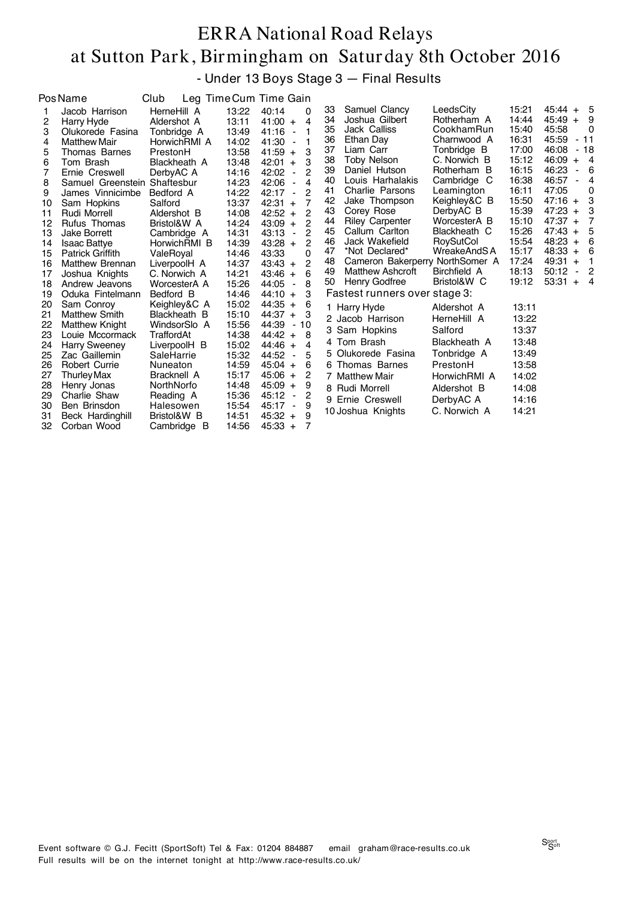# ERRA National Road Relays
# at Sutton Park, Birmingham on Saturday 8th October 2016

## - Under 13 Boys Stage 3 — Final Results

| Pos | Name | Club | Leg Time | Cum Time | Gain |
|---|---|---|---|---|---|
| 1 | Jacob Harrison | HerneHill A | 13:22 | 40:14 | 0 |
| 2 | Harry Hyde | Aldershot A | 13:11 | 41:00 + | 4 |
| 3 | Olukorede Fasina | Tonbridge A | 13:49 | 41:16 - | 1 |
| 4 | Matthew Mair | HorwichRMI A | 14:02 | 41:30 - | 1 |
| 5 | Thomas Barnes | PrestonH | 13:58 | 41:59 + | 3 |
| 6 | Tom Brash | Blackheath A | 13:48 | 42:01 + | 3 |
| 7 | Ernie Creswell | DerbyAC A | 14:16 | 42:02 - | 2 |
| 8 | Samuel Greenstein | Shaftesbur | 14:23 | 42:06 - | 4 |
| 9 | James Vinnicimbe | Bedford A | 14:22 | 42:17 - | 2 |
| 10 | Sam Hopkins | Salford | 13:37 | 42:31 + | 7 |
| 11 | Rudi Morrell | Aldershot B | 14:08 | 42:52 + | 2 |
| 12 | Rufus Thomas | Bristol&W A | 14:24 | 43:09 + | 2 |
| 13 | Jake Borrett | Cambridge A | 14:31 | 43:13 - | 2 |
| 14 | Isaac Battye | HorwichRMI B | 14:39 | 43:28 + | 2 |
| 15 | Patrick Griffith | ValeRoyal | 14:46 | 43:33 | 0 |
| 16 | Matthew Brennan | LiverpoolH A | 14:37 | 43:43 + | 2 |
| 17 | Joshua Knights | C. Norwich A | 14:21 | 43:46 + | 6 |
| 18 | Andrew Jeavons | WorcesterA A | 15:26 | 44:05 - | 8 |
| 19 | Oduka Fintelmann | Bedford B | 14:46 | 44:10 + | 3 |
| 20 | Sam Conroy | Keighley&C A | 15:02 | 44:35 + | 6 |
| 21 | Matthew Smith | Blackheath B | 15:10 | 44:37 + | 3 |
| 22 | Matthew Knight | WindsorSlo A | 15:56 | 44:39 - | 10 |
| 23 | Louie Mccormack | TraffordAt | 14:38 | 44:42 + | 8 |
| 24 | Harry Sweeney | LiverpoolH B | 15:02 | 44:46 + | 4 |
| 25 | Zac Gaillemin | SaleHarrie | 15:32 | 44:52 - | 5 |
| 26 | Robert Currie | Nuneaton | 14:59 | 45:04 + | 6 |
| 27 | Thurley Max | Bracknell A | 15:17 | 45:06 + | 2 |
| 28 | Henry Jonas | NorthNorfo | 14:48 | 45:09 + | 9 |
| 29 | Charlie Shaw | Reading A | 15:36 | 45:12 - | 2 |
| 30 | Ben Brinsdon | Halesowen | 15:54 | 45:17 - | 9 |
| 31 | Beck Hardinghill | Bristol&W B | 14:51 | 45:32 + | 9 |
| 32 | Corban Wood | Cambridge B | 14:56 | 45:33 + | 7 |
| 33 | Samuel Clancy | LeedsCity | 15:21 | 45:44 + | 5 |
| 34 | Joshua Gilbert | Rotherham A | 14:44 | 45:49 + | 9 |
| 35 | Jack Calliss | CookhamRun | 15:40 | 45:58 | 0 |
| 36 | Ethan Day | Charnwood A | 16:31 | 45:59 - | 11 |
| 37 | Liam Carr | Tonbridge B | 17:00 | 46:08 - | 18 |
| 38 | Toby Nelson | C. Norwich B | 15:12 | 46:09 + | 4 |
| 39 | Daniel Hutson | Rotherham B | 16:15 | 46:23 - | 6 |
| 40 | Louis Harhalakis | Cambridge C | 16:38 | 46:57 - | 4 |
| 41 | Charlie Parsons | Leamington | 16:11 | 47:05 | 0 |
| 42 | Jake Thompson | Keighley&C B | 15:50 | 47:16 + | 3 |
| 43 | Corey Rose | DerbyAC B | 15:39 | 47:23 + | 3 |
| 44 | Riley Carpenter | WorcesterA B | 15:10 | 47:37 + | 7 |
| 45 | Callum Carlton | Blackheath C | 15:26 | 47:43 + | 5 |
| 46 | Jack Wakefield | RoySutCol | 15:54 | 48:23 + | 6 |
| 47 | *Not Declared* | WreakeAndS A | 15:17 | 48:33 + | 6 |
| 48 | Cameron Bakerperry | NorthSomer A | 17:24 | 49:31 + | 1 |
| 49 | Matthew Ashcroft | Birchfield A | 18:13 | 50:12 - | 2 |
| 50 | Henry Godfree | Bristol&W C | 19:12 | 53:31 + | 4 |

### Fastest runners over stage 3:

| | Name | Club | Time |
|---|---|---|---|
| 1 | Harry Hyde | Aldershot A | 13:11 |
| 2 | Jacob Harrison | HerneHill A | 13:22 |
| 3 | Sam Hopkins | Salford | 13:37 |
| 4 | Tom Brash | Blackheath A | 13:48 |
| 5 | Olukorede Fasina | Tonbridge A | 13:49 |
| 6 | Thomas Barnes | PrestonH | 13:58 |
| 7 | Matthew Mair | HorwichRMI A | 14:02 |
| 8 | Rudi Morrell | Aldershot B | 14:08 |
| 9 | Ernie Creswell | DerbyAC A | 14:16 |
| 10 | Joshua Knights | C. Norwich A | 14:21 |

Event software © G.J. Fecitt (SportSoft) Tel & Fax: 01204 884887 email graham@race-results.co.uk
Full results will be on the internet tonight at http://www.race-results.co.uk/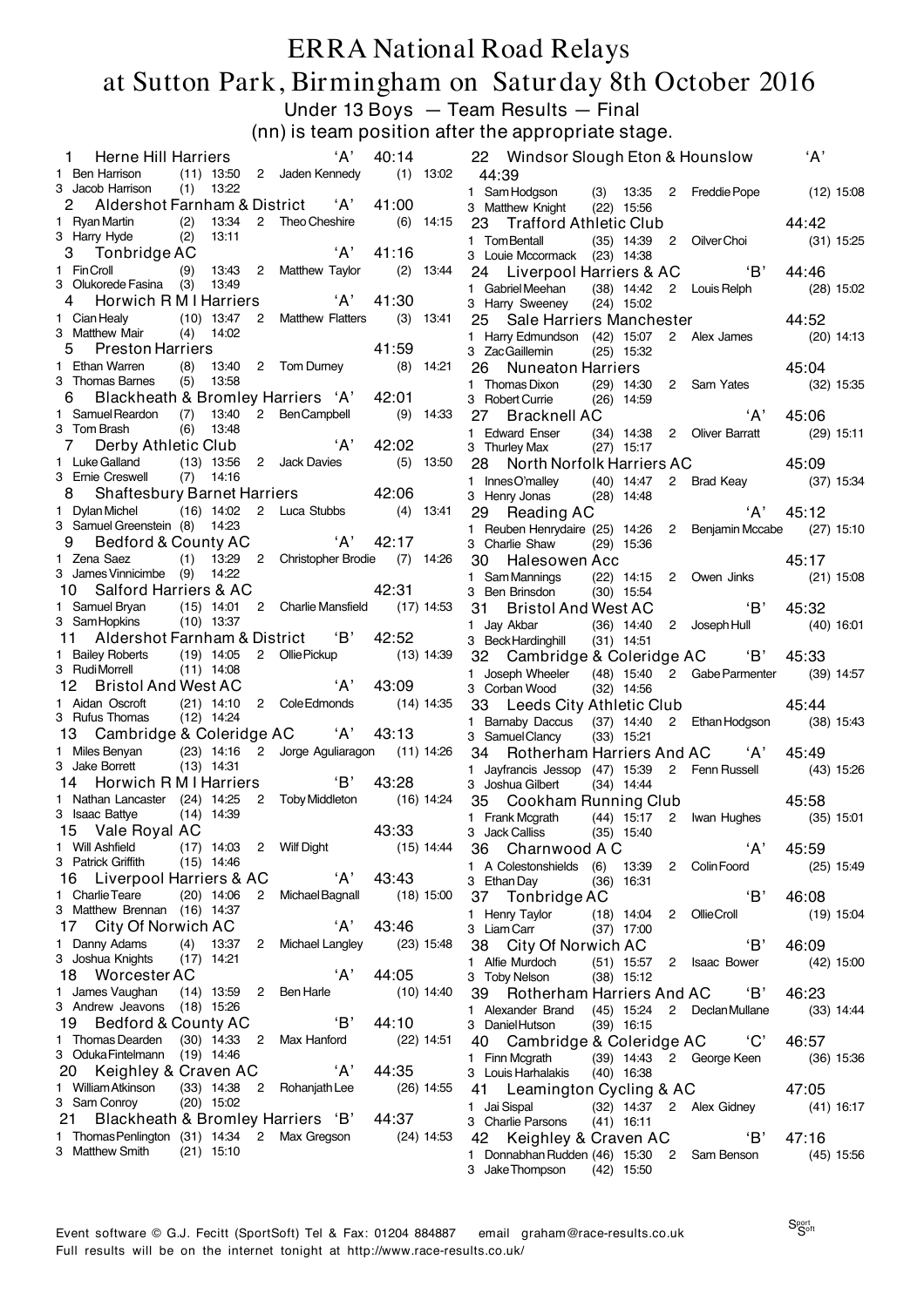# ERRA National Road Relays

## at Sutton Park, Birmingham on Saturday 8th October 2016

### Under 13 Boys — Team Results — Final

(nn) is team position after the appropriate stage.

**1 Herne Hill Harriers 'A' 40:14**
1 Ben Harrison (11) 13:50 2 Jaden Kennedy (1) 13:02
3 Jacob Harrison (1) 13:22

**2 Aldershot Farnham & District 'A' 41:00**
1 Ryan Martin (2) 13:34 2 Theo Cheshire (6) 14:15
3 Harry Hyde (2) 13:11

**3 Tonbridge AC 'A' 41:16**
1 Fin Croll (9) 13:43 2 Matthew Taylor (2) 13:44
3 Olukorede Fasina (3) 13:49

**4 Horwich R M I Harriers 'A' 41:30**
1 Cian Healy (10) 13:47 2 Matthew Flatters (3) 13:41
3 Matthew Mair (4) 14:02

**5 Preston Harriers 41:59**
1 Ethan Warren (8) 13:40 2 Tom Durney (8) 14:21
3 Thomas Barnes (5) 13:58

**6 Blackheath & Bromley Harriers 'A' 42:01**
1 Samuel Reardon (7) 13:40 2 Ben Campbell (9) 14:33
3 Tom Brash (6) 13:48

**7 Derby Athletic Club 'A' 42:02**
1 Luke Galland (13) 13:56 2 Jack Davies (5) 13:50
3 Ernie Creswell (7) 14:16

**8 Shaftesbury Barnet Harriers 42:06**
1 Dylan Michel (16) 14:02 2 Luca Stubbs (4) 13:41
3 Samuel Greenstein (8) 14:23

**9 Bedford & County AC 'A' 42:17**
1 Zena Saez (1) 13:29 2 Christopher Brodie (7) 14:26
3 James Vinnicimbe (9) 14:22

**10 Salford Harriers & AC 42:31**
1 Samuel Bryan (15) 14:01 2 Charlie Mansfield (17) 14:53
3 Sam Hopkins (10) 13:37

**11 Aldershot Farnham & District 'B' 42:52**
1 Bailey Roberts (19) 14:05 2 Ollie Pickup (13) 14:39
3 Rudi Morrell (11) 14:08

**12 Bristol And West AC 'A' 43:09**
1 Aidan Oscroft (21) 14:10 2 Cole Edmonds (14) 14:35
3 Rufus Thomas (12) 14:24

**13 Cambridge & Coleridge AC 'A' 43:13**
1 Miles Benyan (23) 14:16 2 Jorge Aguliaragon (11) 14:26
3 Jake Borrett (13) 14:31

**14 Horwich R M I Harriers 'B' 43:28**
1 Nathan Lancaster (24) 14:25 2 Toby Middleton (16) 14:24
3 Isaac Battye (14) 14:39

**15 Vale Royal AC 43:33**
1 Will Ashfield (17) 14:03 2 Wilf Dight (15) 14:44
3 Patrick Griffith (15) 14:46

**16 Liverpool Harriers & AC 'A' 43:43**
1 Charlie Teare (20) 14:06 2 Michael Bagnall (18) 15:00
3 Matthew Brennan (16) 14:37

**17 City Of Norwich AC 'A' 43:46**
1 Danny Adams (4) 13:37 2 Michael Langley (23) 15:48
3 Joshua Knights (17) 14:21

**18 Worcester AC 'A' 44:05**
1 James Vaughan (14) 13:59 2 Ben Harle (10) 14:40
3 Andrew Jeavons (18) 15:26

**19 Bedford & County AC 'B' 44:10**
1 Thomas Dearden (30) 14:33 2 Max Hanford (22) 14:51
3 Oduka Fintelmann (19) 14:46

**20 Keighley & Craven AC 'A' 44:35**
1 William Atkinson (33) 14:38 2 Rohanjath Lee (26) 14:55
3 Sam Conroy (20) 15:02

**21 Blackheath & Bromley Harriers 'B' 44:37**
1 Thomas Penlington (31) 14:34 2 Max Gregson (24) 14:53
3 Matthew Smith (21) 15:10

**22 Windsor Slough Eton & Hounslow 'A' 44:39**
1 Sam Hodgson (3) 13:35 2 Freddie Pope (12) 15:08
3 Matthew Knight (22) 15:56

**23 Trafford Athletic Club 44:42**
1 Tom Bentall (35) 14:39 2 Oilver Choi (31) 15:25
3 Louie Mccormack (23) 14:38

**24 Liverpool Harriers & AC 'B' 44:46**
1 Gabriel Meehan (38) 14:42 2 Louis Relph (28) 15:02
3 Harry Sweeney (24) 15:02

**25 Sale Harriers Manchester 44:52**
1 Harry Edmundson (42) 15:07 2 Alex James (20) 14:13
3 Zac Gaillemin (25) 15:32

**26 Nuneaton Harriers 45:04**
1 Thomas Dixon (29) 14:30 2 Sam Yates (32) 15:35
3 Robert Currie (26) 14:59

**27 Bracknell AC 'A' 45:06**
1 Edward Enser (34) 14:38 2 Oliver Barratt (29) 15:11
3 Thurley Max (27) 15:17

**28 North Norfolk Harriers AC 45:09**
1 Innes O'malley (40) 14:47 2 Brad Keay (37) 15:34
3 Henry Jonas (28) 14:48

**29 Reading AC 'A' 45:12**
1 Reuben Henrydaire (25) 14:26 2 Benjamin Mccabe (27) 15:10
3 Charlie Shaw (29) 15:36

**30 Halesowen Acc 45:17**
1 Sam Mannings (22) 14:15 2 Owen Jinks (21) 15:08
3 Ben Brinsdon (30) 15:54

**31 Bristol And West AC 'B' 45:32**
1 Jay Akbar (36) 14:40 2 Joseph Hull (40) 16:01
3 Beck Hardinghill (31) 14:51

**32 Cambridge & Coleridge AC 'B' 45:33**
1 Joseph Wheeler (48) 15:40 2 Gabe Parmenter (39) 14:57
3 Corban Wood (32) 14:56

**33 Leeds City Athletic Club 45:44**
1 Barnaby Daccus (37) 14:40 2 Ethan Hodgson (38) 15:43
3 Samuel Clancy (33) 15:21

**34 Rotherham Harriers And AC 'A' 45:49**
1 Jayfrancis Jessop (47) 15:39 2 Fenn Russell (43) 15:26
3 Joshua Gilbert (34) 14:44

**35 Cookham Running Club 45:58**
1 Frank Mcgrath (44) 15:17 2 Iwan Hughes (35) 15:01
3 Jack Calliss (35) 15:40

**36 Charnwood A C 'A' 45:59**
1 A Colestonshields (6) 13:39 2 Colin Foord (25) 15:49
3 Ethan Day (36) 16:31

**37 Tonbridge AC 'B' 46:08**
1 Henry Taylor (18) 14:04 2 Ollie Croll (19) 15:04
3 Liam Carr (37) 17:00

**38 City Of Norwich AC 'B' 46:09**
1 Alfie Murdoch (51) 15:57 2 Isaac Bower (42) 15:00
3 Toby Nelson (38) 15:12

**39 Rotherham Harriers And AC 'B' 46:23**
1 Alexander Brand (45) 15:24 2 Declan Mullane (33) 14:44
3 Daniel Hutson (39) 16:15

**40 Cambridge & Coleridge AC 'C' 46:57**
1 Finn Mcgrath (39) 14:43 2 George Keen (36) 15:36
3 Louis Harhalakis (40) 16:38

**41 Leamington Cycling & AC 47:05**
1 Jai Sispal (32) 14:37 2 Alex Gidney (41) 16:17
3 Charlie Parsons (41) 16:11

**42 Keighley & Craven AC 'B' 47:16**
1 Donnabhan Rudden (46) 15:30 2 Sam Benson (45) 15:56
3 Jake Thompson (42) 15:50

Event software © G.J. Fecitt (SportSoft) Tel & Fax: 01204 884887 email graham@race-results.co.uk
Full results will be on the internet tonight at http://www.race-results.co.uk/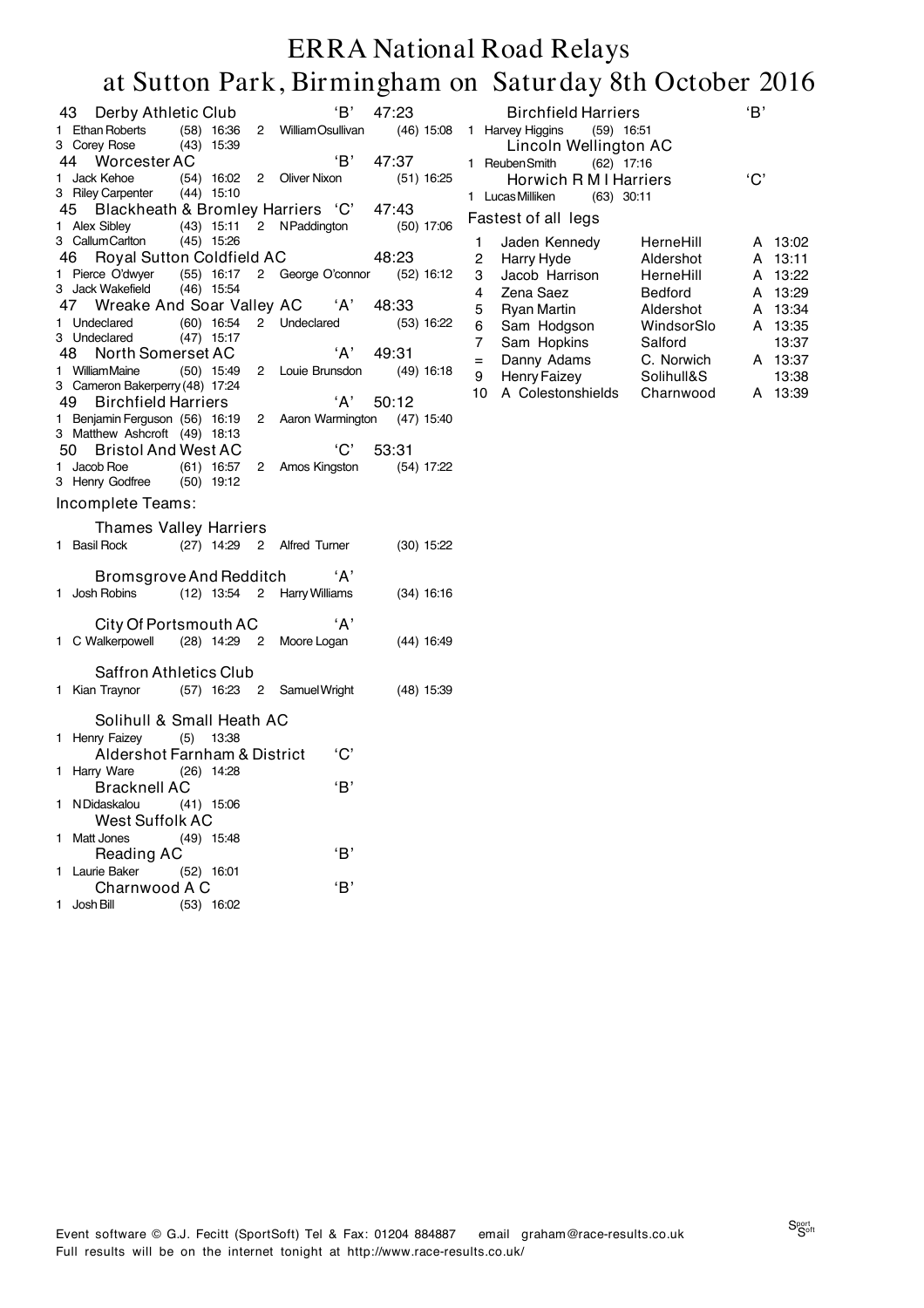// ERRA National Road Relays
// at Sutton Park, Birmingham on Saturday 8th October 2016

# ERRA National Road Relays
## at Sutton Park, Birmingham on Saturday 8th October 2016

43 Derby Athletic Club 'B' 47:23
1 Ethan Roberts (58) 16:36 2 William Osullivan (46) 15:08
3 Corey Rose (43) 15:39

44 Worcester AC 'B' 47:37
1 Jack Kehoe (54) 16:02 2 Oliver Nixon (51) 16:25
3 Riley Carpenter (44) 15:10

45 Blackheath & Bromley Harriers 'C' 47:43
1 Alex Sibley (43) 15:11 2 N Paddington (50) 17:06
3 Callum Carlton (45) 15:26

46 Royal Sutton Coldfield AC 48:23
1 Pierce O'dwyer (55) 16:17 2 George O'connor (52) 16:12
3 Jack Wakefield (46) 15:54

47 Wreake And Soar Valley AC 'A' 48:33
1 Undeclared (60) 16:54 2 Undeclared (53) 16:22
3 Undeclared (47) 15:17

48 North Somerset AC 'A' 49:31
1 William Maine (50) 15:49 2 Louie Brunsdon (49) 16:18
3 Cameron Bakerperry (48) 17:24

49 Birchfield Harriers 'A' 50:12
1 Benjamin Ferguson (56) 16:19 2 Aaron Warmington (47) 15:40
3 Matthew Ashcroft (49) 18:13

50 Bristol And West AC 'C' 53:31
1 Jacob Roe (61) 16:57 2 Amos Kingston (54) 17:22
3 Henry Godfree (50) 19:12

Incomplete Teams:

Thames Valley Harriers
1 Basil Rock (27) 14:29 2 Alfred Turner (30) 15:22

Bromsgrove And Redditch 'A'
1 Josh Robins (12) 13:54 2 Harry Williams (34) 16:16

City Of Portsmouth AC 'A'
1 C Walkerpowell (28) 14:29 2 Moore Logan (44) 16:49

Saffron Athletics Club
1 Kian Traynor (57) 16:23 2 Samuel Wright (48) 15:39

Solihull & Small Heath AC
1 Henry Faizey (5) 13:38

Aldershot Farnham & District 'C'
1 Harry Ware (26) 14:28

Bracknell AC 'B'
1 N Didaskalou (41) 15:06

West Suffolk AC
1 Matt Jones (49) 15:48

Reading AC 'B'
1 Laurie Baker (52) 16:01

Charnwood A C 'B'
1 Josh Bill (53) 16:02

Birchfield Harriers 'B'
1 Harvey Higgins (59) 16:51

Lincoln Wellington AC
1 Reuben Smith (62) 17:16

Horwich R M I Harriers 'C'
1 Lucas Milliken (63) 30:11

Fastest of all legs

| | | | | |
|---|---|---|---|---|
| 1 | Jaden Kennedy | HerneHill | A | 13:02 |
| 2 | Harry Hyde | Aldershot | A | 13:11 |
| 3 | Jacob Harrison | HerneHill | A | 13:22 |
| 4 | Zena Saez | Bedford | A | 13:29 |
| 5 | Ryan Martin | Aldershot | A | 13:34 |
| 6 | Sam Hodgson | WindsorSlo | A | 13:35 |
| 7 | Sam Hopkins | Salford | | 13:37 |
| = | Danny Adams | C. Norwich | A | 13:37 |
| 9 | Henry Faizey | Solihull&S | | 13:38 |
| 10 | A Colestonshields | Charnwood | A | 13:39 |

Event software © G.J. Fecitt (SportSoft) Tel & Fax: 01204 884887 email graham@race-results.co.uk
Full results will be on the internet tonight at http://www.race-results.co.uk/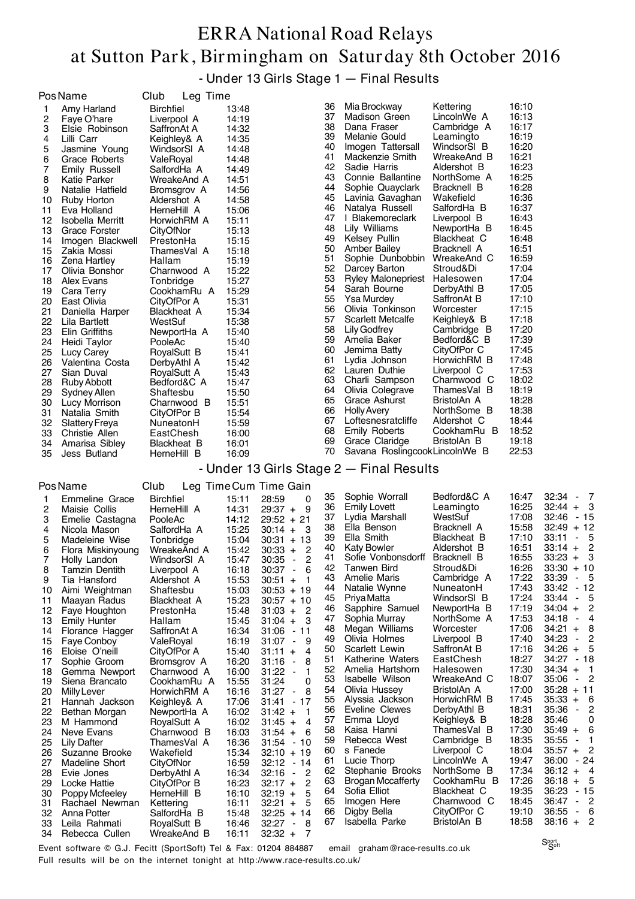# ERRA National Road Relays

## at Sutton Park, Birmingham on Saturday 8th October 2016

### - Under 13 Girls Stage 1 — Final Results

| Pos | Name | Club | Leg Time |
|---|---|---|---|
| 1 | Amy Harland | Birchfiel | 13:48 |
| 2 | Faye O'hare | Liverpool A | 14:19 |
| 3 | Elsie Robinson | SaffronAt A | 14:32 |
| 4 | Lilli Carr | Keighley& A | 14:35 |
| 5 | Jasmine Young | WindsorSl A | 14:48 |
| 6 | Grace Roberts | ValeRoyal | 14:48 |
| 7 | Emily Russell | SalfordHa A | 14:49 |
| 8 | Katie Parker | WreakeAnd A | 14:51 |
| 9 | Natalie Hatfield | Bromsgrov A | 14:56 |
| 10 | Ruby Horton | Aldershot A | 14:58 |
| 11 | Eva Holland | HerneHill A | 15:06 |
| 12 | Isobella Merritt | HorwichRM A | 15:11 |
| 13 | Grace Forster | CityOfNor | 15:13 |
| 14 | Imogen Blackwell | PrestonHa | 15:15 |
| 15 | Zakia Mossi | ThamesVal A | 15:18 |
| 16 | Zena Hartley | Hallam | 15:19 |
| 17 | Olivia Bonshor | Charnwood A | 15:22 |
| 18 | Alex Evans | Tonbridge | 15:27 |
| 19 | Cara Terry | CookhamRu A | 15:29 |
| 20 | East Olivia | CityOfPor A | 15:31 |
| 21 | Daniella Harper | Blackheat A | 15:34 |
| 22 | Lila Bartlett | WestSuf | 15:38 |
| 23 | Elin Griffiths | NewportHa A | 15:40 |
| 24 | Heidi Taylor | PooleAc | 15:40 |
| 25 | Lucy Carey | RoyalSutt B | 15:41 |
| 26 | Valentina Costa | DerbyAthl A | 15:42 |
| 27 | Sian Duval | RoyalSutt A | 15:43 |
| 28 | Ruby Abbott | Bedford&C A | 15:47 |
| 29 | Sydney Allen | Shaftesbu | 15:50 |
| 30 | Lucy Morrison | Charnwood B | 15:51 |
| 31 | Natalia Smith | CityOfPor B | 15:54 |
| 32 | Slattery Freya | NuneatonH | 15:59 |
| 33 | Christie Allen | EastChesh | 16:00 |
| 34 | Amarisa Sibley | Blackheat B | 16:01 |
| 35 | Jess Butland | HerneHill B | 16:09 |
| 36 | Mia Brockway | Kettering | 16:10 |
| 37 | Madison Green | LincolnWe A | 16:13 |
| 38 | Dana Fraser | Cambridge A | 16:17 |
| 39 | Melanie Gould | Leamingto | 16:19 |
| 40 | Imogen Tattersall | WindsorSl B | 16:20 |
| 41 | Mackenzie Smith | WreakeAnd B | 16:21 |
| 42 | Sadie Harris | Aldershot B | 16:23 |
| 43 | Connie Ballantine | NorthSome A | 16:25 |
| 44 | Sophie Quayclark | Bracknell B | 16:28 |
| 45 | Lavinia Gavaghan | Wakefield | 16:36 |
| 46 | Natalya Russell | SalfordHa B | 16:37 |
| 47 | I Blakemoreclark | Liverpool B | 16:43 |
| 48 | Lily Williams | NewportHa B | 16:45 |
| 49 | Kelsey Pullin | Blackheat C | 16:48 |
| 50 | Amber Bailey | Bracknell A | 16:51 |
| 51 | Sophie Dunbobbin | WreakeAnd C | 16:59 |
| 52 | Darcey Barton | Stroud&Di | 17:04 |
| 53 | Ryley Malonepriest | Halesowen | 17:04 |
| 54 | Sarah Bourne | DerbyAthl B | 17:05 |
| 55 | Ysa Murdey | SaffronAt B | 17:10 |
| 56 | Olivia Tonkinson | Worcester | 17:15 |
| 57 | Scarlett Metcalfe | Keighley& B | 17:18 |
| 58 | Lily Godfrey | Cambridge B | 17:20 |
| 59 | Amelia Baker | Bedford&C B | 17:39 |
| 60 | Jemima Batty | CityOfPor C | 17:45 |
| 61 | Lydia Johnson | HorwichRM B | 17:48 |
| 62 | Lauren Duthie | Liverpool C | 17:53 |
| 63 | Charli Sampson | Charnwood C | 18:02 |
| 64 | Olivia Colegrave | ThamesVal B | 18:19 |
| 65 | Grace Ashurst | BristolAn A | 18:28 |
| 66 | Holly Avery | NorthSome B | 18:38 |
| 67 | Loftesnesratcliffe | Aldershot C | 18:44 |
| 68 | Emily Roberts | CookhamRu B | 18:52 |
| 69 | Grace Claridge | BristolAn B | 19:18 |
| 70 | Savana Roslingcook | LincolnWe B | 22:53 |

### - Under 13 Girls Stage 2 — Final Results

| Pos | Name | Club | Leg Time | Cum Time | Gain |
|---|---|---|---|---|---|
| 1 | Emmeline Grace | Birchfiel | 15:11 | 28:59 | 0 |
| 2 | Maisie Collis | HerneHill A | 14:31 | 29:37 | + 9 |
| 3 | Emelie Castagna | PooleAc | 14:12 | 29:52 | + 21 |
| 4 | Nicola Mason | SalfordHa A | 15:25 | 30:14 | + 3 |
| 5 | Madeleine Wise | Tonbridge | 15:04 | 30:31 | + 13 |
| 6 | Flora Miskinyoung | WreakeAnd A | 15:42 | 30:33 | + 2 |
| 7 | Holly Landon | WindsorSl A | 15:47 | 30:35 | - 2 |
| 8 | Tamzin Dentith | Liverpool A | 16:18 | 30:37 | - 6 |
| 9 | Tia Hansford | Aldershot A | 15:53 | 30:51 | + 1 |
| 10 | Aimi Weightman | Shaftesbu | 15:03 | 30:53 | + 19 |
| 11 | Maayan Radus | Blackheat A | 15:23 | 30:57 | + 10 |
| 12 | Faye Houghton | PrestonHa | 15:48 | 31:03 | + 2 |
| 13 | Emily Hunter | Hallam | 15:45 | 31:04 | + 3 |
| 14 | Florance Hagger | SaffronAt A | 16:34 | 31:06 | - 11 |
| 15 | Faye Conboy | ValeRoyal | 16:19 | 31:07 | - 9 |
| 16 | Eloise O'neill | CityOfPor A | 15:40 | 31:11 | + 4 |
| 17 | Sophie Groom | Bromsgrov A | 16:20 | 31:16 | - 8 |
| 18 | Gemma Newport | Charnwood A | 16:00 | 31:22 | - 1 |
| 19 | Siena Brancato | CookhamRu A | 15:55 | 31:24 | 0 |
| 20 | Milly Lever | HorwichRM A | 16:16 | 31:27 | - 8 |
| 21 | Hannah Jackson | Keighley& A | 17:06 | 31:41 | - 17 |
| 22 | Bethan Morgan | NewportHa A | 16:02 | 31:42 | + 1 |
| 23 | M Hammond | RoyalSutt A | 16:02 | 31:45 | + 4 |
| 24 | Neve Evans | Charnwood B | 16:03 | 31:54 | + 6 |
| 25 | Lily Dafter | ThamesVal A | 16:36 | 31:54 | - 10 |
| 26 | Suzanne Brooke | Wakefield | 15:34 | 32:10 | + 19 |
| 27 | Madeline Short | CityOfNor | 16:59 | 32:12 | - 14 |
| 28 | Evie Jones | DerbyAthl A | 16:34 | 32:16 | - 2 |
| 29 | Locke Hattie | CityOfPor B | 16:23 | 32:17 | + 2 |
| 30 | Poppy Mcfeeley | HerneHill B | 16:10 | 32:19 | + 5 |
| 31 | Rachael Newman | Kettering | 16:11 | 32:21 | + 5 |
| 32 | Anna Potter | SalfordHa B | 15:48 | 32:25 | + 14 |
| 33 | Leila Rahmati | RoyalSutt B | 16:46 | 32:27 | - 8 |
| 34 | Rebecca Cullen | WreakeAnd B | 16:11 | 32:32 | + 7 |
| 35 | Sophie Worrall | Bedford&C A | 16:47 | 32:34 | - 7 |
| 36 | Emily Lovett | Leamingto | 16:25 | 32:44 | + 3 |
| 37 | Lydia Marshall | WestSuf | 17:08 | 32:46 | - 15 |
| 38 | Ella Benson | Bracknell A | 15:58 | 32:49 | + 12 |
| 39 | Ella Smith | Blackheat B | 17:10 | 33:11 | - 5 |
| 40 | Katy Bowler | Aldershot B | 16:51 | 33:14 | + 2 |
| 41 | Sofie Vonbonsdorff | Bracknell B | 16:55 | 33:23 | + 3 |
| 42 | Tanwen Bird | Stroud&Di | 16:26 | 33:30 | + 10 |
| 43 | Amelie Maris | Cambridge A | 17:22 | 33:39 | - 5 |
| 44 | Natalie Wynne | NuneatonH | 17:43 | 33:42 | - 12 |
| 45 | Priya Matta | WindsorSl B | 17:24 | 33:44 | - 5 |
| 46 | Sapphire Samuel | NewportHa B | 17:19 | 34:04 | + 2 |
| 47 | Sophia Murray | NorthSome A | 17:53 | 34:18 | - 4 |
| 48 | Megan Williams | Worcester | 17:06 | 34:21 | + 8 |
| 49 | Olivia Holmes | Liverpool B | 17:40 | 34:23 | - 2 |
| 50 | Scarlett Lewin | SaffronAt B | 17:16 | 34:26 | + 5 |
| 51 | Katherine Waters | EastChesh | 18:27 | 34:27 | - 18 |
| 52 | Amelia Hartshorn | Halesowen | 17:30 | 34:34 | + 1 |
| 53 | Isabelle Wilson | WreakeAnd C | 18:07 | 35:06 | - 2 |
| 54 | Olivia Hussey | BristolAn A | 17:00 | 35:28 | + 11 |
| 55 | Alyssia Jackson | HorwichRM B | 17:45 | 35:33 | + 6 |
| 56 | Eveline Clewes | DerbyAthl B | 18:31 | 35:36 | - 2 |
| 57 | Emma Lloyd | Keighley& B | 18:28 | 35:46 | 0 |
| 58 | Kaisa Hanni | ThamesVal B | 17:30 | 35:49 | + 6 |
| 59 | Rebecca West | Cambridge B | 18:35 | 35:55 | - 1 |
| 60 | s Fanede | Liverpool C | 18:04 | 35:57 | + 2 |
| 61 | Lucie Thorp | LincolnWe A | 19:47 | 36:00 | - 24 |
| 62 | Stephanie Brooks | NorthSome B | 17:34 | 36:12 | + 4 |
| 63 | Brogan Mccafferty | CookhamRu B | 17:26 | 36:18 | + 5 |
| 64 | Sofia Elliot | Blackheat C | 19:35 | 36:23 | - 15 |
| 65 | Imogen Here | Charnwood C | 18:45 | 36:47 | - 2 |
| 66 | Digby Bella | CityOfPor C | 19:10 | 36:55 | - 6 |
| 67 | Isabella Parke | BristolAn B | 18:58 | 38:16 | + 2 |

Event software © G.J. Fecitt (SportSoft) Tel & Fax: 01204 884887 email graham@race-results.co.uk

Full results will be on the internet tonight at http://www.race-results.co.uk/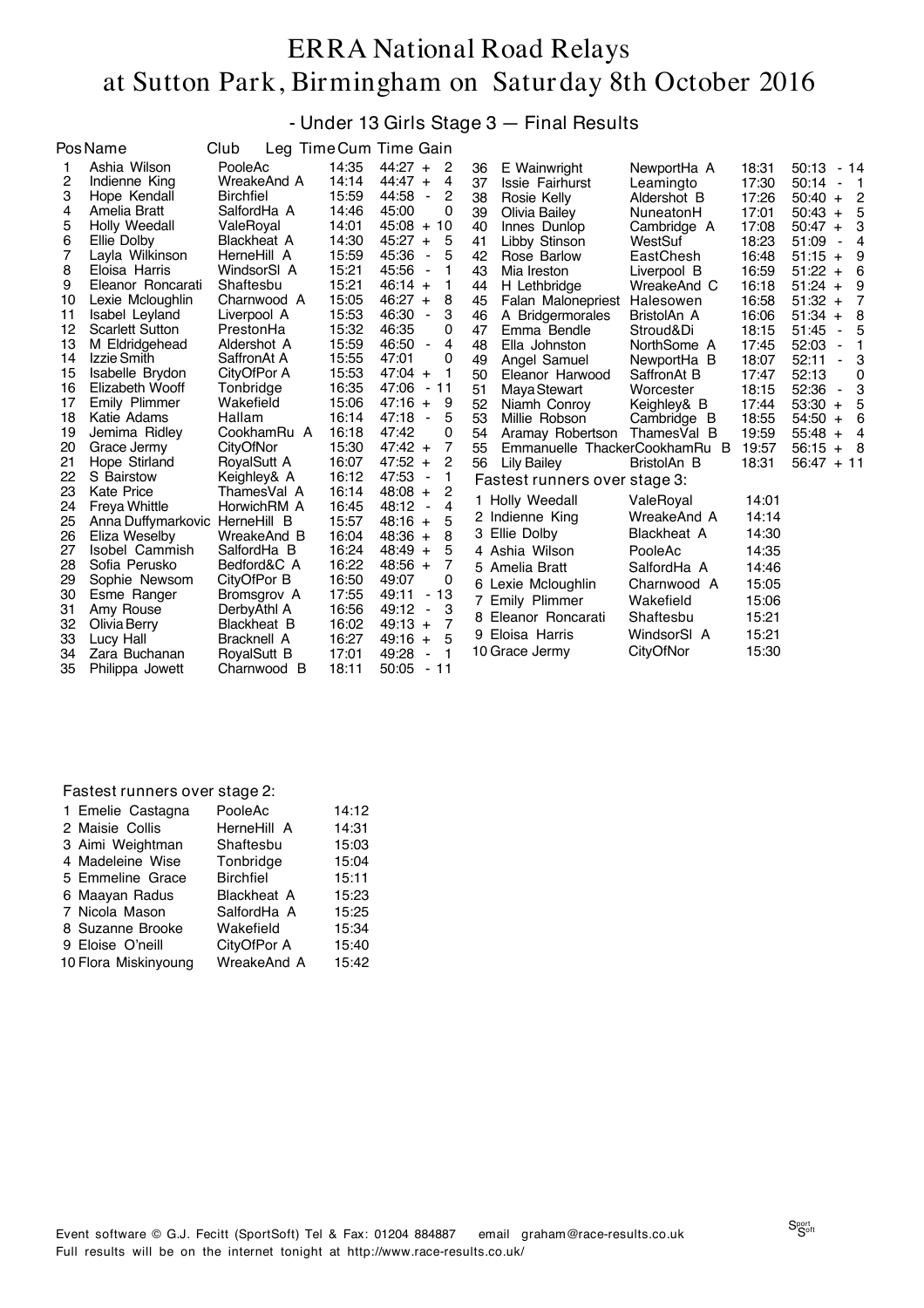# ERRA National Road Relays at Sutton Park, Birmingham on Saturday 8th October 2016

## - Under 13 Girls Stage 3 — Final Results

| Pos | Name | Club | Leg Time | Cum Time | Gain |
|---|---|---|---|---|---|
| 1 | Ashia Wilson | PooleAc | 14:35 | 44:27 | + 2 |
| 2 | Indienne King | WreakeAnd A | 14:14 | 44:47 | + 4 |
| 3 | Hope Kendall | Birchfiel | 15:59 | 44:58 | - 2 |
| 4 | Amelia Bratt | SalfordHa A | 14:46 | 45:00 | 0 |
| 5 | Holly Weedall | ValeRoyal | 14:01 | 45:08 | + 10 |
| 6 | Ellie Dolby | Blackheat A | 14:30 | 45:27 | + 5 |
| 7 | Layla Wilkinson | HerneHill A | 15:59 | 45:36 | - 5 |
| 8 | Eloisa Harris | WindsorSl A | 15:21 | 45:56 | - 1 |
| 9 | Eleanor Roncarati | Shaftesbu | 15:21 | 46:14 | + 1 |
| 10 | Lexie Mcloughlin | Charnwood A | 15:05 | 46:27 | + 8 |
| 11 | Isabel Leyland | Liverpool A | 15:53 | 46:30 | - 3 |
| 12 | Scarlett Sutton | PrestonHa | 15:32 | 46:35 | 0 |
| 13 | M Eldridgehead | Aldershot A | 15:59 | 46:50 | - 4 |
| 14 | Izzie Smith | SaffronAt A | 15:55 | 47:01 | 0 |
| 15 | Isabelle Brydon | CityOfPor A | 15:53 | 47:04 | + 1 |
| 16 | Elizabeth Wooff | Tonbridge | 16:35 | 47:06 | - 11 |
| 17 | Emily Plimmer | Wakefield | 15:06 | 47:16 | + 9 |
| 18 | Katie Adams | Hallam | 16:14 | 47:18 | - 5 |
| 19 | Jemima Ridley | CookhamRu A | 16:18 | 47:42 | 0 |
| 20 | Grace Jermy | CityOfNor | 15:30 | 47:42 | + 7 |
| 21 | Hope Stirland | RoyalSutt A | 16:07 | 47:52 | + 2 |
| 22 | S Bairstow | Keighley& A | 16:12 | 47:53 | - 1 |
| 23 | Kate Price | ThamesVal A | 16:14 | 48:08 | + 2 |
| 24 | Freya Whittle | HorwichRM A | 16:45 | 48:12 | - 4 |
| 25 | Anna Duffymarkovic | HerneHill B | 15:57 | 48:16 | + 5 |
| 26 | Eliza Weselby | WreakeAnd B | 16:04 | 48:36 | + 8 |
| 27 | Isobel Cammish | SalfordHa B | 16:24 | 48:49 | + 5 |
| 28 | Sofia Perusko | Bedford&C A | 16:22 | 48:56 | + 7 |
| 29 | Sophie Newsom | CityOfPor B | 16:50 | 49:07 | 0 |
| 30 | Esme Ranger | Bromsgrov A | 17:55 | 49:11 | - 13 |
| 31 | Amy Rouse | DerbyAthl A | 16:56 | 49:12 | - 3 |
| 32 | Olivia Berry | Blackheat B | 16:02 | 49:13 | + 7 |
| 33 | Lucy Hall | Bracknell A | 16:27 | 49:16 | + 5 |
| 34 | Zara Buchanan | RoyalSutt B | 17:01 | 49:28 | - 1 |
| 35 | Philippa Jowett | Charnwood B | 18:11 | 50:05 | - 11 |
| 36 | E Wainwright | NewportHa A | 18:31 | 50:13 | - 14 |
| 37 | Issie Fairhurst | Leamingto | 17:30 | 50:14 | - 1 |
| 38 | Rosie Kelly | Aldershot B | 17:26 | 50:40 | + 2 |
| 39 | Olivia Bailey | NuneatonH | 17:01 | 50:43 | + 5 |
| 40 | Innes Dunlop | Cambridge A | 17:08 | 50:47 | + 3 |
| 41 | Libby Stinson | WestSuf | 18:23 | 51:09 | - 4 |
| 42 | Rose Barlow | EastChesh | 16:48 | 51:15 | + 9 |
| 43 | Mia Ireston | Liverpool B | 16:59 | 51:22 | + 6 |
| 44 | H Lethbridge | WreakeAnd C | 16:18 | 51:24 | + 9 |
| 45 | Falan Malonepriest | Halesowen | 16:58 | 51:32 | + 7 |
| 46 | A Bridgermorales | BristolAn A | 16:06 | 51:34 | + 8 |
| 47 | Emma Bendle | Stroud&Di | 18:15 | 51:45 | - 5 |
| 48 | Ella Johnston | NorthSome A | 17:45 | 52:03 | - 1 |
| 49 | Angel Samuel | NewportHa B | 18:07 | 52:11 | - 3 |
| 50 | Eleanor Harwood | SaffronAt B | 17:47 | 52:13 | 0 |
| 51 | Maya Stewart | Worcester | 18:15 | 52:36 | - 3 |
| 52 | Niamh Conroy | Keighley& B | 17:44 | 53:30 | + 5 |
| 53 | Millie Robson | Cambridge B | 18:55 | 54:50 | + 6 |
| 54 | Aramay Robertson | ThamesVal B | 19:59 | 55:48 | + 4 |
| 55 | Emmanuelle Thacker | CookhamRu B | 19:57 | 56:15 | + 8 |
| 56 | Lily Bailey | BristolAn B | 18:31 | 56:47 | + 11 |

### Fastest runners over stage 3:

| | Name | Club | Time |
|---|---|---|---|
| 1 | Holly Weedall | ValeRoyal | 14:01 |
| 2 | Indienne King | WreakeAnd A | 14:14 |
| 3 | Ellie Dolby | Blackheat A | 14:30 |
| 4 | Ashia Wilson | PooleAc | 14:35 |
| 5 | Amelia Bratt | SalfordHa A | 14:46 |
| 6 | Lexie Mcloughlin | Charnwood A | 15:05 |
| 7 | Emily Plimmer | Wakefield | 15:06 |
| 8 | Eleanor Roncarati | Shaftesbu | 15:21 |
| 9 | Eloisa Harris | WindsorSl A | 15:21 |
| 10 | Grace Jermy | CityOfNor | 15:30 |

### Fastest runners over stage 2:

| | Name | Club | Time |
|---|---|---|---|
| 1 | Emelie Castagna | PooleAc | 14:12 |
| 2 | Maisie Collis | HerneHill A | 14:31 |
| 3 | Aimi Weightman | Shaftesbu | 15:03 |
| 4 | Madeleine Wise | Tonbridge | 15:04 |
| 5 | Emmeline Grace | Birchfiel | 15:11 |
| 6 | Maayan Radus | Blackheat A | 15:23 |
| 7 | Nicola Mason | SalfordHa A | 15:25 |
| 8 | Suzanne Brooke | Wakefield | 15:34 |
| 9 | Eloise O'neill | CityOfPor A | 15:40 |
| 10 | Flora Miskinyoung | WreakeAnd A | 15:42 |

Event software © G.J. Fecitt (SportSoft) Tel & Fax: 01204 884887 email graham@race-results.co.uk
Full results will be on the internet tonight at http://www.race-results.co.uk/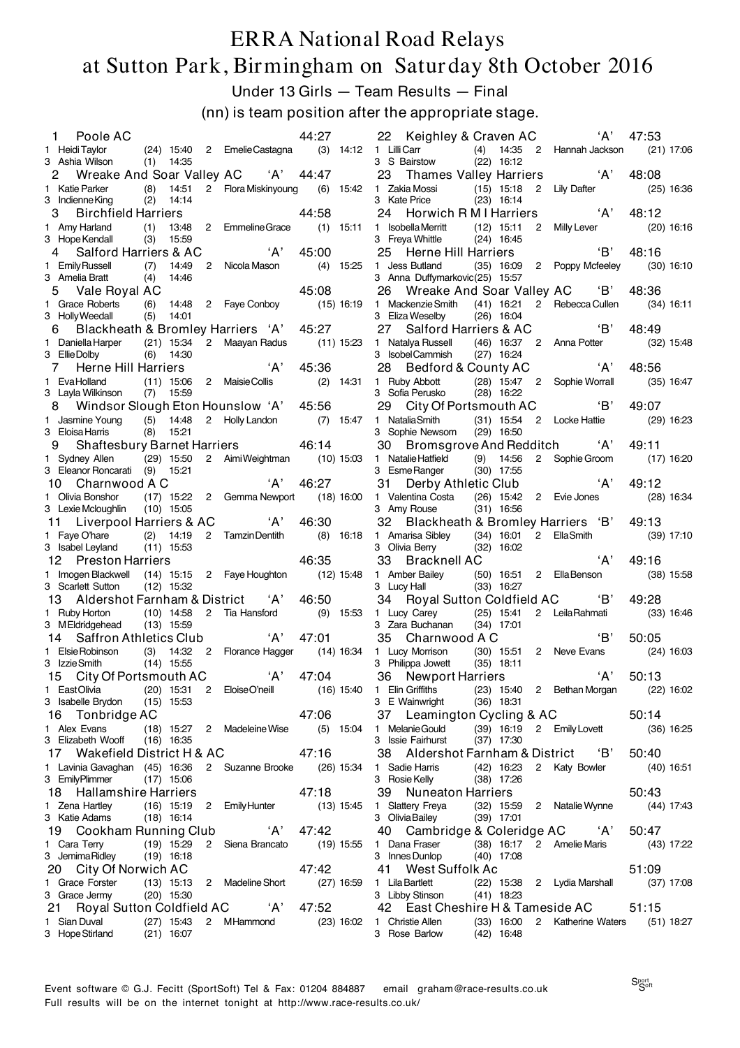# ERRA National Road Relays

## at Sutton Park, Birmingham on Saturday 8th October 2016

### Under 13 Girls — Team Results — Final

(nn) is team position after the appropriate stage.

1 Poole AC 44:27
1 Heidi Taylor (24) 15:40 2 Emelie Castagna (3) 14:12
3 Ashia Wilson (1) 14:35

2 Wreake And Soar Valley AC 'A' 44:47
1 Katie Parker (8) 14:51 2 Flora Miskinyoung (6) 15:42
3 Indienne King (2) 14:14

3 Birchfield Harriers 44:58
1 Amy Harland (1) 13:48 2 Emmeline Grace (1) 15:11
3 Hope Kendall (3) 15:59

4 Salford Harriers & AC 'A' 45:00
1 Emily Russell (7) 14:49 2 Nicola Mason (4) 15:25
3 Amelia Bratt (4) 14:46

5 Vale Royal AC 45:08
1 Grace Roberts (6) 14:48 2 Faye Conboy (15) 16:19
3 Holly Weedall (5) 14:01

6 Blackheath & Bromley Harriers 'A' 45:27
1 Daniella Harper (21) 15:34 2 Maayan Radus (11) 15:23
3 Ellie Dolby (6) 14:30

7 Herne Hill Harriers 'A' 45:36
1 Eva Holland (11) 15:06 2 Maisie Collis (2) 14:31
3 Layla Wilkinson (7) 15:59

8 Windsor Slough Eton Hounslow 'A' 45:56
1 Jasmine Young (5) 14:48 2 Holly Landon (7) 15:47
3 Eloisa Harris (8) 15:21

9 Shaftesbury Barnet Harriers 46:14
1 Sydney Allen (29) 15:50 2 Aimi Weightman (10) 15:03
3 Eleanor Roncarati (9) 15:21

10 Charnwood A C 'A' 46:27
1 Olivia Bonshor (17) 15:22 2 Gemma Newport (18) 16:00
3 Lexie Mcloughlin (10) 15:05

11 Liverpool Harriers & AC 'A' 46:30
1 Faye O'hare (2) 14:19 2 Tamzin Dentith (8) 16:18
3 Isabel Leyland (11) 15:53

12 Preston Harriers 46:35
1 Imogen Blackwell (14) 15:15 2 Faye Houghton (12) 15:48
3 Scarlett Sutton (12) 15:32

13 Aldershot Farnham & District 'A' 46:50
1 Ruby Horton (10) 14:58 2 Tia Hansford (9) 15:53
3 M Eldridgehead (13) 15:59

14 Saffron Athletics Club 'A' 47:01
1 Elsie Robinson (3) 14:32 2 Florance Hagger (14) 16:34
3 Izzie Smith (14) 15:55

15 City Of Portsmouth AC 'A' 47:04
1 East Olivia (20) 15:31 2 Eloise O'neill (16) 15:40
3 Isabelle Brydon (15) 15:53

16 Tonbridge AC 47:06
1 Alex Evans (18) 15:27 2 Madeleine Wise (5) 15:04
3 Elizabeth Wooff (16) 16:35

17 Wakefield District H & AC 47:16
1 Lavinia Gavaghan (45) 16:36 2 Suzanne Brooke (26) 15:34
3 Emily Plimmer (17) 15:06

18 Hallamshire Harriers 47:18
1 Zena Hartley (16) 15:19 2 Emily Hunter (13) 15:45
3 Katie Adams (18) 16:14

19 Cookham Running Club 'A' 47:42
1 Cara Terry (19) 15:29 2 Siena Brancato (19) 15:55
3 Jemima Ridley (19) 16:18

20 City Of Norwich AC 47:42
1 Grace Forster (13) 15:13 2 Madeline Short (27) 16:59
3 Grace Jermy (20) 15:30

21 Royal Sutton Coldfield AC 'A' 47:52
1 Sian Duval (27) 15:43 2 M Hammond (23) 16:02
3 Hope Stirland (21) 16:07

22 Keighley & Craven AC 'A' 47:53
1 Lilli Carr (4) 14:35 2 Hannah Jackson (21) 17:06
3 S Bairstow (22) 16:12

23 Thames Valley Harriers 'A' 48:08
1 Zakia Mossi (15) 15:18 2 Lily Dafter (25) 16:36
3 Kate Price (23) 16:14

24 Horwich R M I Harriers 'A' 48:12
1 Isobella Merritt (12) 15:11 2 Milly Lever (20) 16:16
3 Freya Whittle (24) 16:45

25 Herne Hill Harriers 'B' 48:16
1 Jess Butland (35) 16:09 2 Poppy Mcfeeley (30) 16:10
3 Anna Duffymarkovic (25) 15:57

26 Wreake And Soar Valley AC 'B' 48:36
1 Mackenzie Smith (41) 16:21 2 Rebecca Cullen (34) 16:11
3 Eliza Weselby (26) 16:04

27 Salford Harriers & AC 'B' 48:49
1 Natalya Russell (46) 16:37 2 Anna Potter (32) 15:48
3 Isobel Cammish (27) 16:24

28 Bedford & County AC 'A' 48:56
1 Ruby Abbott (28) 15:47 2 Sophie Worrall (35) 16:47
3 Sofia Perusko (28) 16:22

29 City Of Portsmouth AC 'B' 49:07
1 Natalia Smith (31) 15:54 2 Locke Hattie (29) 16:23
3 Sophie Newsom (29) 16:50

30 Bromsgrove And Redditch 'A' 49:11
1 Natalie Hatfield (9) 14:56 2 Sophie Groom (17) 16:20
3 Esme Ranger (30) 17:55

31 Derby Athletic Club 'A' 49:12
1 Valentina Costa (26) 15:42 2 Evie Jones (28) 16:34
3 Amy Rouse (31) 16:56

32 Blackheath & Bromley Harriers 'B' 49:13
1 Amarisa Sibley (34) 16:01 2 Ella Smith (39) 17:10
3 Olivia Berry (32) 16:02

33 Bracknell AC 'A' 49:16
1 Amber Bailey (50) 16:51 2 Ella Benson (38) 15:58
3 Lucy Hall (33) 16:27

34 Royal Sutton Coldfield AC 'B' 49:28
1 Lucy Carey (25) 15:41 2 Leila Rahmati (33) 16:46
3 Zara Buchanan (34) 17:01

35 Charnwood A C 'B' 50:05
1 Lucy Morrison (30) 15:51 2 Neve Evans (24) 16:03
3 Philippa Jowett (35) 18:11

36 Newport Harriers 'A' 50:13
1 Elin Griffiths (23) 15:40 2 Bethan Morgan (22) 16:02
3 E Wainwright (36) 18:31

37 Leamington Cycling & AC 50:14
1 Melanie Gould (39) 16:19 2 Emily Lovett (36) 16:25
3 Issie Fairhurst (37) 17:30

38 Aldershot Farnham & District 'B' 50:40
1 Sadie Harris (42) 16:23 2 Katy Bowler (40) 16:51
3 Rosie Kelly (38) 17:26

39 Nuneaton Harriers 50:43
1 Slattery Freya (32) 15:59 2 Natalie Wynne (44) 17:43
3 Olivia Bailey (39) 17:01

40 Cambridge & Coleridge AC 'A' 50:47
1 Dana Fraser (38) 16:17 2 Amelie Maris (43) 17:22
3 Innes Dunlop (40) 17:08

41 West Suffolk Ac 51:09
1 Lila Bartlett (22) 15:38 2 Lydia Marshall (37) 17:08
3 Libby Stinson (41) 18:23

42 East Cheshire H & Tameside AC 51:15
1 Christie Allen (33) 16:00 2 Katherine Waters (51) 18:27
3 Rose Barlow (42) 16:48

Event software © G.J. Fecitt (SportSoft) Tel & Fax: 01204 884887 email graham@race-results.co.uk
Full results will be on the internet tonight at http://www.race-results.co.uk/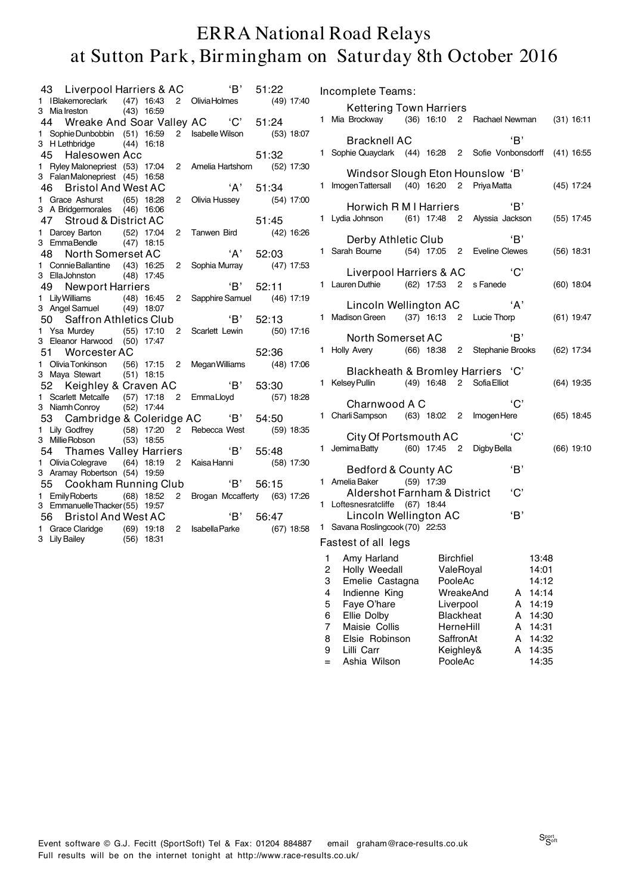# ERRA National Road Relays at Sutton Park, Birmingham on Saturday 8th October 2016

**43 Liverpool Harriers & AC 'B' 51:22**
1 IBlakemoreclark (47) 16:43 2 OliviaHolmes (49) 17:40
3 Mia Ireston (43) 16:59

**44 Wreake And Soar Valley AC 'C' 51:24**
1 SophieDunbobbin (51) 16:59 2 Isabelle Wilson (53) 18:07
3 H Lethbridge (44) 16:18

**45 Halesowen Acc 51:32**
1 Ryley Malonepriest (53) 17:04 2 Amelia Hartshorn (52) 17:30
3 FalanMalonepriest (45) 16:58

**46 Bristol And West AC 'A' 51:34**
1 Grace Ashurst (65) 18:28 2 Olivia Hussey (54) 17:00
3 A Bridgermorales (46) 16:06

**47 Stroud & District AC 51:45**
1 Darcey Barton (52) 17:04 2 Tanwen Bird (42) 16:26
3 EmmaBendle (47) 18:15

**48 North Somerset AC 'A' 52:03**
1 ConnieBallantine (43) 16:25 2 Sophia Murray (47) 17:53
3 EllaJohnston (48) 17:45

**49 Newport Harriers 'B' 52:11**
1 LilyWilliams (48) 16:45 2 Sapphire Samuel (46) 17:19
3 Angel Samuel (49) 18:07

**50 Saffron Athletics Club 'B' 52:13**
1 Ysa Murdey (55) 17:10 2 Scarlett Lewin (50) 17:16
3 Eleanor Harwood (50) 17:47

**51 Worcester AC 52:36**
1 OliviaTonkinson (56) 17:15 2 MeganWilliams (48) 17:06
3 Maya Stewart (51) 18:15

**52 Keighley & Craven AC 'B' 53:30**
1 Scarlett Metcalfe (57) 17:18 2 EmmaLloyd (57) 18:28
3 NiamhConroy (52) 17:44

**53 Cambridge & Coleridge AC 'B' 54:50**
1 Lily Godfrey (58) 17:20 2 Rebecca West (59) 18:35
3 MillieRobson (53) 18:55

**54 Thames Valley Harriers 'B' 55:48**
1 Olivia Colegrave (64) 18:19 2 Kaisa Hanni (58) 17:30
3 Aramay Robertson (54) 19:59

**55 Cookham Running Club 'B' 56:15**
1 EmilyRoberts (68) 18:52 2 Brogan Mccafferty (63) 17:26
3 EmmanuelleThacker(55) 19:57

**56 Bristol And West AC 'B' 56:47**
1 Grace Claridge (69) 19:18 2 IsabellaParke (67) 18:58
3 Lily Bailey (56) 18:31

## Incomplete Teams:

**Kettering Town Harriers**
1 Mia Brockway (36) 16:10 2 Rachael Newman (31) 16:11

**Bracknell AC 'B'**
1 Sophie Quayclark (44) 16:28 2 Sofie Vonbonsdorff (41) 16:55

**Windsor Slough Eton Hounslow 'B'**
1 ImogenTattersall (40) 16:20 2 PriyaMatta (45) 17:24

**Horwich R M I Harriers 'B'**
1 Lydia Johnson (61) 17:48 2 Alyssia Jackson (55) 17:45

**Derby Athletic Club 'B'**
1 Sarah Bourne (54) 17:05 2 Eveline Clewes (56) 18:31

**Liverpool Harriers & AC 'C'**
1 Lauren Duthie (62) 17:53 2 s Fanede (60) 18:04

**Lincoln Wellington AC 'A'**
1 Madison Green (37) 16:13 2 Lucie Thorp (61) 19:47

**North Somerset AC 'B'**
1 Holly Avery (66) 18:38 2 Stephanie Brooks (62) 17:34

**Blackheath & Bromley Harriers 'C'**
1 KelseyPullin (49) 16:48 2 SofiaElliot (64) 19:35

**Charnwood A C 'C'**
1 CharliSampson (63) 18:02 2 ImogenHere (65) 18:45

**City Of Portsmouth AC 'C'**
1 JemimaBatty (60) 17:45 2 DigbyBella (66) 19:10

**Bedford & County AC 'B'**
1 Amelia Baker (59) 17:39

**Aldershot Farnham & District 'C'**
1 Loftesnesratcliffe (67) 18:44

**Lincoln Wellington AC 'B'**
1 Savana Roslingcook(70) 22:53

## Fastest of all legs

| | | | | |
|---|---|---|---|---|
| 1 | Amy Harland | Birchfiel | | 13:48 |
| 2 | Holly Weedall | ValeRoyal | | 14:01 |
| 3 | Emelie Castagna | PooleAc | | 14:12 |
| 4 | Indienne King | WreakeAnd | A | 14:14 |
| 5 | Faye O'hare | Liverpool | A | 14:19 |
| 6 | Ellie Dolby | Blackheat | A | 14:30 |
| 7 | Maisie Collis | HerneHill | A | 14:31 |
| 8 | Elsie Robinson | SaffronAt | A | 14:32 |
| 9 | Lilli Carr | Keighley& | A | 14:35 |
| = | Ashia Wilson | PooleAc | | 14:35 |

Event software © G.J. Fecitt (SportSoft) Tel & Fax: 01204 884887 email graham@race-results.co.uk
Full results will be on the internet tonight at http://www.race-results.co.uk/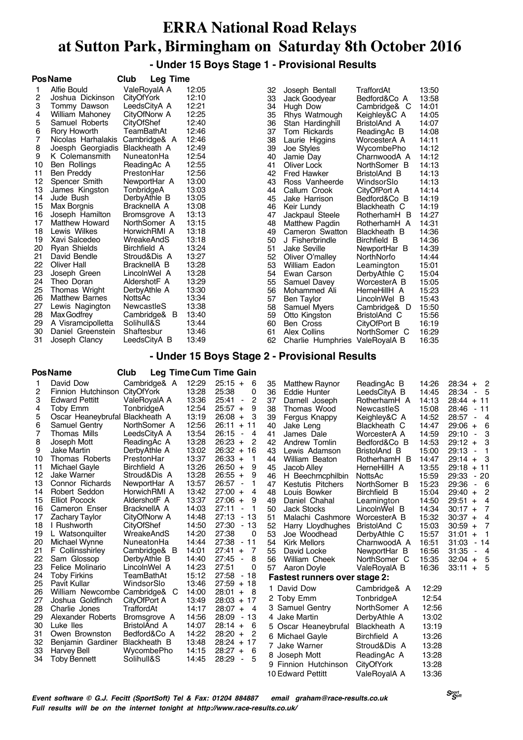# ERRA National Road Relays at Sutton Park, Birmingham on Saturday 8th October 2016

## - Under 15 Boys Stage 1 - Provisional Results

| Pos | Name | Club | Leg Time |
|---|---|---|---|
| 1 | Alfie Bould | ValeRoyalA A | 12:05 |
| 2 | Joshua Dickinson | CityOfYork | 12:10 |
| 3 | Tommy Dawson | LeedsCityA A | 12:21 |
| 4 | William Mahoney | CityOfNorw A | 12:25 |
| 5 | Samuel Roberts | CityOfShef | 12:40 |
| 6 | Rory Howorth | TeamBathAt | 12:46 |
| 7 | Nicolas Harhalakis | Cambridge& A | 12:46 |
| 8 | Joesph Georgiadis | Blackheath A | 12:49 |
| 9 | K Colemansmith | NuneatonHa | 12:54 |
| 10 | Ben Rollings | ReadingAc A | 12:55 |
| 11 | Ben Preddy | PrestonHar | 12:56 |
| 12 | Spencer Smith | NewportHar A | 13:00 |
| 13 | James Kingston | TonbridgeA | 13:03 |
| 14 | Jude Bush | DerbyAthle B | 13:05 |
| 15 | Max Borgnis | BracknellA A | 13:08 |
| 16 | Joseph Hamilton | Bromsgrove A | 13:13 |
| 17 | Matthew Howard | NorthSomer A | 13:15 |
| 18 | Lewis Wilkes | HorwichRMI A | 13:18 |
| 19 | Xavi Salcedeo | WreakeAndS | 13:18 |
| 20 | Ryan Shields | Birchfield A | 13:24 |
| 21 | David Bendle | Stroud&Dis A | 13:27 |
| 22 | Oliver Hall | BracknellA B | 13:28 |
| 23 | Joseph Green | LincolnWel A | 13:28 |
| 24 | Theo Doran | AldershotF A | 13:29 |
| 25 | Thomas Wright | DerbyAthle A | 13:30 |
| 26 | Matthew Barnes | NottsAc | 13:34 |
| 27 | Lewis Nagington | NewcastleS | 13:38 |
| 28 | Max Godfrey | Cambridge& B | 13:40 |
| 29 | A Visramcipolletta | Solihull&S | 13:44 |
| 30 | Daniel Greenstein | Shaftesbur | 13:46 |
| 31 | Joseph Clancy | LeedsCityA B | 13:49 |
| 32 | Joseph Bentall | TraffordAt | 13:50 |
| 33 | Jack Goodyear | Bedford&Co A | 13:58 |
| 34 | Hugh Dow | Cambridge& C | 14:01 |
| 35 | Rhys Watmough | Keighley&C A | 14:05 |
| 36 | Stan Hardinghill | BristolAnd A | 14:07 |
| 37 | Tom Rickards | ReadingAc B | 14:08 |
| 38 | Laurie Higgins | WorcesterA A | 14:11 |
| 39 | Joe Styles | WycombePho | 14:12 |
| 40 | Jamie Day | CharnwoodA A | 14:12 |
| 41 | Oliver Lock | NorthSomer B | 14:13 |
| 42 | Fred Hawker | BristolAnd B | 14:13 |
| 43 | Ross Vanheerde | WindsorSlo | 14:13 |
| 44 | Callum Crook | CityOfPort A | 14:14 |
| 45 | Jake Harrison | Bedford&Co B | 14:19 |
| 46 | Keir Lundy | Blackheath C | 14:19 |
| 47 | Jackpaul Steele | RotherhamH B | 14:27 |
| 48 | Matthew Pagdin | RotherhamH A | 14:31 |
| 49 | Cameron Swatton | Blackheath B | 14:36 |
| 50 | J Fisherbrindle | Birchfield B | 14:36 |
| 51 | Jake Seville | NewportHar B | 14:39 |
| 52 | Oliver O'malley | NorthNorfo | 14:44 |
| 53 | William Eadon | Leamington | 15:01 |
| 54 | Ewan Carson | DerbyAthle C | 15:04 |
| 55 | Samuel Davey | WorcesterA B | 15:05 |
| 56 | Mohammed Ali | HerneHillH A | 15:23 |
| 57 | Ben Taylor | LincolnWel B | 15:43 |
| 58 | Samuel Myers | Cambridge& D | 15:50 |
| 59 | Otto Kingston | BristolAnd C | 15:56 |
| 60 | Ben Cross | CityOfPort B | 16:19 |
| 61 | Alex Collins | NorthSomer C | 16:29 |
| 62 | Charlie Humphries | ValeRoyalA B | 16:35 |

## - Under 15 Boys Stage 2 - Provisional Results

| Pos | Name | Club | Leg Time | Cum Time | Gain |
|---|---|---|---|---|---|
| 1 | David Dow | Cambridge& A | 12:29 | 25:15 | + 6 |
| 2 | Finnion Hutchinson | CityOfYork | 13:28 | 25:38 | 0 |
| 3 | Edward Pettitt | ValeRoyalA A | 13:36 | 25:41 | - 2 |
| 4 | Toby Emm | TonbridgeA | 12:54 | 25:57 | + 9 |
| 5 | Oscar Heaneybrufal | Blackheath A | 13:19 | 26:08 | + 3 |
| 6 | Samuel Gentry | NorthSomer A | 12:56 | 26:11 | + 11 |
| 7 | Thomas Mills | LeedsCityA A | 13:54 | 26:15 | - 4 |
| 8 | Joseph Mott | ReadingAc A | 13:28 | 26:23 | + 2 |
| 9 | Jake Martin | DerbyAthle A | 13:02 | 26:32 | + 16 |
| 10 | Thomas Roberts | PrestonHar | 13:37 | 26:33 | + 1 |
| 11 | Michael Gayle | Birchfield A | 13:26 | 26:50 | + 9 |
| 12 | Jake Warner | Stroud&Dis A | 13:28 | 26:55 | + 9 |
| 13 | Connor Richards | NewportHar A | 13:57 | 26:57 | - 1 |
| 14 | Robert Seddon | HorwichRMI A | 13:42 | 27:00 | + 4 |
| 15 | Elliot Pocock | AldershotF A | 13:37 | 27:06 | + 9 |
| 16 | Cameron Enser | BracknellA A | 14:03 | 27:11 | - 1 |
| 17 | Zachary Taylor | CityOfNorw A | 14:48 | 27:13 | - 13 |
| 18 | I Rushworth | CityOfShef | 14:50 | 27:30 | - 13 |
| 19 | L Watsonquilter | WreakeAndS | 14:20 | 27:38 | 0 |
| 20 | Michael Wynne | NuneatonHa | 14:44 | 27:38 | - 11 |
| 21 | F Collinsshirley | Cambridge& B | 14:01 | 27:41 | + 7 |
| 22 | Sam Glossop | DerbyAthle B | 14:40 | 27:45 | - 8 |
| 23 | Felice Molinario | LincolnWel A | 14:23 | 27:51 | 0 |
| 24 | Toby Firkins | TeamBathAt | 15:12 | 27:58 | - 18 |
| 25 | Pavit Kullar | WindsorSlo | 13:46 | 27:59 | + 18 |
| 26 | William Newcombe | Cambridge& C | 14:00 | 28:01 | + 8 |
| 27 | Joshua Goldfinch | CityOfPort A | 13:49 | 28:03 | + 17 |
| 28 | Charlie Jones | TraffordAt | 14:17 | 28:07 | + 4 |
| 29 | Alexander Roberts | Bromsgrove A | 14:56 | 28:09 | - 13 |
| 30 | Luke Iles | BristolAnd A | 14:07 | 28:14 | + 6 |
| 31 | Owen Brownston | Bedford&Co A | 14:22 | 28:20 | + 2 |
| 32 | Benjamin Gardiner | Blackheath B | 13:48 | 28:24 | + 17 |
| 33 | Harvey Bell | WycombePho | 14:15 | 28:27 | + 6 |
| 34 | Toby Bennett | Solihull&S | 14:45 | 28:29 | - 5 |
| 35 | Matthew Raynor | ReadingAc B | 14:26 | 28:34 | + 2 |
| 36 | Eddie Hunter | LeedsCityA B | 14:45 | 28:34 | - 5 |
| 37 | Darnell Joseph | RotherhamH A | 14:13 | 28:44 | + 11 |
| 38 | Thomas Wood | NewcastleS | 15:08 | 28:46 | - 11 |
| 39 | Fergus Knappy | Keighley&C A | 14:52 | 28:57 | - 4 |
| 40 | Jake Leng | Blackheath C | 14:47 | 29:06 | + 6 |
| 41 | James Dale | WorcesterA A | 14:59 | 29:10 | - 3 |
| 42 | Andrew Tomlin | Bedford&Co B | 14:53 | 29:12 | + 3 |
| 43 | Lewis Adamson | BristolAnd B | 15:00 | 29:13 | - 1 |
| 44 | William Beaton | RotherhamH B | 14:47 | 29:14 | + 3 |
| 45 | Jacob Alley | HerneHillH A | 13:55 | 29:18 | + 11 |
| 46 | H Beechmcphilbin | NottsAc | 15:59 | 29:33 | - 20 |
| 47 | Kestutis Pitchers | NorthSomer B | 15:23 | 29:36 | - 6 |
| 48 | Louis Bowker | Birchfield B | 15:04 | 29:40 | + 2 |
| 49 | Daniel Chahal | Leamington | 14:50 | 29:51 | + 4 |
| 50 | Jack Stocks | LincolnWel B | 14:34 | 30:17 | + 7 |
| 51 | Malachi Cashmore | WorcesterA B | 15:32 | 30:37 | + 4 |
| 52 | Harry Lloydhughes | BristolAnd C | 15:03 | 30:59 | + 7 |
| 53 | Joe Woodhead | DerbyAthle C | 15:57 | 31:01 | + 1 |
| 54 | Kirk Mellors | CharnwoodA A | 16:51 | 31:03 | - 14 |
| 55 | David Locke | NewportHar B | 16:56 | 31:35 | - 4 |
| 56 | William Cheek | NorthSomer C | 15:35 | 32:04 | + 5 |
| 57 | Aaron Doyle | ValeRoyalA B | 16:36 | 33:11 | + 5 |

**Fastest runners over stage 2:**

| | Name | Club | Time |
|---|---|---|---|
| 1 | David Dow | Cambridge& A | 12:29 |
| 2 | Toby Emm | TonbridgeA | 12:54 |
| 3 | Samuel Gentry | NorthSomer A | 12:56 |
| 4 | Jake Martin | DerbyAthle A | 13:02 |
| 5 | Oscar Heaneybrufal | Blackheath A | 13:19 |
| 6 | Michael Gayle | Birchfield A | 13:26 |
| 7 | Jake Warner | Stroud&Dis A | 13:28 |
| 8 | Joseph Mott | ReadingAc A | 13:28 |
| 9 | Finnion Hutchinson | CityOfYork | 13:28 |
| 10 | Edward Pettitt | ValeRoyalA A | 13:36 |

*Event software © G.J. Fecitt (SportSoft) Tel & Fax: 01204 884887 email graham@race-results.co.uk*
*Full results will be on the internet tonight at http://www.race-results.co.uk/*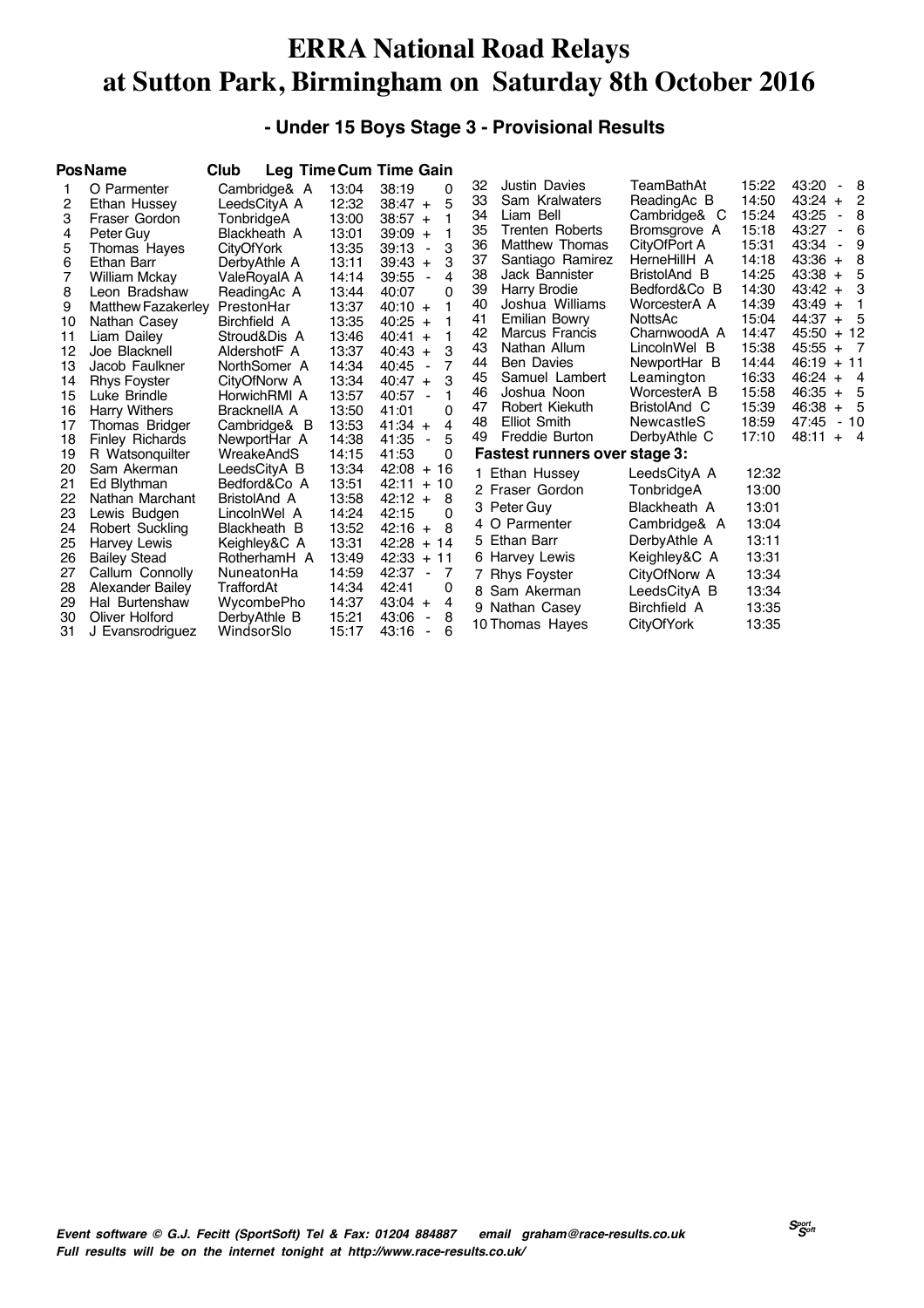# ERRA National Road Relays at Sutton Park, Birmingham on Saturday 8th October 2016

### - Under 15 Boys Stage 3 - Provisional Results

| Pos | Name | Club | Leg Time | Cum Time | Gain |
|---|---|---|---|---|---|
| 1 | O Parmenter | Cambridge& A | 13:04 | 38:19 | 0 |
| 2 | Ethan Hussey | LeedsCityA A | 12:32 | 38:47 | + 5 |
| 3 | Fraser Gordon | TonbridgeA | 13:00 | 38:57 | + 1 |
| 4 | Peter Guy | Blackheath A | 13:01 | 39:09 | + 1 |
| 5 | Thomas Hayes | CityOfYork | 13:35 | 39:13 | - 3 |
| 6 | Ethan Barr | DerbyAthle A | 13:11 | 39:43 | + 3 |
| 7 | William Mckay | ValeRoyalA A | 14:14 | 39:55 | - 4 |
| 8 | Leon Bradshaw | ReadingAc A | 13:44 | 40:07 | 0 |
| 9 | Matthew Fazakerley | PrestonHar | 13:37 | 40:10 | + 1 |
| 10 | Nathan Casey | Birchfield A | 13:35 | 40:25 | + 1 |
| 11 | Liam Dailey | Stroud&Dis A | 13:46 | 40:41 | + 1 |
| 12 | Joe Blacknell | AldershotF A | 13:37 | 40:43 | + 3 |
| 13 | Jacob Faulkner | NorthSomer A | 14:34 | 40:45 | - 7 |
| 14 | Rhys Foyster | CityOfNorw A | 13:34 | 40:47 | + 3 |
| 15 | Luke Brindle | HorwichRMI A | 13:57 | 40:57 | - 1 |
| 16 | Harry Withers | BracknellA A | 13:50 | 41:01 | 0 |
| 17 | Thomas Bridger | Cambridge& B | 13:53 | 41:34 | + 4 |
| 18 | Finley Richards | NewportHar A | 14:38 | 41:35 | - 5 |
| 19 | R Watsonquilter | WreakeAndS | 14:15 | 41:53 | 0 |
| 20 | Sam Akerman | LeedsCityA B | 13:34 | 42:08 | + 16 |
| 21 | Ed Blythman | Bedford&Co A | 13:51 | 42:11 | + 10 |
| 22 | Nathan Marchant | BristolAnd A | 13:58 | 42:12 | + 8 |
| 23 | Lewis Budgen | LincolnWel A | 14:24 | 42:15 | 0 |
| 24 | Robert Suckling | Blackheath B | 13:52 | 42:16 | + 8 |
| 25 | Harvey Lewis | Keighley&C A | 13:31 | 42:28 | + 14 |
| 26 | Bailey Stead | RotherhamH A | 13:49 | 42:33 | + 11 |
| 27 | Callum Connolly | NuneatonHa | 14:59 | 42:37 | - 7 |
| 28 | Alexander Bailey | TraffordAt | 14:34 | 42:41 | 0 |
| 29 | Hal Burtenshaw | WycombePho | 14:37 | 43:04 | + 4 |
| 30 | Oliver Holford | DerbyAthle B | 15:21 | 43:06 | - 8 |
| 31 | J Evansrodriguez | WindsorSlo | 15:17 | 43:16 | - 6 |
| 32 | Justin Davies | TeamBathAt | 15:22 | 43:20 | - 8 |
| 33 | Sam Kralwaters | ReadingAc B | 14:50 | 43:24 | + 2 |
| 34 | Liam Bell | Cambridge& C | 15:24 | 43:25 | - 8 |
| 35 | Trenten Roberts | Bromsgrove A | 15:18 | 43:27 | - 6 |
| 36 | Matthew Thomas | CityOfPort A | 15:31 | 43:34 | - 9 |
| 37 | Santiago Ramirez | HerneHillH A | 14:18 | 43:36 | + 8 |
| 38 | Jack Bannister | BristolAnd B | 14:25 | 43:38 | + 5 |
| 39 | Harry Brodie | Bedford&Co B | 14:30 | 43:42 | + 3 |
| 40 | Joshua Williams | WorcesterA A | 14:39 | 43:49 | + 1 |
| 41 | Emilian Bowry | NottsAc | 15:04 | 44:37 | + 5 |
| 42 | Marcus Francis | CharnwoodA A | 14:47 | 45:50 | + 12 |
| 43 | Nathan Allum | LincolnWel B | 15:38 | 45:55 | + 7 |
| 44 | Ben Davies | NewportHar B | 14:44 | 46:19 | + 11 |
| 45 | Samuel Lambert | Leamington | 16:33 | 46:24 | + 4 |
| 46 | Joshua Noon | WorcesterA B | 15:58 | 46:35 | + 5 |
| 47 | Robert Kiekuth | BristolAnd C | 15:39 | 46:38 | + 5 |
| 48 | Elliot Smith | NewcastleS | 18:59 | 47:45 | - 10 |
| 49 | Freddie Burton | DerbyAthle C | 17:10 | 48:11 | + 4 |

**Fastest runners over stage 3:**

| | Name | Club | Time |
|---|---|---|---|
| 1 | Ethan Hussey | LeedsCityA A | 12:32 |
| 2 | Fraser Gordon | TonbridgeA | 13:00 |
| 3 | Peter Guy | Blackheath A | 13:01 |
| 4 | O Parmenter | Cambridge& A | 13:04 |
| 5 | Ethan Barr | DerbyAthle A | 13:11 |
| 6 | Harvey Lewis | Keighley&C A | 13:31 |
| 7 | Rhys Foyster | CityOfNorw A | 13:34 |
| 8 | Sam Akerman | LeedsCityA B | 13:34 |
| 9 | Nathan Casey | Birchfield A | 13:35 |
| 10 | Thomas Hayes | CityOfYork | 13:35 |

*Event software © G.J. Fecitt (SportSoft) Tel & Fax: 01204 884887 email graham@race-results.co.uk*
*Full results will be on the internet tonight at http://www.race-results.co.uk/*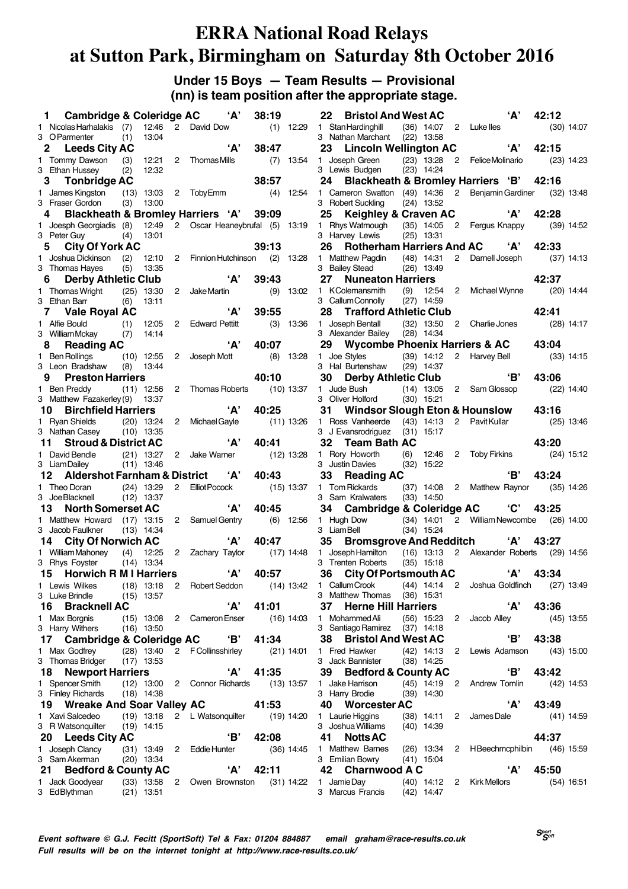# ERRA National Road Relays at Sutton Park, Birmingham on Saturday 8th October 2016

## Under 15 Boys — Team Results — Provisional

### (nn) is team position after the appropriate stage.

**1 Cambridge & Coleridge AC 'A' 38:19**
1 Nicolas Harhalakis (7) 12:46 2 David Dow (1) 12:29
3 O Parmenter (1) 13:04

**2 Leeds City AC 'A' 38:47**
1 Tommy Dawson (3) 12:21 2 Thomas Mills (7) 13:54
3 Ethan Hussey (2) 12:32

**3 Tonbridge AC 38:57**
1 James Kingston (13) 13:03 2 Toby Emm (4) 12:54
3 Fraser Gordon (3) 13:00

**4 Blackheath & Bromley Harriers 'A' 39:09**
1 Joesph Georgiadis (8) 12:49 2 Oscar Heaneybrufal (5) 13:19
3 Peter Guy (4) 13:01

**5 City Of York AC 39:13**
1 Joshua Dickinson (2) 12:10 2 Finnion Hutchinson (2) 13:28
3 Thomas Hayes (5) 13:35

**6 Derby Athletic Club 'A' 39:43**
1 Thomas Wright (25) 13:30 2 Jake Martin (9) 13:02
3 Ethan Barr (6) 13:11

**7 Vale Royal AC 'A' 39:55**
1 Alfie Bould (1) 12:05 2 Edward Pettitt (3) 13:36
3 William Mckay (7) 14:14

**8 Reading AC 'A' 40:07**
1 Ben Rollings (10) 12:55 2 Joseph Mott (8) 13:28
3 Leon Bradshaw (8) 13:44

**9 Preston Harriers 40:10**
1 Ben Preddy (11) 12:56 2 Thomas Roberts (10) 13:37
3 Matthew Fazakerley (9) 13:37

**10 Birchfield Harriers 'A' 40:25**
1 Ryan Shields (20) 13:24 2 Michael Gayle (11) 13:26
3 Nathan Casey (10) 13:35

**11 Stroud & District AC 'A' 40:41**
1 David Bendle (21) 13:27 2 Jake Warner (12) 13:28
3 Liam Dailey (11) 13:46

**12 Aldershot Farnham & District 'A' 40:43**
1 Theo Doran (24) 13:29 2 Elliot Pocock (15) 13:37
3 Joe Blacknell (12) 13:37

**13 North Somerset AC 'A' 40:45**
1 Matthew Howard (17) 13:15 2 Samuel Gentry (6) 12:56
3 Jacob Faulkner (13) 14:34

**14 City Of Norwich AC 'A' 40:47**
1 William Mahoney (4) 12:25 2 Zachary Taylor (17) 14:48
3 Rhys Foyster (14) 13:34

**15 Horwich R M I Harriers 'A' 40:57**
1 Lewis Wilkes (18) 13:18 2 Robert Seddon (14) 13:42
3 Luke Brindle (15) 13:57

**16 Bracknell AC 'A' 41:01**
1 Max Borgnis (15) 13:08 2 Cameron Enser (16) 14:03
3 Harry Withers (16) 13:50

**17 Cambridge & Coleridge AC 'B' 41:34**
1 Max Godfrey (28) 13:40 2 F Collinsshirley (21) 14:01
3 Thomas Bridger (17) 13:53

**18 Newport Harriers 'A' 41:35**
1 Spencer Smith (12) 13:00 2 Connor Richards (13) 13:57
3 Finley Richards (18) 14:38

**19 Wreake And Soar Valley AC 41:53**
1 Xavi Salcedeo (19) 13:18 2 L Watsonquilter (19) 14:20
3 R Watsonquilter (19) 14:15

**20 Leeds City AC 'B' 42:08**
1 Joseph Clancy (31) 13:49 2 Eddie Hunter (36) 14:45
3 Sam Akerman (20) 13:34

**21 Bedford & County AC 'A' 42:11**
1 Jack Goodyear (33) 13:58 2 Owen Brownston (31) 14:22
3 Ed Blythman (21) 13:51

**22 Bristol And West AC 'A' 42:12**
1 Stan Hardinghill (36) 14:07 2 Luke Iles (30) 14:07
3 Nathan Marchant (22) 13:58

**23 Lincoln Wellington AC 'A' 42:15**
1 Joseph Green (23) 13:28 2 Felice Molinario (23) 14:23
3 Lewis Budgen (23) 14:24

**24 Blackheath & Bromley Harriers 'B' 42:16**
1 Cameron Swatton (49) 14:36 2 Benjamin Gardiner (32) 13:48
3 Robert Suckling (24) 13:52

**25 Keighley & Craven AC 'A' 42:28**
1 Rhys Watmough (35) 14:05 2 Fergus Knappy (39) 14:52
3 Harvey Lewis (25) 13:31

**26 Rotherham Harriers And AC 'A' 42:33**
1 Matthew Pagdin (48) 14:31 2 Darnell Joseph (37) 14:13
3 Bailey Stead (26) 13:49

**27 Nuneaton Harriers 42:37**
1 K Colemansmith (9) 12:54 2 Michael Wynne (20) 14:44
3 Callum Connolly (27) 14:59

**28 Trafford Athletic Club 42:41**
1 Joseph Bentall (32) 13:50 2 Charlie Jones (28) 14:17
3 Alexander Bailey (28) 14:34

**29 Wycombe Phoenix Harriers & AC 43:04**
1 Joe Styles (39) 14:12 2 Harvey Bell (33) 14:15
3 Hal Burtenshaw (29) 14:37

**30 Derby Athletic Club 'B' 43:06**
1 Jude Bush (14) 13:05 2 Sam Glossop (22) 14:40
3 Oliver Holford (30) 15:21

**31 Windsor Slough Eton & Hounslow 43:16**
1 Ross Vanheerde (43) 14:13 2 Pavit Kullar (25) 13:46
3 J Evansrodriguez (31) 15:17

**32 Team Bath AC 43:20**
1 Rory Howorth (6) 12:46 2 Toby Firkins (24) 15:12
3 Justin Davies (32) 15:22

**33 Reading AC 'B' 43:24**
1 Tom Rickards (37) 14:08 2 Matthew Raynor (35) 14:26
3 Sam Kralwaters (33) 14:50

**34 Cambridge & Coleridge AC 'C' 43:25**
1 Hugh Dow (34) 14:01 2 William Newcombe (26) 14:00
3 Liam Bell (34) 15:24

**35 Bromsgrove And Redditch 'A' 43:27**
1 Joseph Hamilton (16) 13:13 2 Alexander Roberts (29) 14:56
3 Trenten Roberts (35) 15:18

**36 City Of Portsmouth AC 'A' 43:34**
1 Callum Crook (44) 14:14 2 Joshua Goldfinch (27) 13:49
3 Matthew Thomas (36) 15:31

**37 Herne Hill Harriers 'A' 43:36**
1 Mohammed Ali (56) 15:23 2 Jacob Alley (45) 13:55
3 Santiago Ramirez (37) 14:18

**38 Bristol And West AC 'B' 43:38**
1 Fred Hawker (42) 14:13 2 Lewis Adamson (43) 15:00
3 Jack Bannister (38) 14:25

**39 Bedford & County AC 'B' 43:42**
1 Jake Harrison (45) 14:19 2 Andrew Tomlin (42) 14:53
3 Harry Brodie (39) 14:30

**40 Worcester AC 'A' 43:49**
1 Laurie Higgins (38) 14:11 2 James Dale (41) 14:59
3 Joshua Williams (40) 14:39

**41 Notts AC 44:37**
1 Matthew Barnes (26) 13:34 2 H Beechmcphilbin (46) 15:59
3 Emilian Bowry (41) 15:04

**42 Charnwood A C 'A' 45:50**
1 Jamie Day (40) 14:12 2 Kirk Mellors (54) 16:51
3 Marcus Francis (42) 14:47

*Event software © G.J. Fecitt (SportSoft) Tel & Fax: 01204 884887 email graham@race-results.co.uk*
*Full results will be on the internet tonight at http://www.race-results.co.uk/*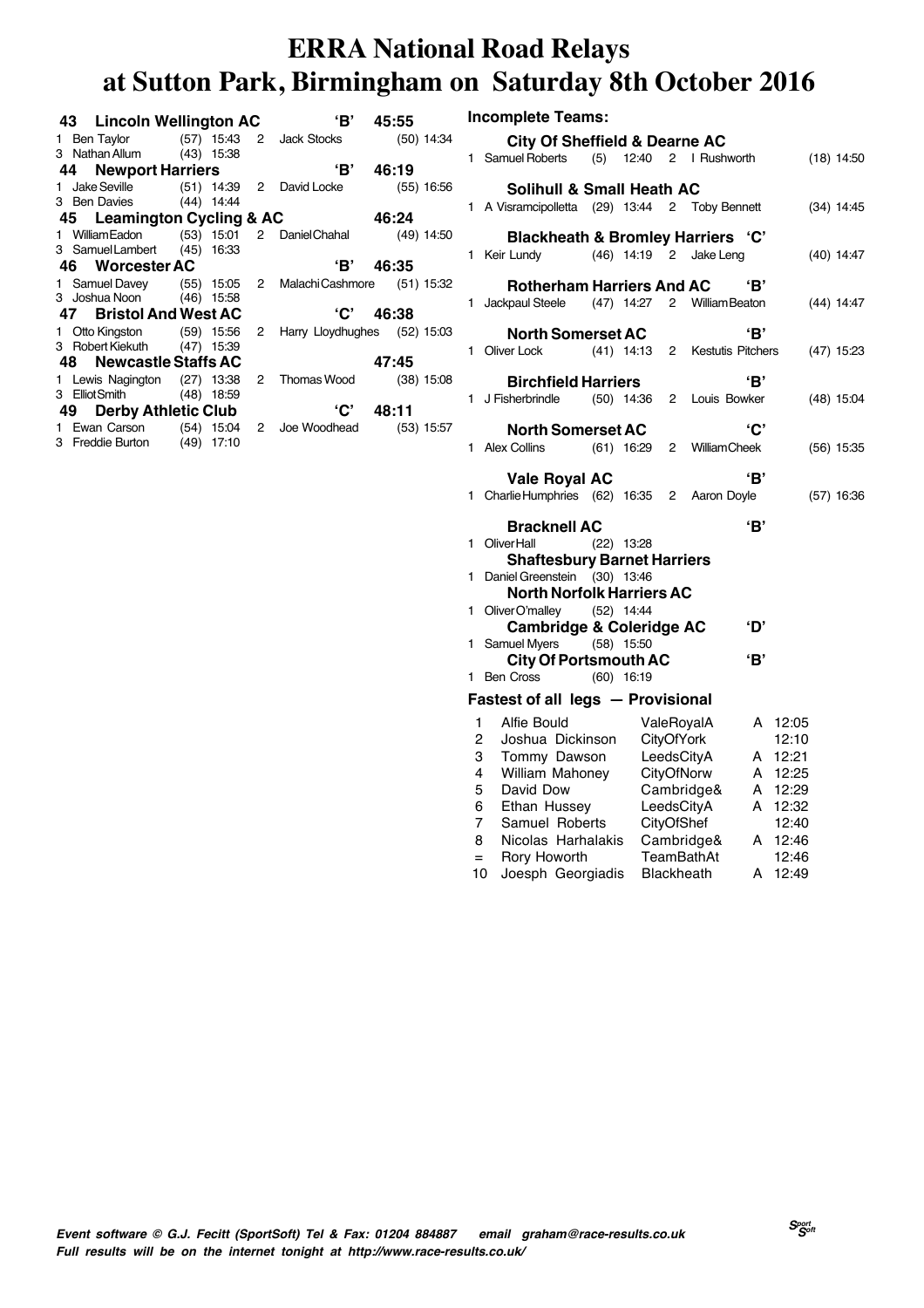# ERRA National Road Relays at Sutton Park, Birmingham on Saturday 8th October 2016

**43 Lincoln Wellington AC 'B' 45:55**
1 Ben Taylor (57) 15:43 2 Jack Stocks (50) 14:34
3 Nathan Allum (43) 15:38

**44 Newport Harriers 'B' 46:19**
1 Jake Seville (51) 14:39 2 David Locke (55) 16:56
3 Ben Davies (44) 14:44

**45 Leamington Cycling & AC 46:24**
1 William Eadon (53) 15:01 2 Daniel Chahal (49) 14:50
3 Samuel Lambert (45) 16:33

**46 Worcester AC 'B' 46:35**
1 Samuel Davey (55) 15:05 2 Malachi Cashmore (51) 15:32
3 Joshua Noon (46) 15:58

**47 Bristol And West AC 'C' 46:38**
1 Otto Kingston (59) 15:56 2 Harry Lloydhughes (52) 15:03
3 Robert Kiekuth (47) 15:39

**48 Newcastle Staffs AC 47:45**
1 Lewis Nagington (27) 13:38 2 Thomas Wood (38) 15:08
3 Elliot Smith (48) 18:59

**49 Derby Athletic Club 'C' 48:11**
1 Ewan Carson (54) 15:04 2 Joe Woodhead (53) 15:57
3 Freddie Burton (49) 17:10

## Incomplete Teams:

**City Of Sheffield & Dearne AC**
1 Samuel Roberts (5) 12:40 2 I Rushworth (18) 14:50

**Solihull & Small Heath AC**
1 A Visramcipolletta (29) 13:44 2 Toby Bennett (34) 14:45

**Blackheath & Bromley Harriers 'C'**
1 Keir Lundy (46) 14:19 2 Jake Leng (40) 14:47

**Rotherham Harriers And AC 'B'**
1 Jackpaul Steele (47) 14:27 2 William Beaton (44) 14:47

**North Somerset AC 'B'**
1 Oliver Lock (41) 14:13 2 Kestutis Pitchers (47) 15:23

**Birchfield Harriers 'B'**
1 J Fisherbrindle (50) 14:36 2 Louis Bowker (48) 15:04

**North Somerset AC 'C'**
1 Alex Collins (61) 16:29 2 William Cheek (56) 15:35

**Vale Royal AC 'B'**
1 Charlie Humphries (62) 16:35 2 Aaron Doyle (57) 16:36

**Bracknell AC 'B'**
1 Oliver Hall (22) 13:28

**Shaftesbury Barnet Harriers**
1 Daniel Greenstein (30) 13:46

**North Norfolk Harriers AC**
1 Oliver O'malley (52) 14:44

**Cambridge & Coleridge AC 'D'**
1 Samuel Myers (58) 15:50

**City Of Portsmouth AC 'B'**
1 Ben Cross (60) 16:19

## Fastest of all legs — Provisional

| | | | | |
|---|---|---|---|---|
| 1 | Alfie Bould | ValeRoyalA | A | 12:05 |
| 2 | Joshua Dickinson | CityOfYork | | 12:10 |
| 3 | Tommy Dawson | LeedsCityA | A | 12:21 |
| 4 | William Mahoney | CityOfNorw | A | 12:25 |
| 5 | David Dow | Cambridge& | A | 12:29 |
| 6 | Ethan Hussey | LeedsCityA | A | 12:32 |
| 7 | Samuel Roberts | CityOfShef | | 12:40 |
| 8 | Nicolas Harhalakis | Cambridge& | A | 12:46 |
| = | Rory Howorth | TeamBathAt | | 12:46 |
| 10 | Joesph Georgiadis | Blackheath | A | 12:49 |

*Event software © G.J. Fecitt (SportSoft) Tel & Fax: 01204 884887 email graham@race-results.co.uk*
*Full results will be on the internet tonight at http://www.race-results.co.uk/*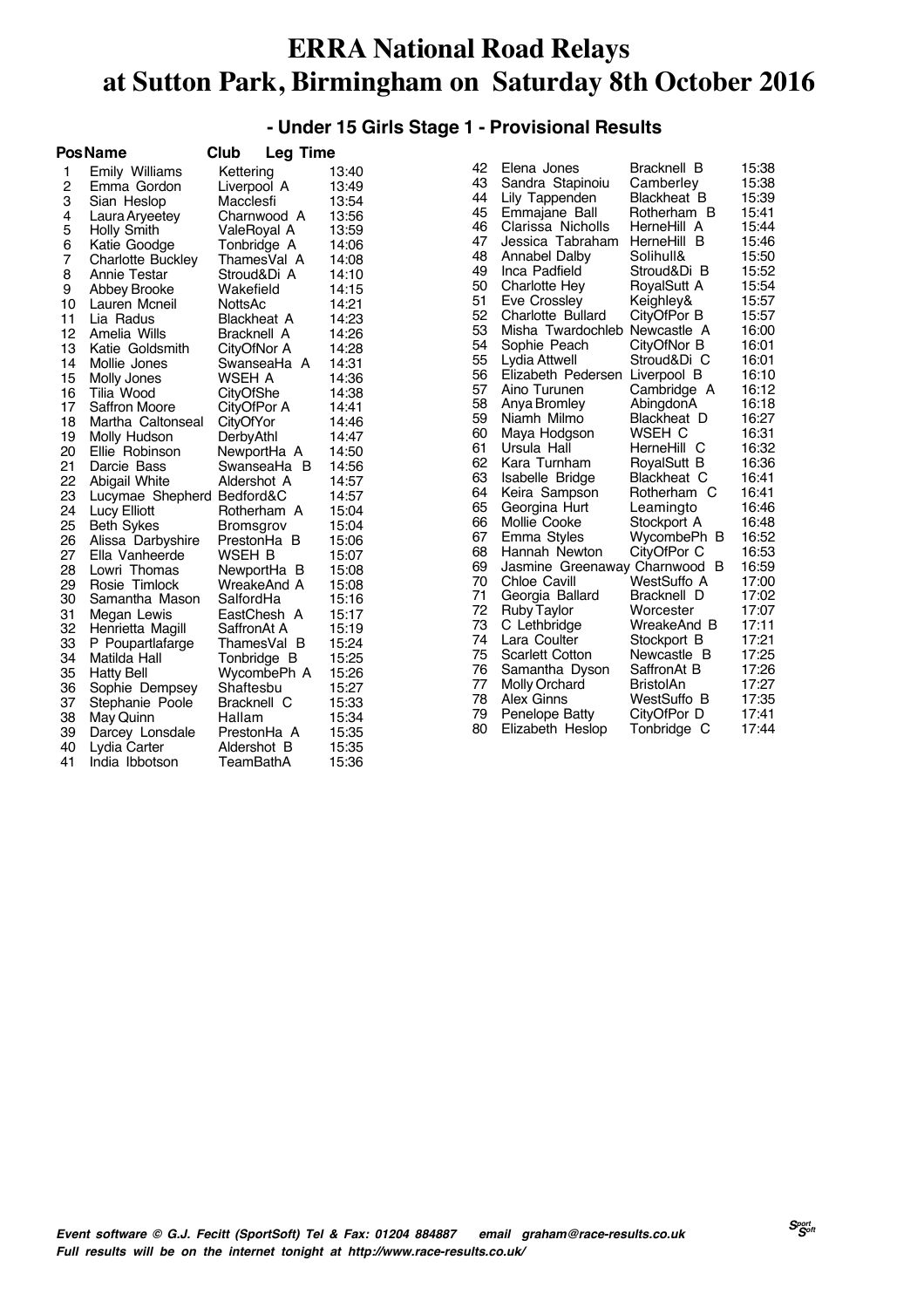# ERRA National Road Relays at Sutton Park, Birmingham on Saturday 8th October 2016

## - Under 15 Girls Stage 1 - Provisional Results

| Pos | Name | Club | Leg Time |
|---|---|---|---|
| 1 | Emily Williams | Kettering | 13:40 |
| 2 | Emma Gordon | Liverpool A | 13:49 |
| 3 | Sian Heslop | Macclesfi | 13:54 |
| 4 | Laura Aryeetey | Charnwood A | 13:56 |
| 5 | Holly Smith | ValeRoyal A | 13:59 |
| 6 | Katie Goodge | Tonbridge A | 14:06 |
| 7 | Charlotte Buckley | ThamesVal A | 14:08 |
| 8 | Annie Testar | Stroud&Di A | 14:10 |
| 9 | Abbey Brooke | Wakefield | 14:15 |
| 10 | Lauren Mcneil | NottsAc | 14:21 |
| 11 | Lia Radus | Blackheat A | 14:23 |
| 12 | Amelia Wills | Bracknell A | 14:26 |
| 13 | Katie Goldsmith | CityOfNor A | 14:28 |
| 14 | Mollie Jones | SwanseaHa A | 14:31 |
| 15 | Molly Jones | WSEH A | 14:36 |
| 16 | Tilia Wood | CityOfShe | 14:38 |
| 17 | Saffron Moore | CityOfPor A | 14:41 |
| 18 | Martha Caltonseal | CityOfYor | 14:46 |
| 19 | Molly Hudson | DerbyAthl | 14:47 |
| 20 | Ellie Robinson | NewportHa A | 14:50 |
| 21 | Darcie Bass | SwanseaHa B | 14:56 |
| 22 | Abigail White | Aldershot A | 14:57 |
| 23 | Lucymae Shepherd | Bedford&C | 14:57 |
| 24 | Lucy Elliott | Rotherham A | 15:04 |
| 25 | Beth Sykes | Bromsgrov | 15:04 |
| 26 | Alissa Darbyshire | PrestonHa B | 15:06 |
| 27 | Ella Vanheerde | WSEH B | 15:07 |
| 28 | Lowri Thomas | NewportHa B | 15:08 |
| 29 | Rosie Timlock | WreakeAnd A | 15:08 |
| 30 | Samantha Mason | SalfordHa | 15:16 |
| 31 | Megan Lewis | EastChesh A | 15:17 |
| 32 | Henrietta Magill | SaffronAt A | 15:19 |
| 33 | P Poupartlafarge | ThamesVal B | 15:24 |
| 34 | Matilda Hall | Tonbridge B | 15:25 |
| 35 | Hatty Bell | WycombePh A | 15:26 |
| 36 | Sophie Dempsey | Shaftesbu | 15:27 |
| 37 | Stephanie Poole | Bracknell C | 15:33 |
| 38 | May Quinn | Hallam | 15:34 |
| 39 | Darcey Lonsdale | PrestonHa A | 15:35 |
| 40 | Lydia Carter | Aldershot B | 15:35 |
| 41 | India Ibbotson | TeamBathA | 15:36 |
| 42 | Elena Jones | Bracknell B | 15:38 |
| 43 | Sandra Stapinoiu | Camberley | 15:38 |
| 44 | Lily Tappenden | Blackheat B | 15:39 |
| 45 | Emmajane Ball | Rotherham B | 15:41 |
| 46 | Clarissa Nicholls | HerneHill A | 15:44 |
| 47 | Jessica Tabraham | HerneHill B | 15:46 |
| 48 | Annabel Dalby | Solihull& | 15:50 |
| 49 | Inca Padfield | Stroud&Di B | 15:52 |
| 50 | Charlotte Hey | RoyalSutt A | 15:54 |
| 51 | Eve Crossley | Keighley& | 15:57 |
| 52 | Charlotte Bullard | CityOfPor B | 15:57 |
| 53 | Misha Twardochleb | Newcastle A | 16:00 |
| 54 | Sophie Peach | CityOfNor B | 16:01 |
| 55 | Lydia Attwell | Stroud&Di C | 16:01 |
| 56 | Elizabeth Pedersen | Liverpool B | 16:10 |
| 57 | Aino Turunen | Cambridge A | 16:12 |
| 58 | Anya Bromley | AbingdonA | 16:18 |
| 59 | Niamh Milmo | Blackheat D | 16:27 |
| 60 | Maya Hodgson | WSEH C | 16:31 |
| 61 | Ursula Hall | HerneHill C | 16:32 |
| 62 | Kara Turnham | RoyalSutt B | 16:36 |
| 63 | Isabelle Bridge | Blackheat C | 16:41 |
| 64 | Keira Sampson | Rotherham C | 16:41 |
| 65 | Georgina Hurt | Leamingto | 16:46 |
| 66 | Mollie Cooke | Stockport A | 16:48 |
| 67 | Emma Styles | WycombePh B | 16:52 |
| 68 | Hannah Newton | CityOfPor C | 16:53 |
| 69 | Jasmine Greenaway | Charnwood B | 16:59 |
| 70 | Chloe Cavill | WestSuffo A | 17:00 |
| 71 | Georgia Ballard | Bracknell D | 17:02 |
| 72 | Ruby Taylor | Worcester | 17:07 |
| 73 | C Lethbridge | WreakeAnd B | 17:11 |
| 74 | Lara Coulter | Stockport B | 17:21 |
| 75 | Scarlett Cotton | Newcastle B | 17:25 |
| 76 | Samantha Dyson | SaffronAt B | 17:26 |
| 77 | Molly Orchard | BristolAn | 17:27 |
| 78 | Alex Ginns | WestSuffo B | 17:35 |
| 79 | Penelope Batty | CityOfPor D | 17:41 |
| 80 | Elizabeth Heslop | Tonbridge C | 17:44 |

*Event software © G.J. Fecitt (SportSoft) Tel & Fax: 01204 884887 email graham@race-results.co.uk*
*Full results will be on the internet tonight at http://www.race-results.co.uk/*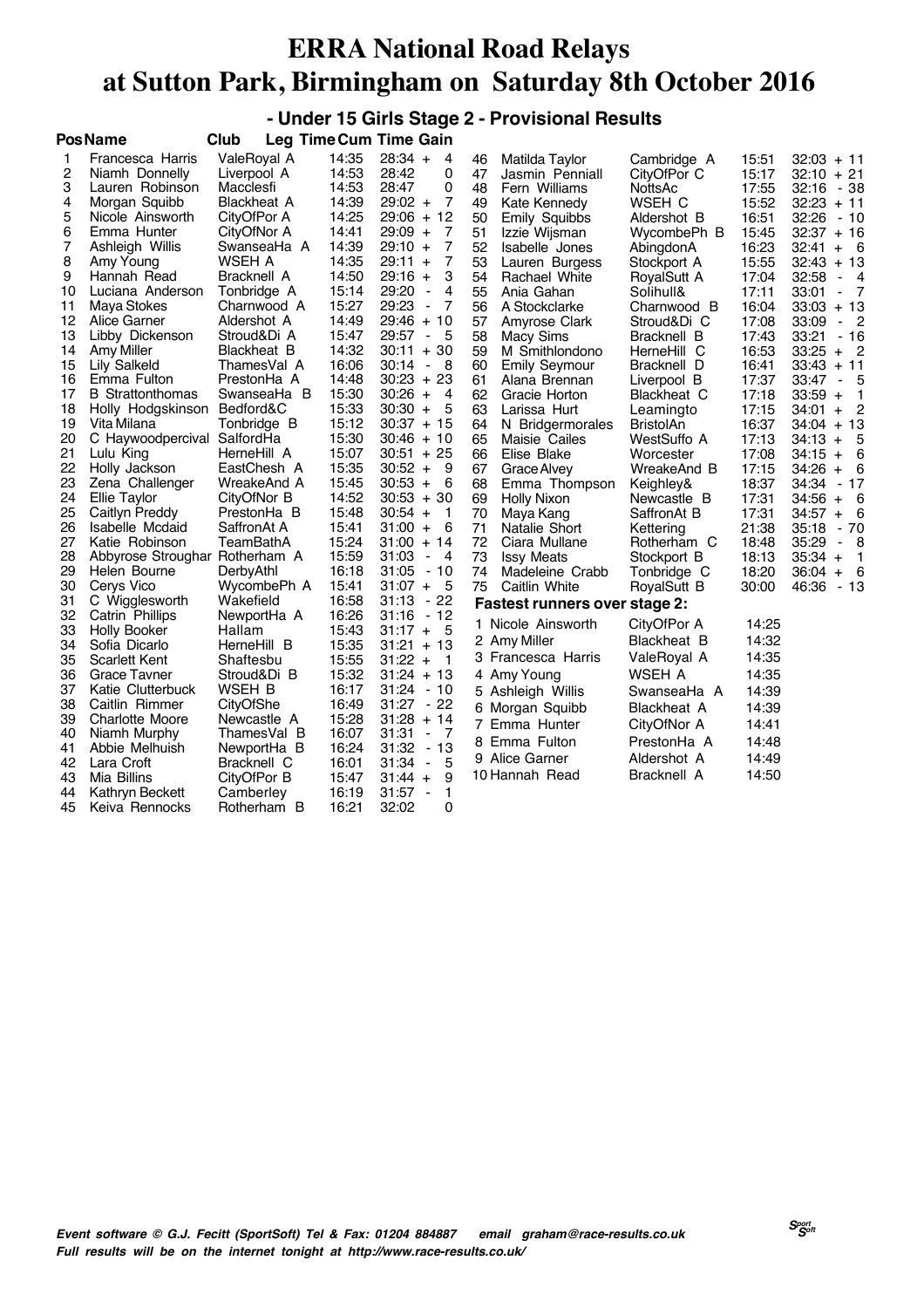# ERRA National Road Relays at Sutton Park, Birmingham on Saturday 8th October 2016

## - Under 15 Girls Stage 2 - Provisional Results

| Pos | Name | Club | Leg Time | Cum Time | Gain |
|---|---|---|---|---|---|
| 1 | Francesca Harris | ValeRoyal A | 14:35 | 28:34 | + 4 |
| 2 | Niamh Donnelly | Liverpool A | 14:53 | 28:42 | 0 |
| 3 | Lauren Robinson | Macclesfi | 14:53 | 28:47 | 0 |
| 4 | Morgan Squibb | Blackheat A | 14:39 | 29:02 | + 7 |
| 5 | Nicole Ainsworth | CityOfPor A | 14:25 | 29:06 | + 12 |
| 6 | Emma Hunter | CityOfNor A | 14:41 | 29:09 | + 7 |
| 7 | Ashleigh Willis | SwanseaHa A | 14:39 | 29:10 | + 7 |
| 8 | Amy Young | WSEH A | 14:35 | 29:11 | + 7 |
| 9 | Hannah Read | Bracknell A | 14:50 | 29:16 | + 3 |
| 10 | Luciana Anderson | Tonbridge A | 15:14 | 29:20 | - 4 |
| 11 | Maya Stokes | Charnwood A | 15:27 | 29:23 | - 7 |
| 12 | Alice Garner | Aldershot A | 14:49 | 29:46 | + 10 |
| 13 | Libby Dickenson | Stroud&Di A | 15:47 | 29:57 | - 5 |
| 14 | Amy Miller | Blackheat B | 14:32 | 30:11 | + 30 |
| 15 | Lily Salkeld | ThamesVal A | 16:06 | 30:14 | - 8 |
| 16 | Emma Fulton | PrestonHa A | 14:48 | 30:23 | + 23 |
| 17 | B Strattonthomas | SwanseaHa B | 15:30 | 30:26 | + 4 |
| 18 | Holly Hodgskinson | Bedford&C | 15:33 | 30:30 | + 5 |
| 19 | Vita Milana | Tonbridge B | 15:12 | 30:37 | + 15 |
| 20 | C Haywoodpercival | SalfordHa | 15:30 | 30:46 | + 10 |
| 21 | Lulu King | HerneHill A | 15:07 | 30:51 | + 25 |
| 22 | Holly Jackson | EastChesh A | 15:35 | 30:52 | + 9 |
| 23 | Zena Challenger | WreakeAnd A | 15:45 | 30:53 | + 6 |
| 24 | Ellie Taylor | CityOfNor B | 14:52 | 30:53 | + 30 |
| 25 | Caitlyn Preddy | PrestonHa B | 15:48 | 30:54 | + 1 |
| 26 | Isabelle Mcdaid | SaffronAt A | 15:41 | 31:00 | + 6 |
| 27 | Katie Robinson | TeamBathA | 15:24 | 31:00 | + 14 |
| 28 | Abbyrose Stroughar | Rotherham A | 15:59 | 31:03 | - 4 |
| 29 | Helen Bourne | DerbyAthl | 16:18 | 31:05 | - 10 |
| 30 | Cerys Vico | WycombePh A | 15:41 | 31:07 | + 5 |
| 31 | C Wigglesworth | Wakefield | 16:58 | 31:13 | - 22 |
| 32 | Catrin Phillips | NewportHa A | 16:26 | 31:16 | - 12 |
| 33 | Holly Booker | Hallam | 15:43 | 31:17 | + 5 |
| 34 | Sofia Dicarlo | HerneHill B | 15:35 | 31:21 | + 13 |
| 35 | Scarlett Kent | Shaftesbu | 15:55 | 31:22 | + 1 |
| 36 | Grace Tavner | Stroud&Di B | 15:32 | 31:24 | + 13 |
| 37 | Katie Clutterbuck | WSEH B | 16:17 | 31:24 | - 10 |
| 38 | Caitlin Rimmer | CityOfShe | 16:49 | 31:27 | - 22 |
| 39 | Charlotte Moore | Newcastle A | 15:28 | 31:28 | + 14 |
| 40 | Niamh Murphy | ThamesVal B | 16:07 | 31:31 | - 7 |
| 41 | Abbie Melhuish | NewportHa B | 16:24 | 31:32 | - 13 |
| 42 | Lara Croft | Bracknell C | 16:01 | 31:34 | - 5 |
| 43 | Mia Billins | CityOfPor B | 15:47 | 31:44 | + 9 |
| 44 | Kathryn Beckett | Camberley | 16:19 | 31:57 | - 1 |
| 45 | Keiva Rennocks | Rotherham B | 16:21 | 32:02 | 0 |
| 46 | Matilda Taylor | Cambridge A | 15:51 | 32:03 | + 11 |
| 47 | Jasmin Penniall | CityOfPor C | 15:17 | 32:10 | + 21 |
| 48 | Fern Williams | NottsAc | 17:55 | 32:16 | - 38 |
| 49 | Kate Kennedy | WSEH C | 15:52 | 32:23 | + 11 |
| 50 | Emily Squibbs | Aldershot B | 16:51 | 32:26 | - 10 |
| 51 | Izzie Wijsman | WycombePh B | 15:45 | 32:37 | + 16 |
| 52 | Isabelle Jones | AbingdonA | 16:23 | 32:41 | + 6 |
| 53 | Lauren Burgess | Stockport A | 15:55 | 32:43 | + 13 |
| 54 | Rachael White | RoyalSutt A | 17:04 | 32:58 | - 4 |
| 55 | Ania Gahan | Solihull& | 17:11 | 33:01 | - 7 |
| 56 | A Stockclarke | Charnwood B | 16:04 | 33:03 | + 13 |
| 57 | Amyrose Clark | Stroud&Di C | 17:08 | 33:09 | - 2 |
| 58 | Macy Sims | Bracknell B | 17:43 | 33:21 | - 16 |
| 59 | M Smithlondono | HerneHill C | 16:53 | 33:25 | + 2 |
| 60 | Emily Seymour | Bracknell D | 16:41 | 33:43 | + 11 |
| 61 | Alana Brennan | Liverpool B | 17:37 | 33:47 | - 5 |
| 62 | Gracie Horton | Blackheat C | 17:18 | 33:59 | + 1 |
| 63 | Larissa Hurt | Leamingto | 17:15 | 34:01 | + 2 |
| 64 | N Bridgermorales | BristolAn | 16:37 | 34:04 | + 13 |
| 65 | Maisie Cailes | WestSuffo A | 17:13 | 34:13 | + 5 |
| 66 | Elise Blake | Worcester | 17:08 | 34:15 | + 6 |
| 67 | Grace Alvey | WreakeAnd B | 17:15 | 34:26 | + 6 |
| 68 | Emma Thompson | Keighley& | 18:37 | 34:34 | - 17 |
| 69 | Holly Nixon | Newcastle B | 17:31 | 34:56 | + 6 |
| 70 | Maya Kang | SaffronAt B | 17:31 | 34:57 | + 6 |
| 71 | Natalie Short | Kettering | 21:38 | 35:18 | - 70 |
| 72 | Ciara Mullane | Rotherham C | 18:48 | 35:29 | - 8 |
| 73 | Issy Meats | Stockport B | 18:13 | 35:34 | + 1 |
| 74 | Madeleine Crabb | Tonbridge C | 18:20 | 36:04 | + 6 |
| 75 | Caitlin White | RoyalSutt B | 30:00 | 46:36 | - 13 |

### Fastest runners over stage 2:

| | Name | Club | Time |
|---|---|---|---|
| 1 | Nicole Ainsworth | CityOfPor A | 14:25 |
| 2 | Amy Miller | Blackheat B | 14:32 |
| 3 | Francesca Harris | ValeRoyal A | 14:35 |
| 4 | Amy Young | WSEH A | 14:35 |
| 5 | Ashleigh Willis | SwanseaHa A | 14:39 |
| 6 | Morgan Squibb | Blackheat A | 14:39 |
| 7 | Emma Hunter | CityOfNor A | 14:41 |
| 8 | Emma Fulton | PrestonHa A | 14:48 |
| 9 | Alice Garner | Aldershot A | 14:49 |
| 10 | Hannah Read | Bracknell A | 14:50 |

*Event software © G.J. Fecitt (SportSoft) Tel & Fax: 01204 884887 email graham@race-results.co.uk*
*Full results will be on the internet tonight at http://www.race-results.co.uk/*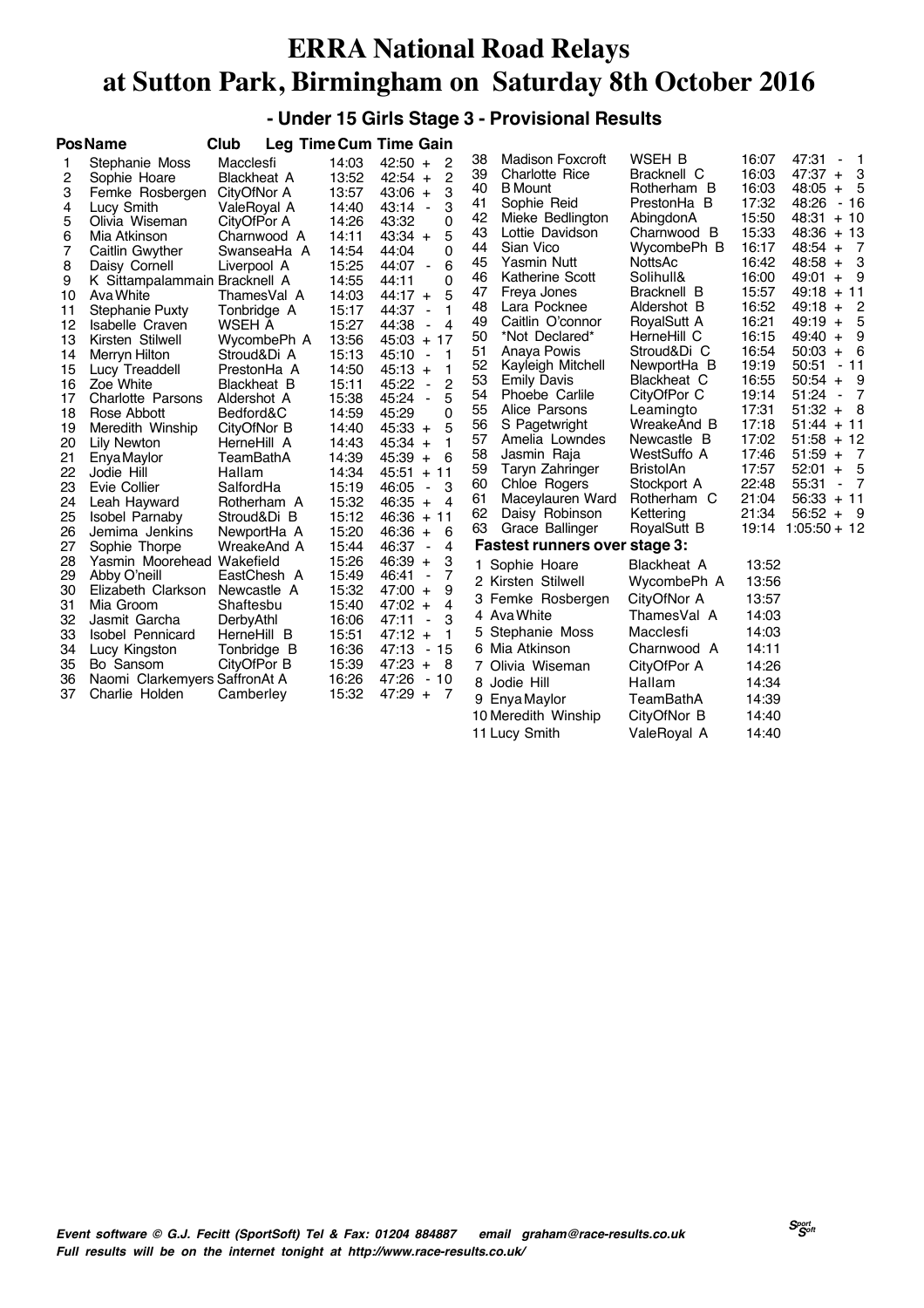# ERRA National Road Relays at Sutton Park, Birmingham on Saturday 8th October 2016

## - Under 15 Girls Stage 3 - Provisional Results

| Pos | Name | Club | Leg Time | Cum Time | Gain |
|---|---|---|---|---|---|
| 1 | Stephanie Moss | Macclesfi | 14:03 | 42:50 | + 2 |
| 2 | Sophie Hoare | Blackheat A | 13:52 | 42:54 | + 2 |
| 3 | Femke Rosbergen | CityOfNor A | 13:57 | 43:06 | + 3 |
| 4 | Lucy Smith | ValeRoyal A | 14:40 | 43:14 | - 3 |
| 5 | Olivia Wiseman | CityOfPor A | 14:26 | 43:32 | 0 |
| 6 | Mia Atkinson | Charnwood A | 14:11 | 43:34 | + 5 |
| 7 | Caitlin Gwyther | SwanseaHa A | 14:54 | 44:04 | 0 |
| 8 | Daisy Cornell | Liverpool A | 15:25 | 44:07 | - 6 |
| 9 | K Sittampalammain | Bracknell A | 14:55 | 44:11 | 0 |
| 10 | Ava White | ThamesVal A | 14:03 | 44:17 | + 5 |
| 11 | Stephanie Puxty | Tonbridge A | 15:17 | 44:37 | - 1 |
| 12 | Isabelle Craven | WSEH A | 15:27 | 44:38 | - 4 |
| 13 | Kirsten Stilwell | WycombePh A | 13:56 | 45:03 | + 17 |
| 14 | Merryn Hilton | Stroud&Di A | 15:13 | 45:10 | - 1 |
| 15 | Lucy Treaddell | PrestonHa A | 14:50 | 45:13 | + 1 |
| 16 | Zoe White | Blackheat B | 15:11 | 45:22 | - 2 |
| 17 | Charlotte Parsons | Aldershot A | 15:38 | 45:24 | - 5 |
| 18 | Rose Abbott | Bedford&C | 14:59 | 45:29 | 0 |
| 19 | Meredith Winship | CityOfNor B | 14:40 | 45:33 | + 5 |
| 20 | Lily Newton | HerneHill A | 14:43 | 45:34 | + 1 |
| 21 | Enya Maylor | TeamBathA | 14:39 | 45:39 | + 6 |
| 22 | Jodie Hill | Hallam | 14:34 | 45:51 | + 11 |
| 23 | Evie Collier | SalfordHa | 15:19 | 46:05 | - 3 |
| 24 | Leah Hayward | Rotherham A | 15:32 | 46:35 | + 4 |
| 25 | Isobel Parnaby | Stroud&Di B | 15:12 | 46:36 | + 11 |
| 26 | Jemima Jenkins | NewportHa A | 15:20 | 46:36 | + 6 |
| 27 | Sophie Thorpe | WreakeAnd A | 15:44 | 46:37 | - 4 |
| 28 | Yasmin Moorehead | Wakefield | 15:26 | 46:39 | + 3 |
| 29 | Abby O'neill | EastChesh A | 15:49 | 46:41 | - 7 |
| 30 | Elizabeth Clarkson | Newcastle A | 15:32 | 47:00 | + 9 |
| 31 | Mia Groom | Shaftesbu | 15:40 | 47:02 | + 4 |
| 32 | Jasmit Garcha | DerbyAthl | 16:06 | 47:11 | - 3 |
| 33 | Isobel Pennicard | HerneHill B | 15:51 | 47:12 | + 1 |
| 34 | Lucy Kingston | Tonbridge B | 16:36 | 47:13 | - 15 |
| 35 | Bo Sansom | CityOfPor B | 15:39 | 47:23 | + 8 |
| 36 | Naomi Clarkemyers | SaffronAt A | 16:26 | 47:26 | - 10 |
| 37 | Charlie Holden | Camberley | 15:32 | 47:29 | + 7 |
| 38 | Madison Foxcroft | WSEH B | 16:07 | 47:31 | - 1 |
| 39 | Charlotte Rice | Bracknell C | 16:03 | 47:37 | + 3 |
| 40 | B Mount | Rotherham B | 16:03 | 48:05 | + 5 |
| 41 | Sophie Reid | PrestonHa B | 17:32 | 48:26 | - 16 |
| 42 | Mieke Bedlington | AbingdonA | 15:50 | 48:31 | + 10 |
| 43 | Lottie Davidson | Charnwood B | 15:33 | 48:36 | + 13 |
| 44 | Sian Vico | WycombePh B | 16:17 | 48:54 | + 7 |
| 45 | Yasmin Nutt | NottsAc | 16:42 | 48:58 | + 3 |
| 46 | Katherine Scott | Solihull& | 16:00 | 49:01 | + 9 |
| 47 | Freya Jones | Bracknell B | 15:57 | 49:18 | + 11 |
| 48 | Lara Pocknee | Aldershot B | 16:52 | 49:18 | + 2 |
| 49 | Caitlin O'connor | RoyalSutt A | 16:21 | 49:19 | + 5 |
| 50 | *Not Declared* | HerneHill C | 16:15 | 49:40 | + 9 |
| 51 | Anaya Powis | Stroud&Di C | 16:54 | 50:03 | + 6 |
| 52 | Kayleigh Mitchell | NewportHa B | 19:19 | 50:51 | - 11 |
| 53 | Emily Davis | Blackheat C | 16:55 | 50:54 | + 9 |
| 54 | Phoebe Carlile | CityOfPor C | 19:14 | 51:24 | - 7 |
| 55 | Alice Parsons | Leamingto | 17:31 | 51:32 | + 8 |
| 56 | S Pagetwright | WreakeAnd B | 17:18 | 51:44 | + 11 |
| 57 | Amelia Lowndes | Newcastle B | 17:02 | 51:58 | + 12 |
| 58 | Jasmin Raja | WestSuffo A | 17:46 | 51:59 | + 7 |
| 59 | Taryn Zahringer | BristolAn | 17:57 | 52:01 | + 5 |
| 60 | Chloe Rogers | Stockport A | 22:48 | 55:31 | - 7 |
| 61 | Maceylauren Ward | Rotherham C | 21:04 | 56:33 | + 11 |
| 62 | Daisy Robinson | Kettering | 21:34 | 56:52 | + 9 |
| 63 | Grace Ballinger | RoyalSutt B | 19:14 | 1:05:50 | + 12 |

### Fastest runners over stage 3:

| | Name | Club | Time |
|---|---|---|---|
| 1 | Sophie Hoare | Blackheat A | 13:52 |
| 2 | Kirsten Stilwell | WycombePh A | 13:56 |
| 3 | Femke Rosbergen | CityOfNor A | 13:57 |
| 4 | Ava White | ThamesVal A | 14:03 |
| 5 | Stephanie Moss | Macclesfi | 14:03 |
| 6 | Mia Atkinson | Charnwood A | 14:11 |
| 7 | Olivia Wiseman | CityOfPor A | 14:26 |
| 8 | Jodie Hill | Hallam | 14:34 |
| 9 | Enya Maylor | TeamBathA | 14:39 |
| 10 | Meredith Winship | CityOfNor B | 14:40 |
| 11 | Lucy Smith | ValeRoyal A | 14:40 |

*Event software © G.J. Fecitt (SportSoft) Tel & Fax: 01204 884887 email graham@race-results.co.uk*
*Full results will be on the internet tonight at http://www.race-results.co.uk/*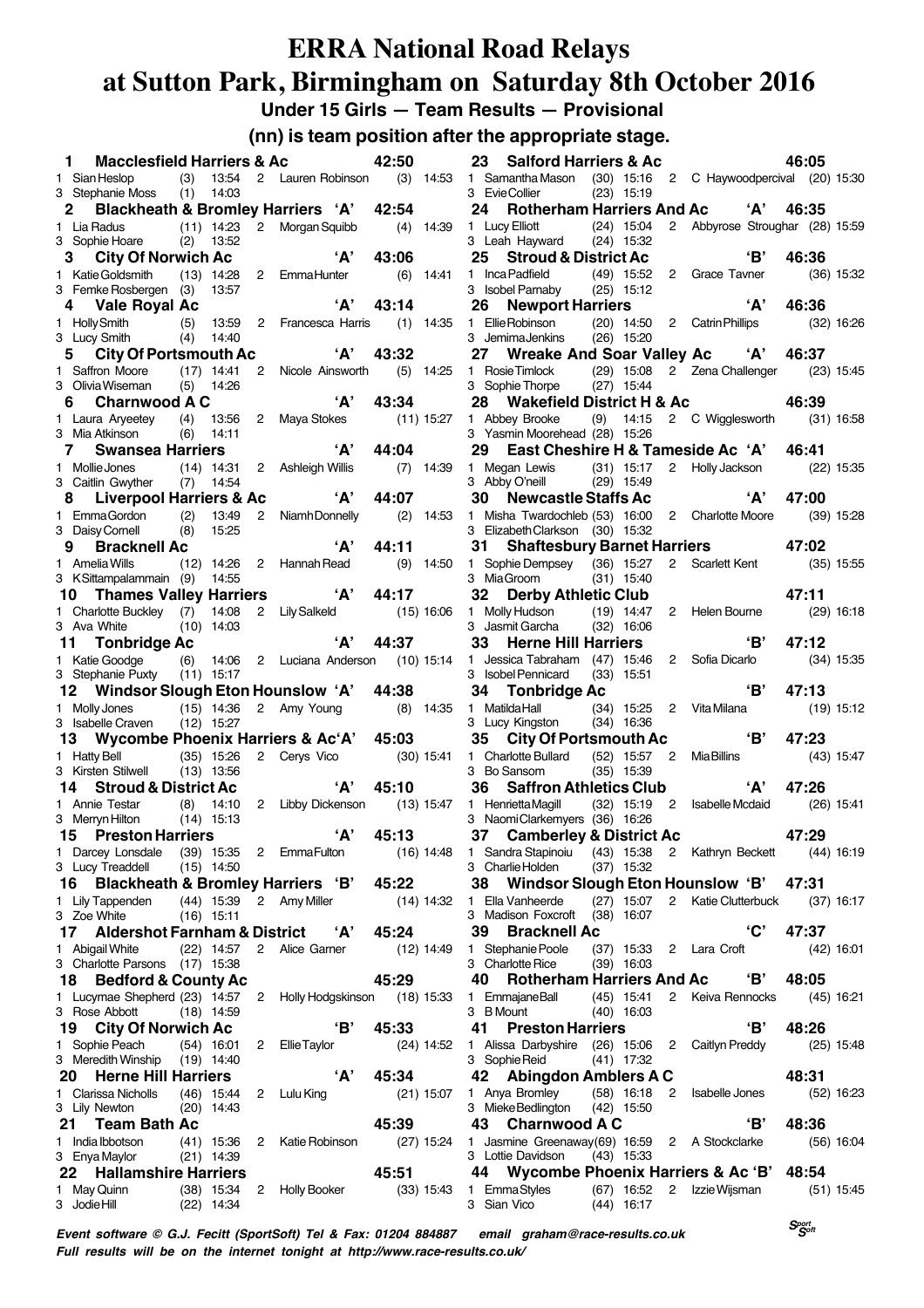# ERRA National Road Relays
# at Sutton Park, Birmingham on Saturday 8th October 2016

### Under 15 Girls — Team Results — Provisional

### (nn) is team position after the appropriate stage.

**1 Macclesfield Harriers & Ac — 42:50**
1 Sian Heslop (3) 13:54 2 Lauren Robinson (3) 14:53
3 Stephanie Moss (1) 14:03

**2 Blackheath & Bromley Harriers 'A' — 42:54**
1 Lia Radus (11) 14:23 2 Morgan Squibb (4) 14:39
3 Sophie Hoare (2) 13:52

**3 City Of Norwich Ac 'A' — 43:06**
1 Katie Goldsmith (13) 14:28 2 Emma Hunter (6) 14:41
3 Femke Rosbergen (3) 13:57

**4 Vale Royal Ac 'A' — 43:14**
1 Holly Smith (5) 13:59 2 Francesca Harris (1) 14:35
3 Lucy Smith (4) 14:40

**5 City Of Portsmouth Ac 'A' — 43:32**
1 Saffron Moore (17) 14:41 2 Nicole Ainsworth (5) 14:25
3 Olivia Wiseman (5) 14:26

**6 Charnwood A C 'A' — 43:34**
1 Laura Aryeetey (4) 13:56 2 Maya Stokes (11) 15:27
3 Mia Atkinson (6) 14:11

**7 Swansea Harriers 'A' — 44:04**
1 Mollie Jones (14) 14:31 2 Ashleigh Willis (7) 14:39
3 Caitlin Gwyther (7) 14:54

**8 Liverpool Harriers & Ac 'A' — 44:07**
1 Emma Gordon (2) 13:49 2 Niamh Donnelly (2) 14:53
3 Daisy Cornell (8) 15:25

**9 Bracknell Ac 'A' — 44:11**
1 Amelia Wills (12) 14:26 2 Hannah Read (9) 14:50
3 K Sittampalammain (9) 14:55

**10 Thames Valley Harriers 'A' — 44:17**
1 Charlotte Buckley (7) 14:08 2 Lily Salkeld (15) 16:06
3 Ava White (10) 14:03

**11 Tonbridge Ac 'A' — 44:37**
1 Katie Goodge (6) 14:06 2 Luciana Anderson (10) 15:14
3 Stephanie Puxty (11) 15:17

**12 Windsor Slough Eton Hounslow 'A' — 44:38**
1 Molly Jones (15) 14:36 2 Amy Young (8) 14:35
3 Isabelle Craven (12) 15:27

**13 Wycombe Phoenix Harriers & Ac 'A' — 45:03**
1 Hatty Bell (35) 15:26 2 Cerys Vico (30) 15:41
3 Kirsten Stilwell (13) 13:56

**14 Stroud & District Ac 'A' — 45:10**
1 Annie Testar (8) 14:10 2 Libby Dickenson (13) 15:47
3 Merryn Hilton (14) 15:13

**15 Preston Harriers 'A' — 45:13**
1 Darcey Lonsdale (39) 15:35 2 Emma Fulton (16) 14:48
3 Lucy Treaddell (15) 14:50

**16 Blackheath & Bromley Harriers 'B' — 45:22**
1 Lily Tappenden (44) 15:39 2 Amy Miller (14) 14:32
3 Zoe White (16) 15:11

**17 Aldershot Farnham & District 'A' — 45:24**
1 Abigail White (22) 14:57 2 Alice Garner (12) 14:49
3 Charlotte Parsons (17) 15:38

**18 Bedford & County Ac — 45:29**
1 Lucymae Shepherd (23) 14:57 2 Holly Hodgskinson (18) 15:33
3 Rose Abbott (18) 14:59

**19 City Of Norwich Ac 'B' — 45:33**
1 Sophie Peach (54) 16:01 2 Ellie Taylor (24) 14:52
3 Meredith Winship (19) 14:40

**20 Herne Hill Harriers 'A' — 45:34**
1 Clarissa Nicholls (46) 15:44 2 Lulu King (21) 15:07
3 Lily Newton (20) 14:43

**21 Team Bath Ac — 45:39**
1 India Ibbotson (41) 15:36 2 Katie Robinson (27) 15:24
3 Enya Maylor (21) 14:39

**22 Hallamshire Harriers — 45:51**
1 May Quinn (38) 15:34 2 Holly Booker (33) 15:43
3 Jodie Hill (22) 14:34

**23 Salford Harriers & Ac — 46:05**
1 Samantha Mason (30) 15:16 2 C Haywoodpercival (20) 15:30
3 Evie Collier (23) 15:19

**24 Rotherham Harriers And Ac 'A' — 46:35**
1 Lucy Elliott (24) 15:04 2 Abbyrose Stroughar (28) 15:59
3 Leah Hayward (24) 15:32

**25 Stroud & District Ac 'B' — 46:36**
1 Inca Padfield (49) 15:52 2 Grace Tavner (36) 15:32
3 Isobel Parnaby (25) 15:12

**26 Newport Harriers 'A' — 46:36**
1 Ellie Robinson (20) 14:50 2 Catrin Phillips (32) 16:26
3 Jemima Jenkins (26) 15:20

**27 Wreake And Soar Valley Ac 'A' — 46:37**
1 Rosie Timlock (29) 15:08 2 Zena Challenger (23) 15:45
3 Sophie Thorpe (27) 15:44

**28 Wakefield District H & Ac — 46:39**
1 Abbey Brooke (9) 14:15 2 C Wigglesworth (31) 16:58
3 Yasmin Moorehead (28) 15:26

**29 East Cheshire H & Tameside Ac 'A' — 46:41**
1 Megan Lewis (31) 15:17 2 Holly Jackson (22) 15:35
3 Abby O'neill (29) 15:49

**30 Newcastle Staffs Ac 'A' — 47:00**
1 Misha Twardochleb (53) 16:00 2 Charlotte Moore (39) 15:28
3 Elizabeth Clarkson (30) 15:32

**31 Shaftesbury Barnet Harriers — 47:02**
1 Sophie Dempsey (36) 15:27 2 Scarlett Kent (35) 15:55
3 Mia Groom (31) 15:40

**32 Derby Athletic Club — 47:11**
1 Molly Hudson (19) 14:47 2 Helen Bourne (29) 16:18
3 Jasmit Garcha (32) 16:06

**33 Herne Hill Harriers 'B' — 47:12**
1 Jessica Tabraham (47) 15:46 2 Sofia Dicarlo (34) 15:35
3 Isobel Pennicard (33) 15:51

**34 Tonbridge Ac 'B' — 47:13**
1 Matilda Hall (34) 15:25 2 Vita Milana (19) 15:12
3 Lucy Kingston (34) 16:36

**35 City Of Portsmouth Ac 'B' — 47:23**
1 Charlotte Bullard (52) 15:57 2 Mia Billins (43) 15:47
3 Bo Sansom (35) 15:39

**36 Saffron Athletics Club 'A' — 47:26**
1 Henrietta Magill (32) 15:19 2 Isabelle Mcdaid (26) 15:41
3 Naomi Clarkemyers (36) 16:26

**37 Camberley & District Ac — 47:29**
1 Sandra Stapinoiu (43) 15:38 2 Kathryn Beckett (44) 16:19
3 Charlie Holden (37) 15:32

**38 Windsor Slough Eton Hounslow 'B' — 47:31**
1 Ella Vanheerde (27) 15:07 2 Katie Clutterbuck (37) 16:17
3 Madison Foxcroft (38) 16:07

**39 Bracknell Ac 'C' — 47:37**
1 Stephanie Poole (37) 15:33 2 Lara Croft (42) 16:01
3 Charlotte Rice (39) 16:03

**40 Rotherham Harriers And Ac 'B' — 48:05**
1 Emmajane Ball (45) 15:41 2 Keiva Rennocks (45) 16:21
3 B Mount (40) 16:03

**41 Preston Harriers 'B' — 48:26**
1 Alissa Darbyshire (26) 15:06 2 Caitlyn Preddy (25) 15:48
3 Sophie Reid (41) 17:32

**42 Abingdon Amblers A C — 48:31**
1 Anya Bromley (58) 16:18 2 Isabelle Jones (52) 16:23
3 Mieke Bedlington (42) 15:50

**43 Charnwood A C 'B' — 48:36**
1 Jasmine Greenaway (69) 16:59 2 A Stockclarke (56) 16:04
3 Lottie Davidson (43) 15:33

**44 Wycombe Phoenix Harriers & Ac 'B' — 48:54**
1 Emma Styles (67) 16:52 2 Izzie Wijsman (51) 15:45
3 Sian Vico (44) 16:17

*Event software © G.J. Fecitt (SportSoft) Tel & Fax: 01204 884887 email graham@race-results.co.uk*
*Full results will be on the internet tonight at http://www.race-results.co.uk/*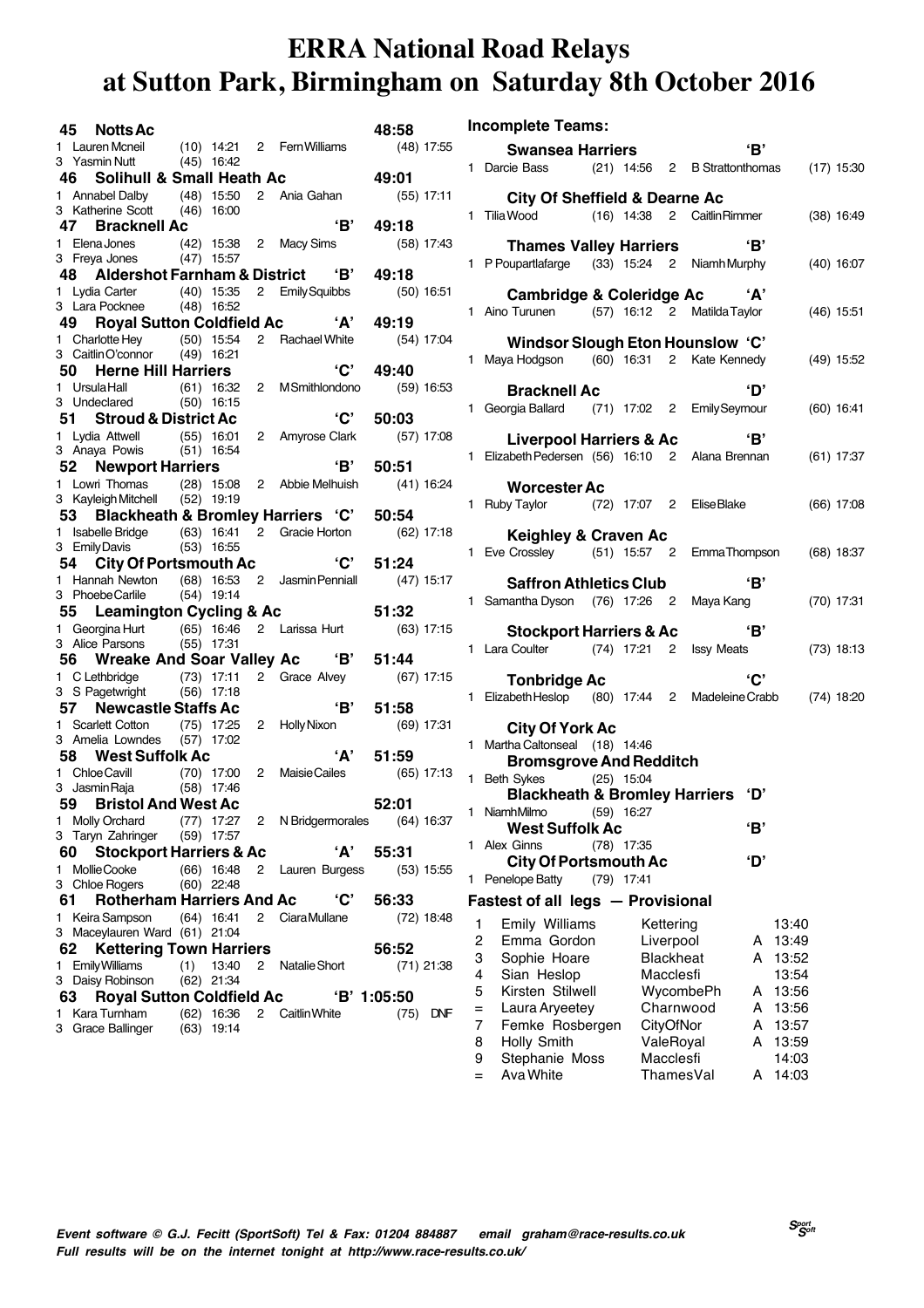# ERRA National Road Relays at Sutton Park, Birmingham on Saturday 8th October 2016

**45 Notts Ac** 48:58
1 Lauren Mcneil (10) 14:21 2 Fern Williams (48) 17:55
3 Yasmin Nutt (45) 16:42

**46 Solihull & Small Heath Ac** 49:01
1 Annabel Dalby (48) 15:50 2 Ania Gahan (55) 17:11
3 Katherine Scott (46) 16:00

**47 Bracknell Ac 'B'** 49:18
1 Elena Jones (42) 15:38 2 Macy Sims (58) 17:43
3 Freya Jones (47) 15:57

**48 Aldershot Farnham & District 'B'** 49:18
1 Lydia Carter (40) 15:35 2 Emily Squibbs (50) 16:51
3 Lara Pocknee (48) 16:52

**49 Royal Sutton Coldfield Ac 'A'** 49:19
1 Charlotte Hey (50) 15:54 2 Rachael White (54) 17:04
3 Caitlin O'connor (49) 16:21

**50 Herne Hill Harriers 'C'** 49:40
1 Ursula Hall (61) 16:32 2 M Smithlondono (59) 16:53
3 Undeclared (50) 16:15

**51 Stroud & District Ac 'C'** 50:03
1 Lydia Attwell (55) 16:01 2 Amyrose Clark (57) 17:08
3 Anaya Powis (51) 16:54

**52 Newport Harriers 'B'** 50:51
1 Lowri Thomas (28) 15:08 2 Abbie Melhuish (41) 16:24
3 Kayleigh Mitchell (52) 19:19

**53 Blackheath & Bromley Harriers 'C'** 50:54
1 Isabelle Bridge (63) 16:41 2 Gracie Horton (62) 17:18
3 Emily Davis (53) 16:55

**54 City Of Portsmouth Ac 'C'** 51:24
1 Hannah Newton (68) 16:53 2 Jasmin Penniall (47) 15:17
3 Phoebe Carlile (54) 19:14

**55 Leamington Cycling & Ac** 51:32
1 Georgina Hurt (65) 16:46 2 Larissa Hurt (63) 17:15
3 Alice Parsons (55) 17:31

**56 Wreake And Soar Valley Ac 'B'** 51:44
1 C Lethbridge (73) 17:11 2 Grace Alvey (67) 17:15
3 S Pagetwright (56) 17:18

**57 Newcastle Staffs Ac 'B'** 51:58
1 Scarlett Cotton (75) 17:25 2 Holly Nixon (69) 17:31
3 Amelia Lowndes (57) 17:02

**58 West Suffolk Ac 'A'** 51:59
1 Chloe Cavill (70) 17:00 2 Maisie Cailes (65) 17:13
3 Jasmin Raja (58) 17:46

**59 Bristol And West Ac** 52:01
1 Molly Orchard (77) 17:27 2 N Bridgermorales (64) 16:37
3 Taryn Zahringer (59) 17:57

**60 Stockport Harriers & Ac 'A'** 55:31
1 Mollie Cooke (66) 16:48 2 Lauren Burgess (53) 15:55
3 Chloe Rogers (60) 22:48

**61 Rotherham Harriers And Ac 'C'** 56:33
1 Keira Sampson (64) 16:41 2 Ciara Mullane (72) 18:48
3 Maceylauren Ward (61) 21:04

**62 Kettering Town Harriers** 56:52
1 Emily Williams (1) 13:40 2 Natalie Short (71) 21:38
3 Daisy Robinson (62) 21:34

**63 Royal Sutton Coldfield Ac 'B'** 1:05:50
1 Kara Turnham (62) 16:36 2 Caitlin White (75) DNF
3 Grace Ballinger (63) 19:14

## Incomplete Teams:

**Swansea Harriers 'B'**
1 Darcie Bass (21) 14:56 2 B Strattonthomas (17) 15:30

**City Of Sheffield & Dearne Ac**
1 Tilia Wood (16) 14:38 2 Caitlin Rimmer (38) 16:49

**Thames Valley Harriers 'B'**
1 P Poupartlafarge (33) 15:24 2 Niamh Murphy (40) 16:07

**Cambridge & Coleridge Ac 'A'**
1 Aino Turunen (57) 16:12 2 Matilda Taylor (46) 15:51

**Windsor Slough Eton Hounslow 'C'**
1 Maya Hodgson (60) 16:31 2 Kate Kennedy (49) 15:52

**Bracknell Ac 'D'**
1 Georgia Ballard (71) 17:02 2 Emily Seymour (60) 16:41

**Liverpool Harriers & Ac 'B'**
1 Elizabeth Pedersen (56) 16:10 2 Alana Brennan (61) 17:37

**Worcester Ac**
1 Ruby Taylor (72) 17:07 2 Elise Blake (66) 17:08

**Keighley & Craven Ac**
1 Eve Crossley (51) 15:57 2 Emma Thompson (68) 18:37

**Saffron Athletics Club 'B'**
1 Samantha Dyson (76) 17:26 2 Maya Kang (70) 17:31

**Stockport Harriers & Ac 'B'**
1 Lara Coulter (74) 17:21 2 Issy Meats (73) 18:13

**Tonbridge Ac 'C'**
1 Elizabeth Heslop (80) 17:44 2 Madeleine Crabb (74) 18:20

**City Of York Ac**
1 Martha Caltonseal (18) 14:46

**Bromsgrove And Redditch**
1 Beth Sykes (25) 15:04

**Blackheath & Bromley Harriers 'D'**
1 Niamh Milmo (59) 16:27

**West Suffolk Ac 'B'**
1 Alex Ginns (78) 17:35

**City Of Portsmouth Ac 'D'**
1 Penelope Batty (79) 17:41

## Fastest of all legs — Provisional

| | Name | Club | | Time |
|---|---|---|---|---|
| 1 | Emily Williams | Kettering | | 13:40 |
| 2 | Emma Gordon | Liverpool | A | 13:49 |
| 3 | Sophie Hoare | Blackheat | A | 13:52 |
| 4 | Sian Heslop | Macclesfi | | 13:54 |
| 5 | Kirsten Stilwell | WycombePh | A | 13:56 |
| = | Laura Aryeetey | Charnwood | A | 13:56 |
| 7 | Femke Rosbergen | CityOfNor | A | 13:57 |
| 8 | Holly Smith | ValeRoyal | A | 13:59 |
| 9 | Stephanie Moss | Macclesfi | | 14:03 |
| = | Ava White | ThamesVal | A | 14:03 |

*Event software © G.J. Fecitt (SportSoft) Tel & Fax: 01204 884887 email graham@race-results.co.uk*
*Full results will be on the internet tonight at http://www.race-results.co.uk/*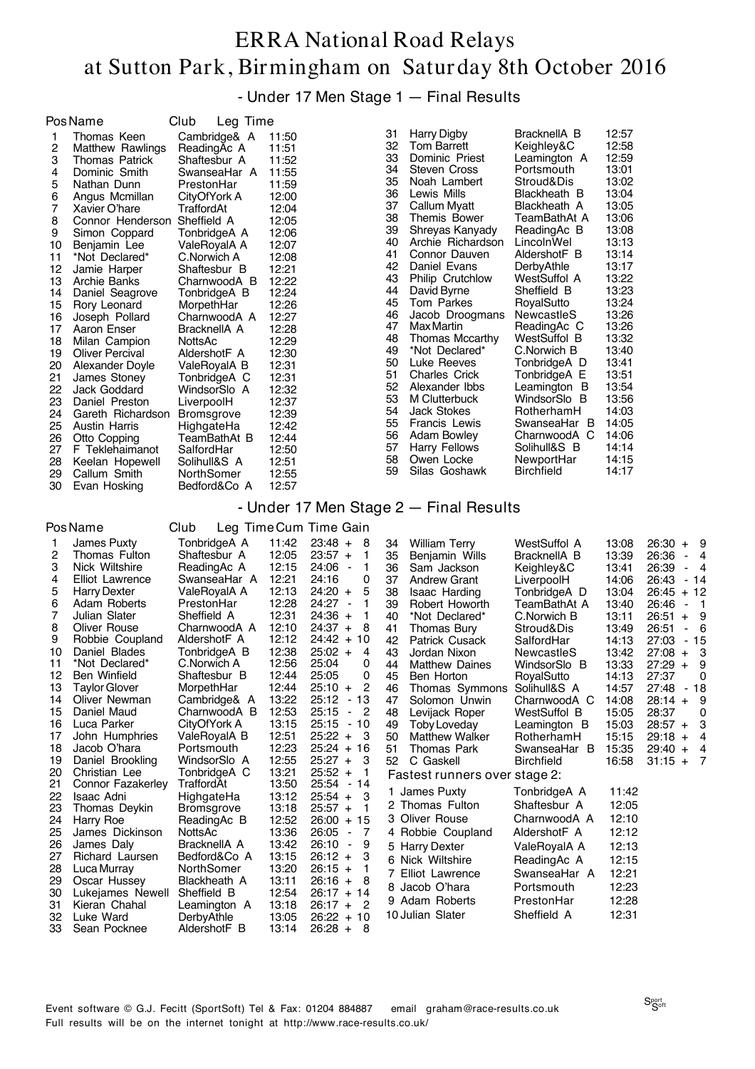# ERRA National Road Relays at Sutton Park, Birmingham on Saturday 8th October 2016

## - Under 17 Men Stage 1 — Final Results

| Pos | Name | Club | Leg Time |
|---|---|---|---|
| 1 | Thomas Keen | Cambridge& A | 11:50 |
| 2 | Matthew Rawlings | ReadingAc A | 11:51 |
| 3 | Thomas Patrick | Shaftesbur A | 11:52 |
| 4 | Dominic Smith | SwanseaHar A | 11:55 |
| 5 | Nathan Dunn | PrestonHar | 11:59 |
| 6 | Angus Mcmillan | CityOfYork A | 12:00 |
| 7 | Xavier O'hare | TraffordAt | 12:04 |
| 8 | Connor Henderson | Sheffield A | 12:05 |
| 9 | Simon Coppard | TonbridgeA A | 12:06 |
| 10 | Benjamin Lee | ValeRoyalA A | 12:07 |
| 11 | *Not Declared* | C.Norwich A | 12:08 |
| 12 | Jamie Harper | Shaftesbur B | 12:21 |
| 13 | Archie Banks | CharnwoodA B | 12:22 |
| 14 | Daniel Seagrove | TonbridgeA B | 12:24 |
| 15 | Rory Leonard | MorpethHar | 12:26 |
| 16 | Joseph Pollard | CharnwoodA A | 12:27 |
| 17 | Aaron Enser | BracknellA A | 12:28 |
| 18 | Milan Campion | NottsAc | 12:29 |
| 19 | Oliver Percival | AldershotF A | 12:30 |
| 20 | Alexander Doyle | ValeRoyalA B | 12:31 |
| 21 | James Stoney | TonbridgeA C | 12:31 |
| 22 | Jack Goddard | WindsorSlo A | 12:32 |
| 23 | Daniel Preston | LiverpoolH | 12:37 |
| 24 | Gareth Richardson | Bromsgrove | 12:39 |
| 25 | Austin Harris | HighgateHa | 12:42 |
| 26 | Otto Copping | TeamBathAt B | 12:44 |
| 27 | F Teklehaimanot | SalfordHar | 12:50 |
| 28 | Keelan Hopewell | Solihull&S A | 12:51 |
| 29 | Callum Smith | NorthSomer | 12:55 |
| 30 | Evan Hosking | Bedford&Co A | 12:57 |
| 31 | Harry Digby | BracknellA B | 12:57 |
| 32 | Tom Barrett | Keighley&C | 12:58 |
| 33 | Dominic Priest | Leamington A | 12:59 |
| 34 | Steven Cross | Portsmouth | 13:01 |
| 35 | Noah Lambert | Stroud&Dis | 13:02 |
| 36 | Lewis Mills | Blackheath B | 13:04 |
| 37 | Callum Myatt | Blackheath A | 13:05 |
| 38 | Themis Bower | TeamBathAt A | 13:06 |
| 39 | Shreyas Kanyady | ReadingAc B | 13:08 |
| 40 | Archie Richardson | LincolnWel | 13:13 |
| 41 | Connor Dauven | AldershotF B | 13:14 |
| 42 | Daniel Evans | DerbyAthle | 13:17 |
| 43 | Philip Crutchlow | WestSuffol A | 13:22 |
| 44 | David Byrne | Sheffield B | 13:23 |
| 45 | Tom Parkes | RoyalSutto | 13:24 |
| 46 | Jacob Droogmans | NewcastleS | 13:26 |
| 47 | Max Martin | ReadingAc C | 13:26 |
| 48 | Thomas Mccarthy | WestSuffol B | 13:32 |
| 49 | *Not Declared* | C.Norwich B | 13:40 |
| 50 | Luke Reeves | TonbridgeA D | 13:41 |
| 51 | Charles Crick | TonbridgeA E | 13:51 |
| 52 | Alexander Ibbs | Leamington B | 13:54 |
| 53 | M Clutterbuck | WindsorSlo B | 13:56 |
| 54 | Jack Stokes | RotherhamH | 14:03 |
| 55 | Francis Lewis | SwanseaHar B | 14:05 |
| 56 | Adam Bowley | CharnwoodA C | 14:06 |
| 57 | Harry Fellows | Solihull&S B | 14:14 |
| 58 | Owen Locke | NewportHar | 14:15 |
| 59 | Silas Goshawk | Birchfield | 14:17 |

## - Under 17 Men Stage 2 — Final Results

| Pos | Name | Club | Leg Time | Cum Time | Gain |
|---|---|---|---|---|---|
| 1 | James Puxty | TonbridgeA A | 11:42 | 23:48 | + 8 |
| 2 | Thomas Fulton | Shaftesbur A | 12:05 | 23:57 | + 1 |
| 3 | Nick Wiltshire | ReadingAc A | 12:15 | 24:06 | - 1 |
| 4 | Elliot Lawrence | SwanseaHar A | 12:21 | 24:16 | 0 |
| 5 | Harry Dexter | ValeRoyalA A | 12:13 | 24:20 | + 5 |
| 6 | Adam Roberts | PrestonHar | 12:28 | 24:27 | - 1 |
| 7 | Julian Slater | Sheffield A | 12:31 | 24:36 | + 1 |
| 8 | Oliver Rouse | CharnwoodA A | 12:10 | 24:37 | + 8 |
| 9 | Robbie Coupland | AldershotF A | 12:12 | 24:42 | + 10 |
| 10 | Daniel Blades | TonbridgeA B | 12:38 | 25:02 | + 4 |
| 11 | *Not Declared* | C.Norwich A | 12:56 | 25:04 | 0 |
| 12 | Ben Winfield | Shaftesbur B | 12:44 | 25:05 | 0 |
| 13 | Taylor Glover | MorpethHar | 12:44 | 25:10 | + 2 |
| 14 | Oliver Newman | Cambridge& A | 13:22 | 25:12 | - 13 |
| 15 | Daniel Maud | CharnwoodA B | 12:53 | 25:15 | - 2 |
| 16 | Luca Parker | CityOfYork A | 13:15 | 25:15 | - 10 |
| 17 | John Humphries | ValeRoyalA B | 12:51 | 25:22 | + 3 |
| 18 | Jacob O'hara | Portsmouth | 12:23 | 25:24 | + 16 |
| 19 | Daniel Brookling | WindsorSlo A | 12:55 | 25:27 | + 3 |
| 20 | Christian Lee | TonbridgeA C | 13:21 | 25:52 | + 1 |
| 21 | Connor Fazakerley | TraffordAt | 13:50 | 25:54 | - 14 |
| 22 | Isaac Adni | HighgateHa | 13:12 | 25:54 | + 3 |
| 23 | Thomas Deykin | Bromsgrove | 13:18 | 25:57 | + 1 |
| 24 | Harry Roe | ReadingAc B | 12:52 | 26:00 | + 15 |
| 25 | James Dickinson | NottsAc | 13:36 | 26:05 | - 7 |
| 26 | James Daly | BracknellA A | 13:42 | 26:10 | - 9 |
| 27 | Richard Laursen | Bedford&Co A | 13:15 | 26:12 | + 3 |
| 28 | Luca Murray | NorthSomer | 13:20 | 26:15 | + 1 |
| 29 | Oscar Hussey | Blackheath A | 13:11 | 26:16 | + 8 |
| 30 | Lukejames Newell | Sheffield B | 12:54 | 26:17 | + 14 |
| 31 | Kieran Chahal | Leamington A | 13:18 | 26:17 | + 2 |
| 32 | Luke Ward | DerbyAthle | 13:05 | 26:22 | + 10 |
| 33 | Sean Pocknee | AldershotF B | 13:14 | 26:28 | + 8 |
| 34 | William Terry | WestSuffol A | 13:08 | 26:30 | + 9 |
| 35 | Benjamin Wills | BracknellA B | 13:39 | 26:36 | - 4 |
| 36 | Sam Jackson | Keighley&C | 13:41 | 26:39 | - 4 |
| 37 | Andrew Grant | LiverpoolH | 14:06 | 26:43 | - 14 |
| 38 | Isaac Harding | TonbridgeA D | 13:04 | 26:45 | + 12 |
| 39 | Robert Howorth | TeamBathAt A | 13:40 | 26:46 | - 1 |
| 40 | *Not Declared* | C.Norwich B | 13:11 | 26:51 | + 9 |
| 41 | Thomas Bury | Stroud&Dis | 13:49 | 26:51 | - 6 |
| 42 | Patrick Cusack | SalfordHar | 14:13 | 27:03 | - 15 |
| 43 | Jordan Nixon | NewcastleS | 13:42 | 27:08 | + 3 |
| 44 | Matthew Daines | WindsorSlo B | 13:33 | 27:29 | + 9 |
| 45 | Ben Horton | RoyalSutto | 14:13 | 27:37 | 0 |
| 46 | Thomas Symmons | Solihull&S A | 14:57 | 27:48 | - 18 |
| 47 | Solomon Unwin | CharnwoodA C | 14:08 | 28:14 | + 9 |
| 48 | Levijack Roper | WestSuffol B | 15:05 | 28:37 | 0 |
| 49 | Toby Loveday | Leamington B | 15:03 | 28:57 | + 3 |
| 50 | Matthew Walker | RotherhamH | 15:15 | 29:18 | + 4 |
| 51 | Thomas Park | SwanseaHar B | 15:35 | 29:40 | + 4 |
| 52 | C Gaskell | Birchfield | 16:58 | 31:15 | + 7 |

### Fastest runners over stage 2:

| | Name | Club | Time |
|---|---|---|---|
| 1 | James Puxty | TonbridgeA A | 11:42 |
| 2 | Thomas Fulton | Shaftesbur A | 12:05 |
| 3 | Oliver Rouse | CharnwoodA A | 12:10 |
| 4 | Robbie Coupland | AldershotF A | 12:12 |
| 5 | Harry Dexter | ValeRoyalA A | 12:13 |
| 6 | Nick Wiltshire | ReadingAc A | 12:15 |
| 7 | Elliot Lawrence | SwanseaHar A | 12:21 |
| 8 | Jacob O'hara | Portsmouth | 12:23 |
| 9 | Adam Roberts | PrestonHar | 12:28 |
| 10 | Julian Slater | Sheffield A | 12:31 |

Event software © G.J. Fecitt (SportSoft) Tel & Fax: 01204 884887 email graham@race-results.co.uk
Full results will be on the internet tonight at http://www.race-results.co.uk/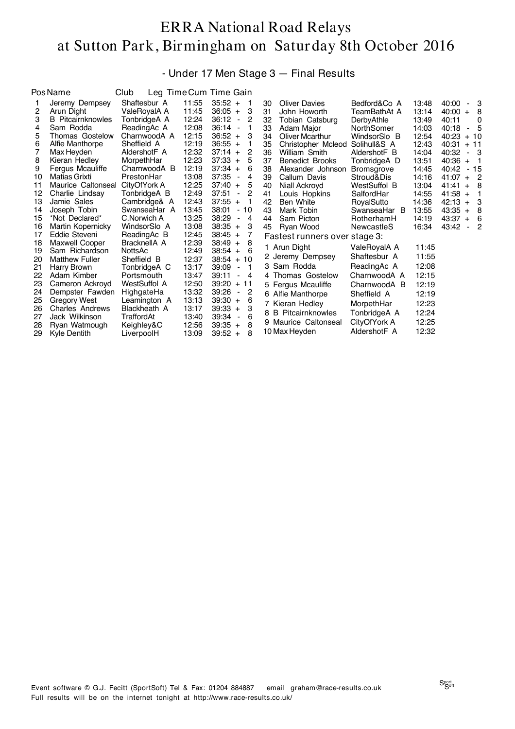# ERRA National Road Relays at Sutton Park, Birmingham on Saturday 8th October 2016

## - Under 17 Men Stage 3 — Final Results

| Pos | Name | Club | Leg Time | Cum Time | Gain |
|---|---|---|---|---|---|
| 1 | Jeremy Dempsey | Shaftesbur A | 11:55 | 35:52 | + 1 |
| 2 | Arun Dight | ValeRoyalA A | 11:45 | 36:05 | + 3 |
| 3 | B Pitcairnknowles | TonbridgeA A | 12:24 | 36:12 | - 2 |
| 4 | Sam Rodda | ReadingAc A | 12:08 | 36:14 | - 1 |
| 5 | Thomas Gostelow | CharnwoodA A | 12:15 | 36:52 | + 3 |
| 6 | Alfie Manthorpe | Sheffield A | 12:19 | 36:55 | + 1 |
| 7 | Max Heyden | AldershotF A | 12:32 | 37:14 | + 2 |
| 8 | Kieran Hedley | MorpethHar | 12:23 | 37:33 | + 5 |
| 9 | Fergus Mcauliffe | CharnwoodA B | 12:19 | 37:34 | + 6 |
| 10 | Matias Grixti | PrestonHar | 13:08 | 37:35 | - 4 |
| 11 | Maurice Caltonseal | CityOfYork A | 12:25 | 37:40 | + 5 |
| 12 | Charlie Lindsay | TonbridgeA B | 12:49 | 37:51 | - 2 |
| 13 | Jamie Sales | Cambridge& A | 12:43 | 37:55 | + 1 |
| 14 | Joseph Tobin | SwanseaHar A | 13:45 | 38:01 | - 10 |
| 15 | *Not Declared* | C.Norwich A | 13:25 | 38:29 | - 4 |
| 16 | Martin Kopernicky | WindsorSlo A | 13:08 | 38:35 | + 3 |
| 17 | Eddie Steveni | ReadingAc B | 12:45 | 38:45 | + 7 |
| 18 | Maxwell Cooper | BracknellA A | 12:39 | 38:49 | + 8 |
| 19 | Sam Richardson | NottsAc | 12:49 | 38:54 | + 6 |
| 20 | Matthew Fuller | Sheffield B | 12:37 | 38:54 | + 10 |
| 21 | Harry Brown | TonbridgeA C | 13:17 | 39:09 | - 1 |
| 22 | Adam Kimber | Portsmouth | 13:47 | 39:11 | - 4 |
| 23 | Cameron Ackroyd | WestSuffol A | 12:50 | 39:20 | + 11 |
| 24 | Dempster Fawden | HighgateHa | 13:32 | 39:26 | - 2 |
| 25 | Gregory West | Leamington A | 13:13 | 39:30 | + 6 |
| 26 | Charles Andrews | Blackheath A | 13:17 | 39:33 | + 3 |
| 27 | Jack Wilkinson | TraffordAt | 13:40 | 39:34 | - 6 |
| 28 | Ryan Watmough | Keighley&C | 12:56 | 39:35 | + 8 |
| 29 | Kyle Dentith | LiverpoolH | 13:09 | 39:52 | + 8 |
| 30 | Oliver Davies | Bedford&Co A | 13:48 | 40:00 | - 3 |
| 31 | John Howorth | TeamBathAt A | 13:14 | 40:00 | + 8 |
| 32 | Tobian Catsburg | DerbyAthle | 13:49 | 40:11 | 0 |
| 33 | Adam Major | NorthSomer | 14:03 | 40:18 | - 5 |
| 34 | Oliver Mcarthur | WindsorSlo B | 12:54 | 40:23 | + 10 |
| 35 | Christopher Mcleod | Solihull&S A | 12:43 | 40:31 | + 11 |
| 36 | William Smith | AldershotF B | 14:04 | 40:32 | - 3 |
| 37 | Benedict Brooks | TonbridgeA D | 13:51 | 40:36 | + 1 |
| 38 | Alexander Johnson | Bromsgrove | 14:45 | 40:42 | - 15 |
| 39 | Callum Davis | Stroud&Dis | 14:16 | 41:07 | + 2 |
| 40 | Niall Ackroyd | WestSuffol B | 13:04 | 41:41 | + 8 |
| 41 | Louis Hopkins | SalfordHar | 14:55 | 41:58 | + 1 |
| 42 | Ben White | RoyalSutto | 14:36 | 42:13 | + 3 |
| 43 | Mark Tobin | SwanseaHar B | 13:55 | 43:35 | + 8 |
| 44 | Sam Picton | RotherhamH | 14:19 | 43:37 | + 6 |
| 45 | Ryan Wood | NewcastleS | 16:34 | 43:42 | - 2 |

Fastest runners over stage 3:

| | Name | Club | Time |
|---|---|---|---|
| 1 | Arun Dight | ValeRoyalA A | 11:45 |
| 2 | Jeremy Dempsey | Shaftesbur A | 11:55 |
| 3 | Sam Rodda | ReadingAc A | 12:08 |
| 4 | Thomas Gostelow | CharnwoodA A | 12:15 |
| 5 | Fergus Mcauliffe | CharnwoodA B | 12:19 |
| 6 | Alfie Manthorpe | Sheffield A | 12:19 |
| 7 | Kieran Hedley | MorpethHar | 12:23 |
| 8 | B Pitcairnknowles | TonbridgeA A | 12:24 |
| 9 | Maurice Caltonseal | CityOfYork A | 12:25 |
| 10 | Max Heyden | AldershotF A | 12:32 |

Event software © G.J. Fecitt (SportSoft) Tel & Fax: 01204 884887 email graham@race-results.co.uk
Full results will be on the internet tonight at http://www.race-results.co.uk/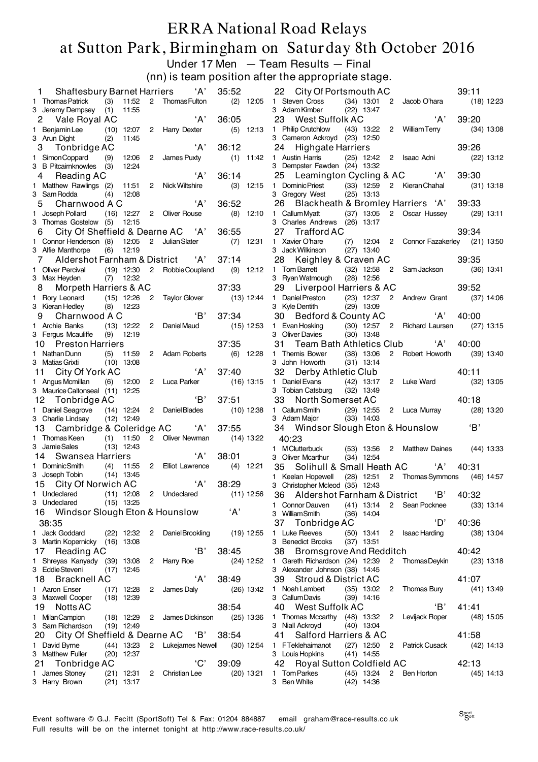# ERRA National Road Relays
## at Sutton Park, Birmingham on Saturday 8th October 2016

Under 17 Men — Team Results — Final

(nn) is team position after the appropriate stage.

**1 Shaftesbury Barnet Harriers 'A' 35:52**
1 Thomas Patrick (3) 11:52 2 Thomas Fulton (2) 12:05
3 Jeremy Dempsey (1) 11:55

**2 Vale Royal AC 'A' 36:05**
1 Benjamin Lee (10) 12:07 2 Harry Dexter (5) 12:13
3 Arun Dight (2) 11:45

**3 Tonbridge AC 'A' 36:12**
1 Simon Coppard (9) 12:06 2 James Puxty (1) 11:42
3 B Pitcairnknowles (3) 12:24

**4 Reading AC 'A' 36:14**
1 Matthew Rawlings (2) 11:51 2 Nick Wiltshire (3) 12:15
3 Sam Rodda (4) 12:08

**5 Charnwood A C 'A' 36:52**
1 Joseph Pollard (16) 12:27 2 Oliver Rouse (8) 12:10
3 Thomas Gostelow (5) 12:15

**6 City Of Sheffield & Dearne AC 'A' 36:55**
1 Connor Henderson (8) 12:05 2 Julian Slater (7) 12:31
3 Alfie Manthorpe (6) 12:19

**7 Aldershot Farnham & District 'A' 37:14**
1 Oliver Percival (19) 12:30 2 Robbie Coupland (9) 12:12
3 Max Heyden (7) 12:32

**8 Morpeth Harriers & AC 37:33**
1 Rory Leonard (15) 12:26 2 Taylor Glover (13) 12:44
3 Kieran Hedley (8) 12:23

**9 Charnwood A C 'B' 37:34**
1 Archie Banks (13) 12:22 2 Daniel Maud (15) 12:53
3 Fergus Mcauliffe (9) 12:19

**10 Preston Harriers 37:35**
1 Nathan Dunn (5) 11:59 2 Adam Roberts (6) 12:28
3 Matias Grixti (10) 13:08

**11 City Of York AC 'A' 37:40**
1 Angus Mcmillan (6) 12:00 2 Luca Parker (16) 13:15
3 Maurice Caltonseal (11) 12:25

**12 Tonbridge AC 'B' 37:51**
1 Daniel Seagrove (14) 12:24 2 Daniel Blades (10) 12:38
3 Charlie Lindsay (12) 12:49

**13 Cambridge & Coleridge AC 'A' 37:55**
1 Thomas Keen (1) 11:50 2 Oliver Newman (14) 13:22
3 Jamie Sales (13) 12:43

**14 Swansea Harriers 'A' 38:01**
1 Dominic Smith (4) 11:55 2 Elliot Lawrence (4) 12:21
3 Joseph Tobin (14) 13:45

**15 City Of Norwich AC 'A' 38:29**
1 Undeclared (11) 12:08 2 Undeclared (11) 12:56
3 Undeclared (15) 13:25

**16 Windsor Slough Eton & Hounslow 'A' 38:35**
1 Jack Goddard (22) 12:32 2 Daniel Brookling (19) 12:55
3 Martin Kopernicky (16) 13:08

**17 Reading AC 'B' 38:45**
1 Shreyas Kanyady (39) 13:08 2 Harry Roe (24) 12:52
3 Eddie Steveni (17) 12:45

**18 Bracknell AC 'A' 38:49**
1 Aaron Enser (17) 12:28 2 James Daly (26) 13:42
3 Maxwell Cooper (18) 12:39

**19 Notts AC 38:54**
1 Milan Campion (18) 12:29 2 James Dickinson (25) 13:36
3 Sam Richardson (19) 12:49

**20 City Of Sheffield & Dearne AC 'B' 38:54**
1 David Byrne (44) 13:23 2 Lukejames Newell (30) 12:54
3 Matthew Fuller (20) 12:37

**21 Tonbridge AC 'C' 39:09**
1 James Stoney (21) 12:31 2 Christian Lee (20) 13:21
3 Harry Brown (21) 13:17

**22 City Of Portsmouth AC 39:11**
1 Steven Cross (34) 13:01 2 Jacob O'hara (18) 12:23
3 Adam Kimber (22) 13:47

**23 West Suffolk AC 'A' 39:20**
1 Philip Crutchlow (43) 13:22 2 William Terry (34) 13:08
3 Cameron Ackroyd (23) 12:50

**24 Highgate Harriers 39:26**
1 Austin Harris (25) 12:42 2 Isaac Adni (22) 13:12
3 Dempster Fawden (24) 13:32

**25 Leamington Cycling & AC 'A' 39:30**
1 Dominic Priest (33) 12:59 2 Kieran Chahal (31) 13:18
3 Gregory West (25) 13:13

**26 Blackheath & Bromley Harriers 'A' 39:33**
1 Callum Myatt (37) 13:05 2 Oscar Hussey (29) 13:11
3 Charles Andrews (26) 13:17

**27 Trafford AC 39:34**
1 Xavier O'hare (7) 12:04 2 Connor Fazakerley (21) 13:50
3 Jack Wilkinson (27) 13:40

**28 Keighley & Craven AC 39:35**
1 Tom Barrett (32) 12:58 2 Sam Jackson (36) 13:41
3 Ryan Watmough (28) 12:56

**29 Liverpool Harriers & AC 39:52**
1 Daniel Preston (23) 12:37 2 Andrew Grant (37) 14:06
3 Kyle Dentith (29) 13:09

**30 Bedford & County AC 'A' 40:00**
1 Evan Hosking (30) 12:57 2 Richard Laursen (27) 13:15
3 Oliver Davies (30) 13:48

**31 Team Bath Athletics Club 'A' 40:00**
1 Themis Bower (38) 13:06 2 Robert Howorth (39) 13:40
3 John Howorth (31) 13:14

**32 Derby Athletic Club 40:11**
1 Daniel Evans (42) 13:17 2 Luke Ward (32) 13:05
3 Tobian Catsburg (32) 13:49

**33 North Somerset AC 40:18**
1 Callum Smith (29) 12:55 2 Luca Murray (28) 13:20
3 Adam Major (33) 14:03

**34 Windsor Slough Eton & Hounslow 'B' 40:23**
1 M Clutterbuck (53) 13:56 2 Matthew Daines (44) 13:33
3 Oliver Mcarthur (34) 12:54

**35 Solihull & Small Heath AC 'A' 40:31**
1 Keelan Hopewell (28) 12:51 2 Thomas Symmons (46) 14:57
3 Christopher Mcleod (35) 12:43

**36 Aldershot Farnham & District 'B' 40:32**
1 Connor Dauven (41) 13:14 2 Sean Pocknee (33) 13:14
3 William Smith (36) 14:04

**37 Tonbridge AC 'D' 40:36**
1 Luke Reeves (50) 13:41 2 Isaac Harding (38) 13:04
3 Benedict Brooks (37) 13:51

**38 Bromsgrove And Redditch 40:42**
1 Gareth Richardson (24) 12:39 2 Thomas Deykin (23) 13:18
3 Alexander Johnson (38) 14:45

**39 Stroud & District AC 41:07**
1 Noah Lambert (35) 13:02 2 Thomas Bury (41) 13:49
3 Callum Davis (39) 14:16

**40 West Suffolk AC 'B' 41:41**
1 Thomas Mccarthy (48) 13:32 2 Levijack Roper (48) 15:05
3 Niall Ackroyd (40) 13:04

**41 Salford Harriers & AC 41:58**
1 F Teklehaimanot (27) 12:50 2 Patrick Cusack (42) 14:13
3 Louis Hopkins (41) 14:55

**42 Royal Sutton Coldfield AC 42:13**
1 Tom Parkes (45) 13:24 2 Ben Horton (45) 14:13
3 Ben White (42) 14:36

Event software © G.J. Fecitt (SportSoft) Tel & Fax: 01204 884887 email graham@race-results.co.uk
Full results will be on the internet tonight at http://www.race-results.co.uk/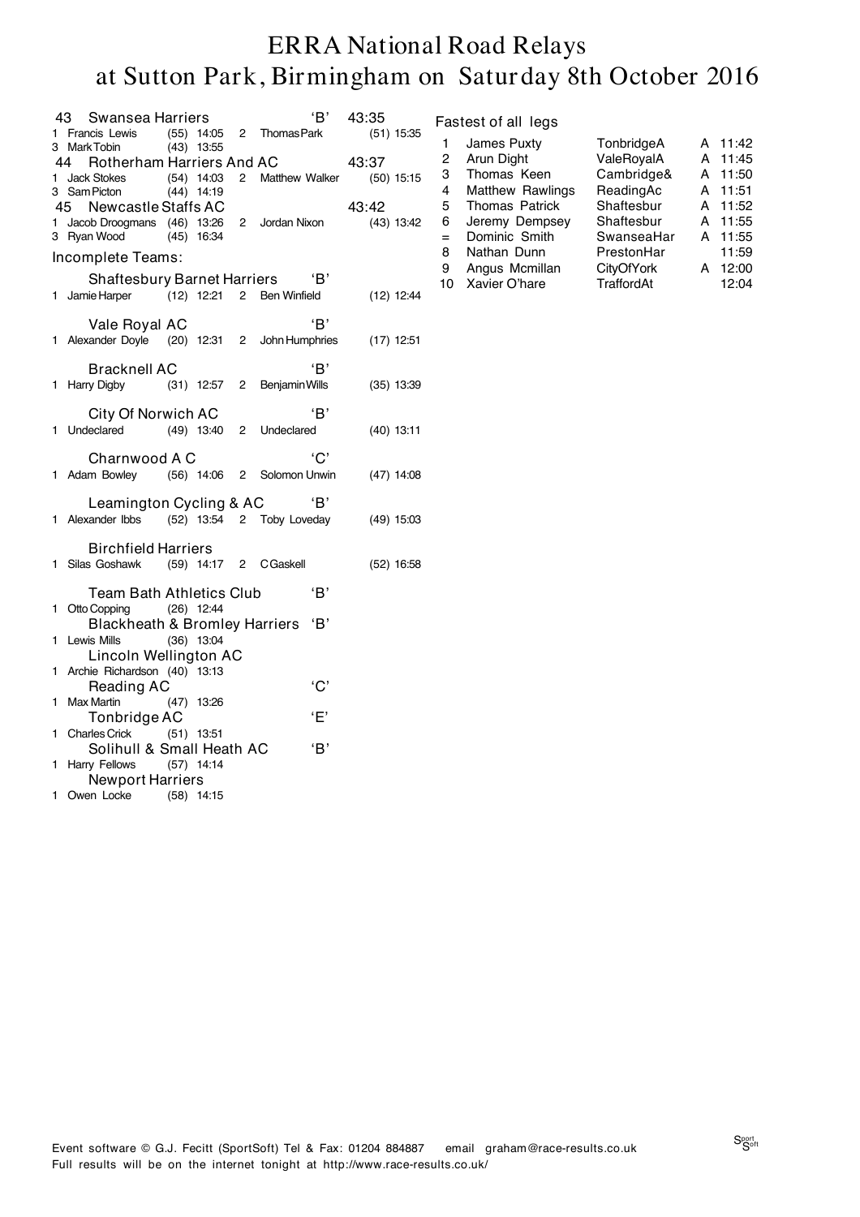# ERRA National Road Relays at Sutton Park, Birmingham on Saturday 8th October 2016

43 Swansea Harriers 'B' 43:35
1 Francis Lewis (55) 14:05 2 Thomas Park (51) 15:35
3 Mark Tobin (43) 13:55

44 Rotherham Harriers And AC 43:37
1 Jack Stokes (54) 14:03 2 Matthew Walker (50) 15:15
3 Sam Picton (44) 14:19

45 Newcastle Staffs AC 43:42
1 Jacob Droogmans (46) 13:26 2 Jordan Nixon (43) 13:42
3 Ryan Wood (45) 16:34

Incomplete Teams:

Shaftesbury Barnet Harriers 'B'
1 Jamie Harper (12) 12:21 2 Ben Winfield (12) 12:44

Vale Royal AC 'B'
1 Alexander Doyle (20) 12:31 2 John Humphries (17) 12:51

Bracknell AC 'B'
1 Harry Digby (31) 12:57 2 Benjamin Wills (35) 13:39

City Of Norwich AC 'B'
1 Undeclared (49) 13:40 2 Undeclared (40) 13:11

Charnwood A C 'C'
1 Adam Bowley (56) 14:06 2 Solomon Unwin (47) 14:08

Leamington Cycling & AC 'B'
1 Alexander Ibbs (52) 13:54 2 Toby Loveday (49) 15:03

Birchfield Harriers
1 Silas Goshawk (59) 14:17 2 C Gaskell (52) 16:58

Team Bath Athletics Club 'B'
1 Otto Copping (26) 12:44

Blackheath & Bromley Harriers 'B'
1 Lewis Mills (36) 13:04

Lincoln Wellington AC
1 Archie Richardson (40) 13:13

Reading AC 'C'
1 Max Martin (47) 13:26

Tonbridge AC 'E'
1 Charles Crick (51) 13:51

Solihull & Small Heath AC 'B'
1 Harry Fellows (57) 14:14

Newport Harriers
1 Owen Locke (58) 14:15

Fastest of all legs

| | Name | Club | | Time |
|---|---|---|---|---|
| 1 | James Puxty | TonbridgeA | A | 11:42 |
| 2 | Arun Dight | ValeRoyalA | A | 11:45 |
| 3 | Thomas Keen | Cambridge& | A | 11:50 |
| 4 | Matthew Rawlings | ReadingAc | A | 11:51 |
| 5 | Thomas Patrick | Shaftesbur | A | 11:52 |
| 6 | Jeremy Dempsey | Shaftesbur | A | 11:55 |
| = | Dominic Smith | SwanseaHar | A | 11:55 |
| 8 | Nathan Dunn | PrestonHar | | 11:59 |
| 9 | Angus Mcmillan | CityOfYork | A | 12:00 |
| 10 | Xavier O'hare | TraffordAt | | 12:04 |

Event software © G.J. Fecitt (SportSoft) Tel & Fax: 01204 884887 email graham@race-results.co.uk
Full results will be on the internet tonight at http://www.race-results.co.uk/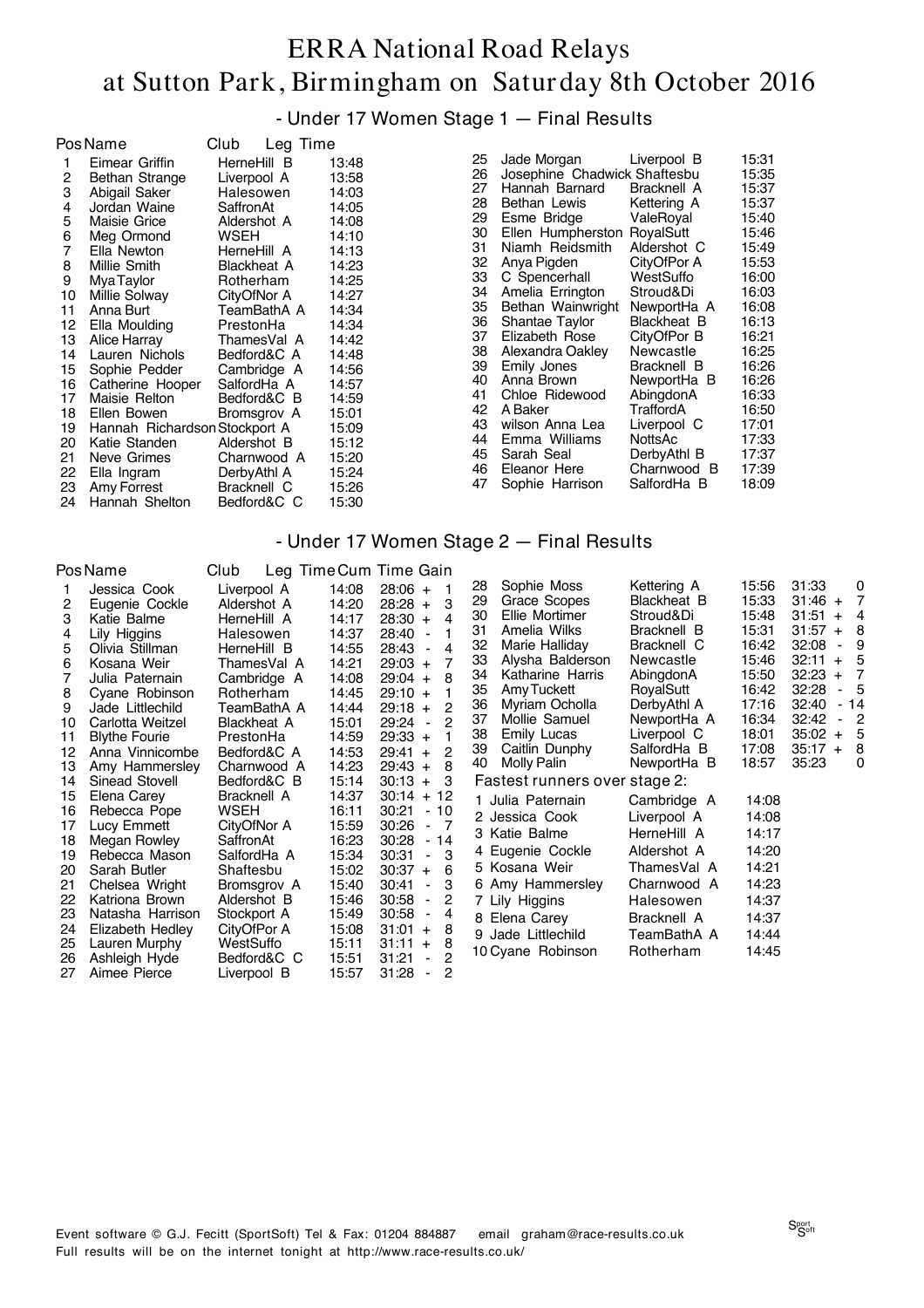# ERRA National Road Relays at Sutton Park, Birmingham on Saturday 8th October 2016

## - Under 17 Women Stage 1 — Final Results

| Pos | Name | Club | Leg Time |
|---|---|---|---|
| 1 | Eimear Griffin | HerneHill B | 13:48 |
| 2 | Bethan Strange | Liverpool A | 13:58 |
| 3 | Abigail Saker | Halesowen | 14:03 |
| 4 | Jordan Waine | SaffronAt | 14:05 |
| 5 | Maisie Grice | Aldershot A | 14:08 |
| 6 | Meg Ormond | WSEH | 14:10 |
| 7 | Ella Newton | HerneHill A | 14:13 |
| 8 | Millie Smith | Blackheat A | 14:23 |
| 9 | Mya Taylor | Rotherham | 14:25 |
| 10 | Millie Solway | CityOfNor A | 14:27 |
| 11 | Anna Burt | TeamBathA A | 14:34 |
| 12 | Ella Moulding | PrestonHa | 14:34 |
| 13 | Alice Harray | ThamesVal A | 14:42 |
| 14 | Lauren Nichols | Bedford&C A | 14:48 |
| 15 | Sophie Pedder | Cambridge A | 14:56 |
| 16 | Catherine Hooper | SalfordHa A | 14:57 |
| 17 | Maisie Relton | Bedford&C B | 14:59 |
| 18 | Ellen Bowen | Bromsgrov A | 15:01 |
| 19 | Hannah Richardson | Stockport A | 15:09 |
| 20 | Katie Standen | Aldershot B | 15:12 |
| 21 | Neve Grimes | Charnwood A | 15:20 |
| 22 | Ella Ingram | DerbyAthl A | 15:24 |
| 23 | Amy Forrest | Bracknell C | 15:26 |
| 24 | Hannah Shelton | Bedford&C C | 15:30 |
| 25 | Jade Morgan | Liverpool B | 15:31 |
| 26 | Josephine Chadwick | Shaftesbu | 15:35 |
| 27 | Hannah Barnard | Bracknell A | 15:37 |
| 28 | Bethan Lewis | Kettering A | 15:37 |
| 29 | Esme Bridge | ValeRoyal | 15:40 |
| 30 | Ellen Humpherston | RoyalSutt | 15:46 |
| 31 | Niamh Reidsmith | Aldershot C | 15:49 |
| 32 | Anya Pigden | CityOfPor A | 15:53 |
| 33 | C Spencerhall | WestSuffo | 16:00 |
| 34 | Amelia Errington | Stroud&Di | 16:03 |
| 35 | Bethan Wainwright | NewportHa A | 16:08 |
| 36 | Shantae Taylor | Blackheat B | 16:13 |
| 37 | Elizabeth Rose | CityOfPor B | 16:21 |
| 38 | Alexandra Oakley | Newcastle | 16:25 |
| 39 | Emily Jones | Bracknell B | 16:26 |
| 40 | Anna Brown | NewportHa B | 16:26 |
| 41 | Chloe Ridewood | AbingdonA | 16:33 |
| 42 | A Baker | TraffordA | 16:50 |
| 43 | wilson Anna Lea | Liverpool C | 17:01 |
| 44 | Emma Williams | NottsAc | 17:33 |
| 45 | Sarah Seal | DerbyAthl B | 17:37 |
| 46 | Eleanor Here | Charnwood B | 17:39 |
| 47 | Sophie Harrison | SalfordHa B | 18:09 |

## - Under 17 Women Stage 2 — Final Results

| Pos | Name | Club | Leg Time | Cum Time | Gain |
|---|---|---|---|---|---|
| 1 | Jessica Cook | Liverpool A | 14:08 | 28:06 | + 1 |
| 2 | Eugenie Cockle | Aldershot A | 14:20 | 28:28 | + 3 |
| 3 | Katie Balme | HerneHill A | 14:17 | 28:30 | + 4 |
| 4 | Lily Higgins | Halesowen | 14:37 | 28:40 | - 1 |
| 5 | Olivia Stillman | HerneHill B | 14:55 | 28:43 | - 4 |
| 6 | Kosana Weir | ThamesVal A | 14:21 | 29:03 | + 7 |
| 7 | Julia Paternain | Cambridge A | 14:08 | 29:04 | + 8 |
| 8 | Cyane Robinson | Rotherham | 14:45 | 29:10 | + 1 |
| 9 | Jade Littlechild | TeamBathA A | 14:44 | 29:18 | + 2 |
| 10 | Carlotta Weitzel | Blackheat A | 15:01 | 29:24 | - 2 |
| 11 | Blythe Fourie | PrestonHa | 14:59 | 29:33 | + 1 |
| 12 | Anna Vinnicombe | Bedford&C A | 14:53 | 29:41 | + 2 |
| 13 | Amy Hammersley | Charnwood A | 14:23 | 29:43 | + 8 |
| 14 | Sinead Stovell | Bedford&C B | 15:14 | 30:13 | + 3 |
| 15 | Elena Carey | Bracknell A | 14:37 | 30:14 | + 12 |
| 16 | Rebecca Pope | WSEH | 16:11 | 30:21 | - 10 |
| 17 | Lucy Emmett | CityOfNor A | 15:59 | 30:26 | - 7 |
| 18 | Megan Rowley | SaffronAt | 16:23 | 30:28 | - 14 |
| 19 | Rebecca Mason | SalfordHa A | 15:34 | 30:31 | - 3 |
| 20 | Sarah Butler | Shaftesbu | 15:02 | 30:37 | + 6 |
| 21 | Chelsea Wright | Bromsgrov A | 15:40 | 30:41 | - 3 |
| 22 | Katriona Brown | Aldershot B | 15:46 | 30:58 | - 2 |
| 23 | Natasha Harrison | Stockport A | 15:49 | 30:58 | - 4 |
| 24 | Elizabeth Hedley | CityOfPor A | 15:08 | 31:01 | + 8 |
| 25 | Lauren Murphy | WestSuffo | 15:11 | 31:11 | + 8 |
| 26 | Ashleigh Hyde | Bedford&C C | 15:51 | 31:21 | - 2 |
| 27 | Aimee Pierce | Liverpool B | 15:57 | 31:28 | - 2 |
| 28 | Sophie Moss | Kettering A | 15:56 | 31:33 | 0 |
| 29 | Grace Scopes | Blackheat B | 15:33 | 31:46 | + 7 |
| 30 | Ellie Mortimer | Stroud&Di | 15:48 | 31:51 | + 4 |
| 31 | Amelia Wilks | Bracknell B | 15:31 | 31:57 | + 8 |
| 32 | Marie Halliday | Bracknell C | 16:42 | 32:08 | - 9 |
| 33 | Alysha Balderson | Newcastle | 15:46 | 32:11 | + 5 |
| 34 | Katharine Harris | AbingdonA | 15:50 | 32:23 | + 7 |
| 35 | Amy Tuckett | RoyalSutt | 16:42 | 32:28 | - 5 |
| 36 | Myriam Ocholla | DerbyAthl A | 17:16 | 32:40 | - 14 |
| 37 | Mollie Samuel | NewportHa A | 16:34 | 32:42 | - 2 |
| 38 | Emily Lucas | Liverpool C | 18:01 | 35:02 | + 5 |
| 39 | Caitlin Dunphy | SalfordHa B | 17:08 | 35:17 | + 8 |
| 40 | Molly Palin | NewportHa B | 18:57 | 35:23 | 0 |

### Fastest runners over stage 2:

| | Name | Club | Time |
|---|---|---|---|
| 1 | Julia Paternain | Cambridge A | 14:08 |
| 2 | Jessica Cook | Liverpool A | 14:08 |
| 3 | Katie Balme | HerneHill A | 14:17 |
| 4 | Eugenie Cockle | Aldershot A | 14:20 |
| 5 | Kosana Weir | ThamesVal A | 14:21 |
| 6 | Amy Hammersley | Charnwood A | 14:23 |
| 7 | Lily Higgins | Halesowen | 14:37 |
| 8 | Elena Carey | Bracknell A | 14:37 |
| 9 | Jade Littlechild | TeamBathA A | 14:44 |
| 10 | Cyane Robinson | Rotherham | 14:45 |

Event software © G.J. Fecitt (SportSoft) Tel & Fax: 01204 884887 email graham@race-results.co.uk
Full results will be on the internet tonight at http://www.race-results.co.uk/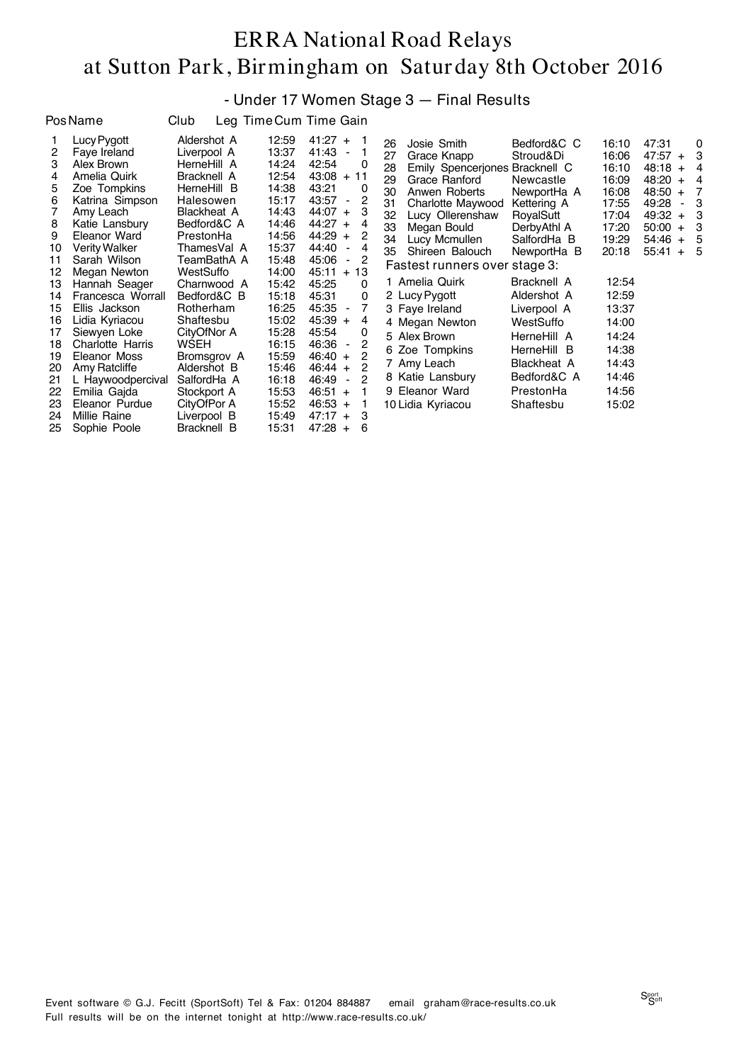# ERRA National Road Relays at Sutton Park, Birmingham on Saturday 8th October 2016

## - Under 17 Women Stage 3 — Final Results

| Pos | Name | Club | Leg Time | Cum Time | Gain |
|---|---|---|---|---|---|
| 1 | Lucy Pygott | Aldershot A | 12:59 | 41:27 | + 1 |
| 2 | Faye Ireland | Liverpool A | 13:37 | 41:43 | - 1 |
| 3 | Alex Brown | HerneHill A | 14:24 | 42:54 | 0 |
| 4 | Amelia Quirk | Bracknell A | 12:54 | 43:08 | + 11 |
| 5 | Zoe Tompkins | HerneHill B | 14:38 | 43:21 | 0 |
| 6 | Katrina Simpson | Halesowen | 15:17 | 43:57 | - 2 |
| 7 | Amy Leach | Blackheat A | 14:43 | 44:07 | + 3 |
| 8 | Katie Lansbury | Bedford&C A | 14:46 | 44:27 | + 4 |
| 9 | Eleanor Ward | PrestonHa | 14:56 | 44:29 | + 2 |
| 10 | Verity Walker | ThamesVal A | 15:37 | 44:40 | - 4 |
| 11 | Sarah Wilson | TeamBathA A | 15:48 | 45:06 | - 2 |
| 12 | Megan Newton | WestSuffo | 14:00 | 45:11 | + 13 |
| 13 | Hannah Seager | Charnwood A | 15:42 | 45:25 | 0 |
| 14 | Francesca Worrall | Bedford&C B | 15:18 | 45:31 | 0 |
| 15 | Ellis Jackson | Rotherham | 16:25 | 45:35 | - 7 |
| 16 | Lidia Kyriacou | Shaftesbu | 15:02 | 45:39 | + 4 |
| 17 | Siewyen Loke | CityOfNor A | 15:28 | 45:54 | 0 |
| 18 | Charlotte Harris | WSEH | 16:15 | 46:36 | - 2 |
| 19 | Eleanor Moss | Bromsgrov A | 15:59 | 46:40 | + 2 |
| 20 | Amy Ratcliffe | Aldershot B | 15:46 | 46:44 | + 2 |
| 21 | L Haywoodpercival | SalfordHa A | 16:18 | 46:49 | - 2 |
| 22 | Emilia Gajda | Stockport A | 15:53 | 46:51 | + 1 |
| 23 | Eleanor Purdue | CityOfPor A | 15:52 | 46:53 | + 1 |
| 24 | Millie Raine | Liverpool B | 15:49 | 47:17 | + 3 |
| 25 | Sophie Poole | Bracknell B | 15:31 | 47:28 | + 6 |
| 26 | Josie Smith | Bedford&C C | 16:10 | 47:31 | 0 |
| 27 | Grace Knapp | Stroud&Di | 16:06 | 47:57 | + 3 |
| 28 | Emily Spencerjones | Bracknell C | 16:10 | 48:18 | + 4 |
| 29 | Grace Ranford | Newcastle | 16:09 | 48:20 | + 4 |
| 30 | Anwen Roberts | NewportHa A | 16:08 | 48:50 | + 7 |
| 31 | Charlotte Maywood | Kettering A | 17:55 | 49:28 | - 3 |
| 32 | Lucy Ollerenshaw | RoyalSutt | 17:04 | 49:32 | + 3 |
| 33 | Megan Bould | DerbyAthl A | 17:20 | 50:00 | + 3 |
| 34 | Lucy Mcmullen | SalfordHa B | 19:29 | 54:46 | + 5 |
| 35 | Shireen Balouch | NewportHa B | 20:18 | 55:41 | + 5 |

### Fastest runners over stage 3:

| | Name | Club | Time |
|---|---|---|---|
| 1 | Amelia Quirk | Bracknell A | 12:54 |
| 2 | Lucy Pygott | Aldershot A | 12:59 |
| 3 | Faye Ireland | Liverpool A | 13:37 |
| 4 | Megan Newton | WestSuffo | 14:00 |
| 5 | Alex Brown | HerneHill A | 14:24 |
| 6 | Zoe Tompkins | HerneHill B | 14:38 |
| 7 | Amy Leach | Blackheat A | 14:43 |
| 8 | Katie Lansbury | Bedford&C A | 14:46 |
| 9 | Eleanor Ward | PrestonHa | 14:56 |
| 10 | Lidia Kyriacou | Shaftesbu | 15:02 |

Event software © G.J. Fecitt (SportSoft) Tel & Fax: 01204 884887 email graham@race-results.co.uk
Full results will be on the internet tonight at http://www.race-results.co.uk/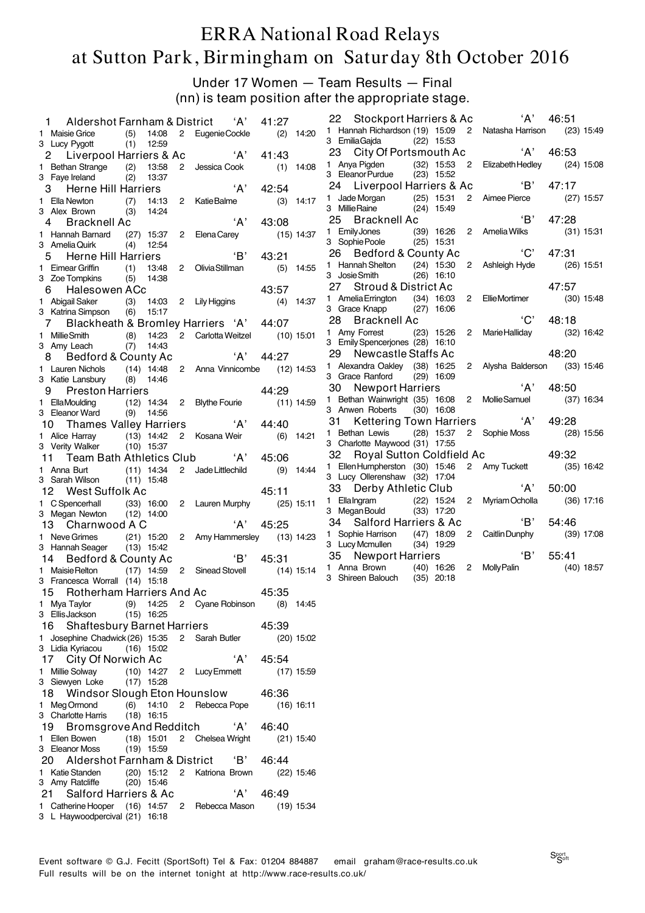# ERRA National Road Relays at Sutton Park, Birmingham on Saturday 8th October 2016

## Under 17 Women — Team Results — Final

(nn) is team position after the appropriate stage.

**1 Aldershot Farnham & District 'A' 41:27**
1 Maisie Grice (5) 14:08 2 Eugenie Cockle (2) 14:20
3 Lucy Pygott (1) 12:59

**2 Liverpool Harriers & Ac 'A' 41:43**
1 Bethan Strange (2) 13:58 2 Jessica Cook (1) 14:08
3 Faye Ireland (2) 13:37

**3 Herne Hill Harriers 'A' 42:54**
1 Ella Newton (7) 14:13 2 Katie Balme (3) 14:17
3 Alex Brown (3) 14:24

**4 Bracknell Ac 'A' 43:08**
1 Hannah Barnard (27) 15:37 2 Elena Carey (15) 14:37
3 Amelia Quirk (4) 12:54

**5 Herne Hill Harriers 'B' 43:21**
1 Eimear Griffin (1) 13:48 2 Olivia Stillman (5) 14:55
3 Zoe Tompkins (5) 14:38

**6 Halesowen ACc 43:57**
1 Abigail Saker (3) 14:03 2 Lily Higgins (4) 14:37
3 Katrina Simpson (6) 15:17

**7 Blackheath & Bromley Harriers 'A' 44:07**
1 Millie Smith (8) 14:23 2 Carlotta Weitzel (10) 15:01
3 Amy Leach (7) 14:43

**8 Bedford & County Ac 'A' 44:27**
1 Lauren Nichols (14) 14:48 2 Anna Vinnicombe (12) 14:53
3 Katie Lansbury (8) 14:46

**9 Preston Harriers 44:29**
1 Ella Moulding (12) 14:34 2 Blythe Fourie (11) 14:59
3 Eleanor Ward (9) 14:56

**10 Thames Valley Harriers 'A' 44:40**
1 Alice Harray (13) 14:42 2 Kosana Weir (6) 14:21
3 Verity Walker (10) 15:37

**11 Team Bath Athletics Club 'A' 45:06**
1 Anna Burt (11) 14:34 2 Jade Littlechild (9) 14:44
3 Sarah Wilson (11) 15:48

**12 West Suffolk Ac 45:11**
1 C Spencerhall (33) 16:00 2 Lauren Murphy (25) 15:11
3 Megan Newton (12) 14:00

**13 Charnwood A C 'A' 45:25**
1 Neve Grimes (21) 15:20 2 Amy Hammersley (13) 14:23
3 Hannah Seager (13) 15:42

**14 Bedford & County Ac 'B' 45:31**
1 Maisie Relton (17) 14:59 2 Sinead Stovell (14) 15:14
3 Francesca Worrall (14) 15:18

**15 Rotherham Harriers And Ac 45:35**
1 Mya Taylor (9) 14:25 2 Cyane Robinson (8) 14:45
3 Ellis Jackson (15) 16:25

**16 Shaftesbury Barnet Harriers 45:39**
1 Josephine Chadwick (26) 15:35 2 Sarah Butler (20) 15:02
3 Lidia Kyriacou (16) 15:02

**17 City Of Norwich Ac 'A' 45:54**
1 Millie Solway (10) 14:27 2 Lucy Emmett (17) 15:59
3 Siewyen Loke (17) 15:28

**18 Windsor Slough Eton Hounslow 46:36**
1 Meg Ormond (6) 14:10 2 Rebecca Pope (16) 16:11
3 Charlotte Harris (18) 16:15

**19 Bromsgrove And Redditch 'A' 46:40**
1 Ellen Bowen (18) 15:01 2 Chelsea Wright (21) 15:40
3 Eleanor Moss (19) 15:59

**20 Aldershot Farnham & District 'B' 46:44**
1 Katie Standen (20) 15:12 2 Katriona Brown (22) 15:46
3 Amy Ratcliffe (20) 15:46

**21 Salford Harriers & Ac 'A' 46:49**
1 Catherine Hooper (16) 14:57 2 Rebecca Mason (19) 15:34
3 L Haywoodpercival (21) 16:18

**22 Stockport Harriers & Ac 'A' 46:51**
1 Hannah Richardson (19) 15:09 2 Natasha Harrison (23) 15:49
3 Emilia Gajda (22) 15:53

**23 City Of Portsmouth Ac 'A' 46:53**
1 Anya Pigden (32) 15:53 2 Elizabeth Hedley (24) 15:08
3 Eleanor Purdue (23) 15:52

**24 Liverpool Harriers & Ac 'B' 47:17**
1 Jade Morgan (25) 15:31 2 Aimee Pierce (27) 15:57
3 Millie Raine (24) 15:49

**25 Bracknell Ac 'B' 47:28**
1 Emily Jones (39) 16:26 2 Amelia Wilks (31) 15:31
3 Sophie Poole (25) 15:31

**26 Bedford & County Ac 'C' 47:31**
1 Hannah Shelton (24) 15:30 2 Ashleigh Hyde (26) 15:51
3 Josie Smith (26) 16:10

**27 Stroud & District Ac 47:57**
1 Amelia Errington (34) 16:03 2 Ellie Mortimer (30) 15:48
3 Grace Knapp (27) 16:06

**28 Bracknell Ac 'C' 48:18**
1 Amy Forrest (23) 15:26 2 Marie Halliday (32) 16:42
3 Emily Spencerjones (28) 16:10

**29 Newcastle Staffs Ac 48:20**
1 Alexandra Oakley (38) 16:25 2 Alysha Balderson (33) 15:46
3 Grace Ranford (29) 16:09

**30 Newport Harriers 'A' 48:50**
1 Bethan Wainwright (35) 16:08 2 Mollie Samuel (37) 16:34
3 Anwen Roberts (30) 16:08

**31 Kettering Town Harriers 'A' 49:28**
1 Bethan Lewis (28) 15:37 2 Sophie Moss (28) 15:56
3 Charlotte Maywood (31) 17:55

**32 Royal Sutton Coldfield Ac 49:32**
1 Ellen Humpherston (30) 15:46 2 Amy Tuckett (35) 16:42
3 Lucy Ollerenshaw (32) 17:04

**33 Derby Athletic Club 'A' 50:00**
1 Ella Ingram (22) 15:24 2 Myriam Ocholla (36) 17:16
3 Megan Bould (33) 17:20

**34 Salford Harriers & Ac 'B' 54:46**
1 Sophie Harrison (47) 18:09 2 Caitlin Dunphy (39) 17:08
3 Lucy Mcmullen (34) 19:29

**35 Newport Harriers 'B' 55:41**
1 Anna Brown (40) 16:26 2 Molly Palin (40) 18:57
3 Shireen Balouch (35) 20:18

Event software © G.J. Fecitt (SportSoft) Tel & Fax: 01204 884887 email graham@race-results.co.uk
Full results will be on the internet tonight at http://www.race-results.co.uk/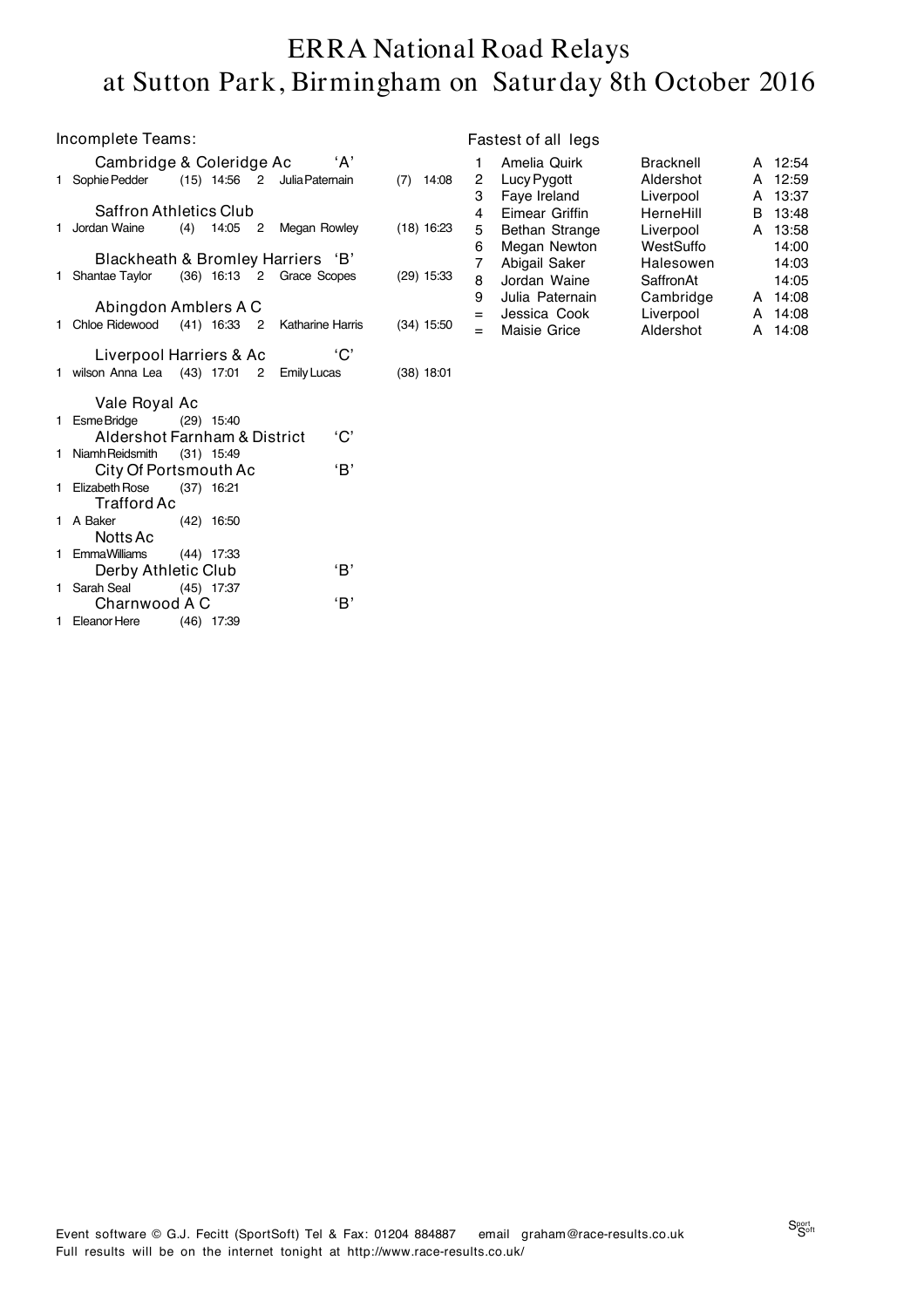# ERRA National Road Relays at Sutton Park, Birmingham on Saturday 8th October 2016

## Incomplete Teams:

**Cambridge & Coleridge Ac 'A'**

1 Sophie Pedder (15) 14:56 2 Julia Paternain (7) 14:08

**Saffron Athletics Club**

1 Jordan Waine (4) 14:05 2 Megan Rowley (18) 16:23

**Blackheath & Bromley Harriers 'B'**

1 Shantae Taylor (36) 16:13 2 Grace Scopes (29) 15:33

**Abingdon Amblers A C**

1 Chloe Ridewood (41) 16:33 2 Katharine Harris (34) 15:50

**Liverpool Harriers & Ac 'C'**

1 wilson Anna Lea (43) 17:01 2 Emily Lucas (38) 18:01

**Vale Royal Ac**

1 Esme Bridge (29) 15:40

**Aldershot Farnham & District 'C'**

1 Niamh Reidsmith (31) 15:49

**City Of Portsmouth Ac 'B'**

1 Elizabeth Rose (37) 16:21

**Trafford Ac**

1 A Baker (42) 16:50

**Notts Ac**

1 Emma Williams (44) 17:33

**Derby Athletic Club 'B'**

1 Sarah Seal (45) 17:37

**Charnwood A C 'B'**

1 Eleanor Here (46) 17:39

## Fastest of all legs

| | | | | |
|---|---|---|---|---|
| 1 | Amelia Quirk | Bracknell | A | 12:54 |
| 2 | Lucy Pygott | Aldershot | A | 12:59 |
| 3 | Faye Ireland | Liverpool | A | 13:37 |
| 4 | Eimear Griffin | HerneHill | B | 13:48 |
| 5 | Bethan Strange | Liverpool | A | 13:58 |
| 6 | Megan Newton | WestSuffo | | 14:00 |
| 7 | Abigail Saker | Halesowen | | 14:03 |
| 8 | Jordan Waine | SaffronAt | | 14:05 |
| 9 | Julia Paternain | Cambridge | A | 14:08 |
| = | Jessica Cook | Liverpool | A | 14:08 |
| = | Maisie Grice | Aldershot | A | 14:08 |

Event software © G.J. Fecitt (SportSoft) Tel & Fax: 01204 884887 email graham@race-results.co.uk
Full results will be on the internet tonight at http://www.race-results.co.uk/